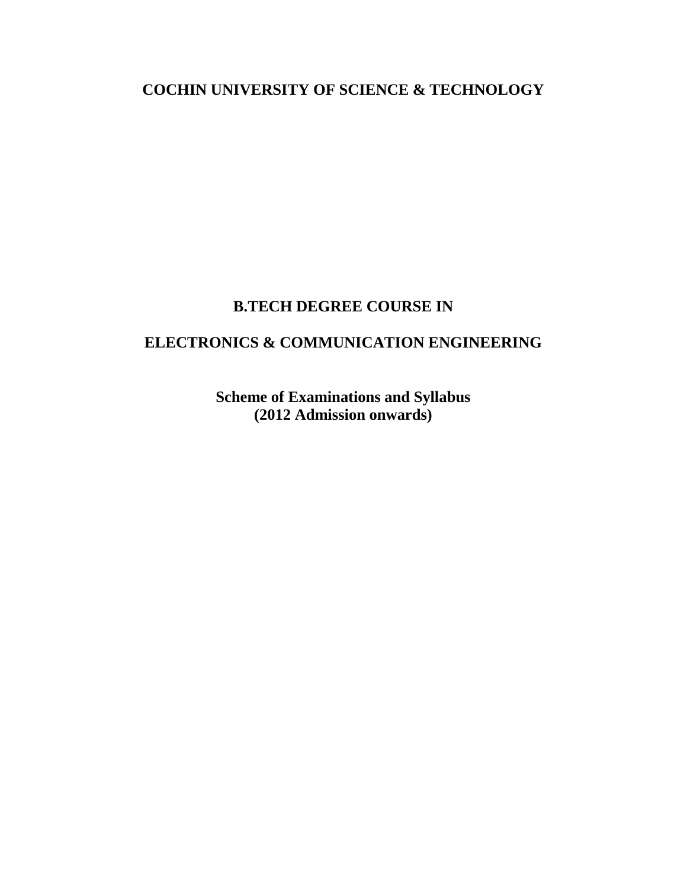# COCHIN UNIVERSITY OF SCIENCE & TECHNOLOGY

## B.TECH DEGREE COURSE IN

## ELECTRONICS & COMMUNICATION ENGINEERING

**Scheme of Examinations and Syllabus**
**(2012 Admission onwards)**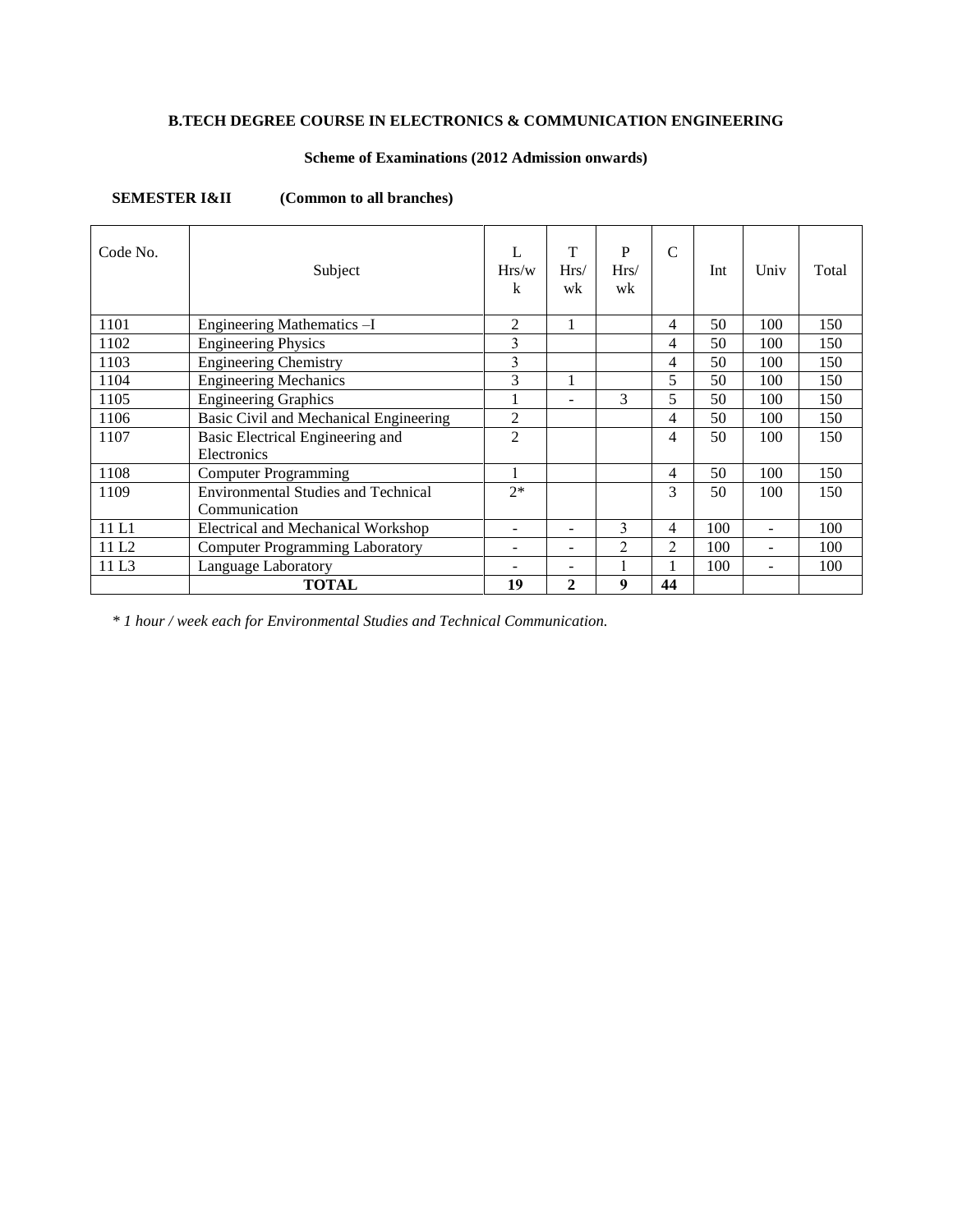**B.TECH DEGREE COURSE IN ELECTRONICS & COMMUNICATION ENGINEERING**

**Scheme of Examinations (2012 Admission onwards)**

**SEMESTER I&II (Common to all branches)**

| Code No. | Subject | L Hrs/wk | T Hrs/wk | P Hrs/wk | C | Int | Univ | Total |
|---|---|---|---|---|---|---|---|---|
| 1101 | Engineering Mathematics –I | 2 | 1 | | 4 | 50 | 100 | 150 |
| 1102 | Engineering Physics | 3 | | | 4 | 50 | 100 | 150 |
| 1103 | Engineering Chemistry | 3 | | | 4 | 50 | 100 | 150 |
| 1104 | Engineering Mechanics | 3 | 1 | | 5 | 50 | 100 | 150 |
| 1105 | Engineering Graphics | 1 | - | 3 | 5 | 50 | 100 | 150 |
| 1106 | Basic Civil and Mechanical Engineering | 2 | | | 4 | 50 | 100 | 150 |
| 1107 | Basic Electrical Engineering and Electronics | 2 | | | 4 | 50 | 100 | 150 |
| 1108 | Computer Programming | 1 | | | 4 | 50 | 100 | 150 |
| 1109 | Environmental Studies and Technical Communication | 2* | | | 3 | 50 | 100 | 150 |
| 11 L1 | Electrical and Mechanical Workshop | - | - | 3 | 4 | 100 | - | 100 |
| 11 L2 | Computer Programming Laboratory | - | - | 2 | 2 | 100 | - | 100 |
| 11 L3 | Language Laboratory | - | - | 1 | 1 | 100 | - | 100 |
| | **TOTAL** | **19** | **2** | **9** | **44** | | | |

*\* 1 hour / week each for Environmental Studies and Technical Communication.*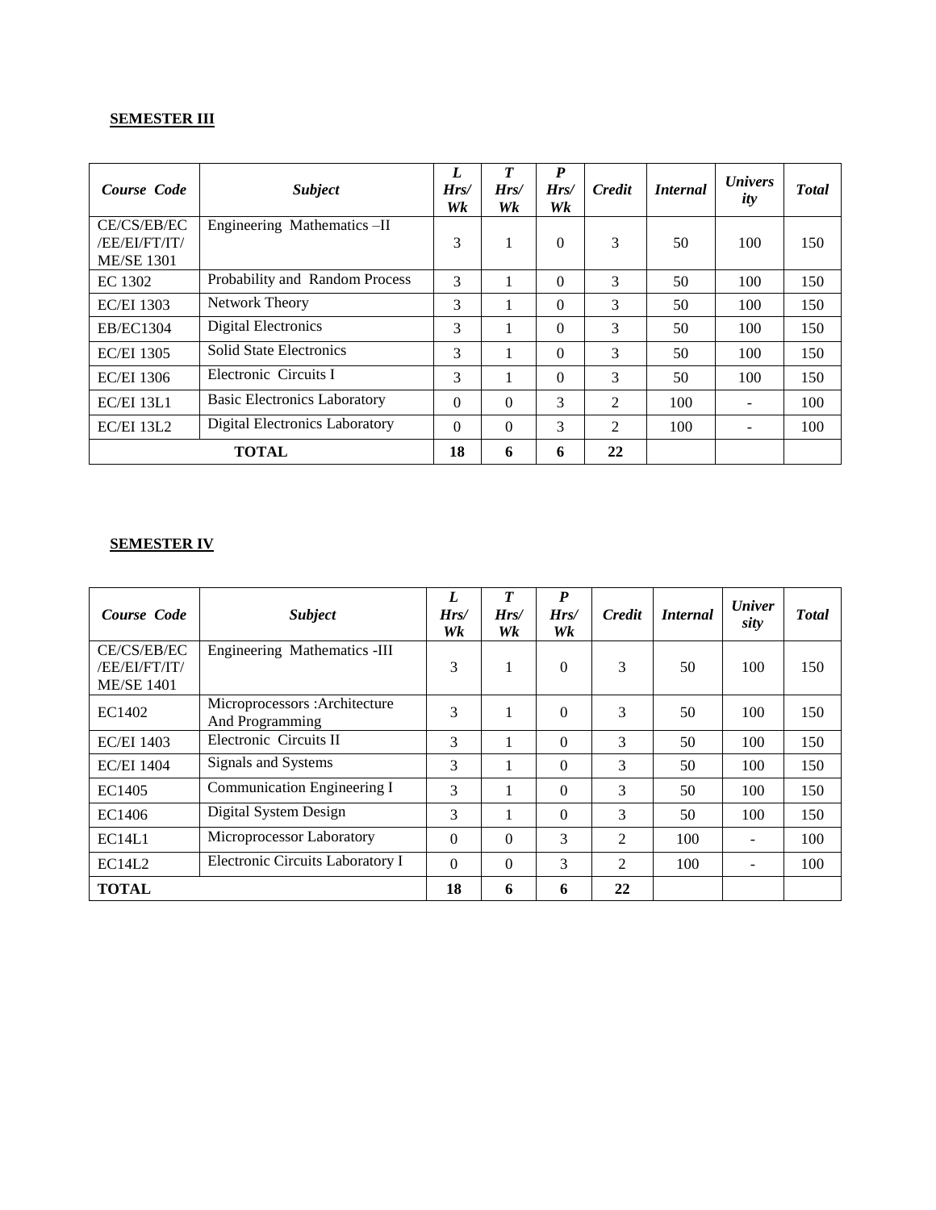**SEMESTER III**

| Course Code | Subject | L Hrs/ Wk | T Hrs/ Wk | P Hrs/ Wk | Credit | Internal | University | Total |
|---|---|---|---|---|---|---|---|---|
| CE/CS/EB/EC /EE/EI/FT/IT/ ME/SE 1301 | Engineering Mathematics –II | 3 | 1 | 0 | 3 | 50 | 100 | 150 |
| EC 1302 | Probability and Random Process | 3 | 1 | 0 | 3 | 50 | 100 | 150 |
| EC/EI 1303 | Network Theory | 3 | 1 | 0 | 3 | 50 | 100 | 150 |
| EB/EC1304 | Digital Electronics | 3 | 1 | 0 | 3 | 50 | 100 | 150 |
| EC/EI 1305 | Solid State Electronics | 3 | 1 | 0 | 3 | 50 | 100 | 150 |
| EC/EI 1306 | Electronic Circuits I | 3 | 1 | 0 | 3 | 50 | 100 | 150 |
| EC/EI 13L1 | Basic Electronics Laboratory | 0 | 0 | 3 | 2 | 100 | - | 100 |
| EC/EI 13L2 | Digital Electronics Laboratory | 0 | 0 | 3 | 2 | 100 | - | 100 |
| **TOTAL** | | **18** | **6** | **6** | **22** | | | |

**SEMESTER IV**

| Course Code | Subject | L Hrs/ Wk | T Hrs/ Wk | P Hrs/ Wk | Credit | Internal | University | Total |
|---|---|---|---|---|---|---|---|---|
| CE/CS/EB/EC /EE/EI/FT/IT/ ME/SE 1401 | Engineering Mathematics -III | 3 | 1 | 0 | 3 | 50 | 100 | 150 |
| EC1402 | Microprocessors :Architecture And Programming | 3 | 1 | 0 | 3 | 50 | 100 | 150 |
| EC/EI 1403 | Electronic Circuits II | 3 | 1 | 0 | 3 | 50 | 100 | 150 |
| EC/EI 1404 | Signals and Systems | 3 | 1 | 0 | 3 | 50 | 100 | 150 |
| EC1405 | Communication Engineering I | 3 | 1 | 0 | 3 | 50 | 100 | 150 |
| EC1406 | Digital System Design | 3 | 1 | 0 | 3 | 50 | 100 | 150 |
| EC14L1 | Microprocessor Laboratory | 0 | 0 | 3 | 2 | 100 | - | 100 |
| EC14L2 | Electronic Circuits Laboratory I | 0 | 0 | 3 | 2 | 100 | - | 100 |
| **TOTAL** | | **18** | **6** | **6** | **22** | | | |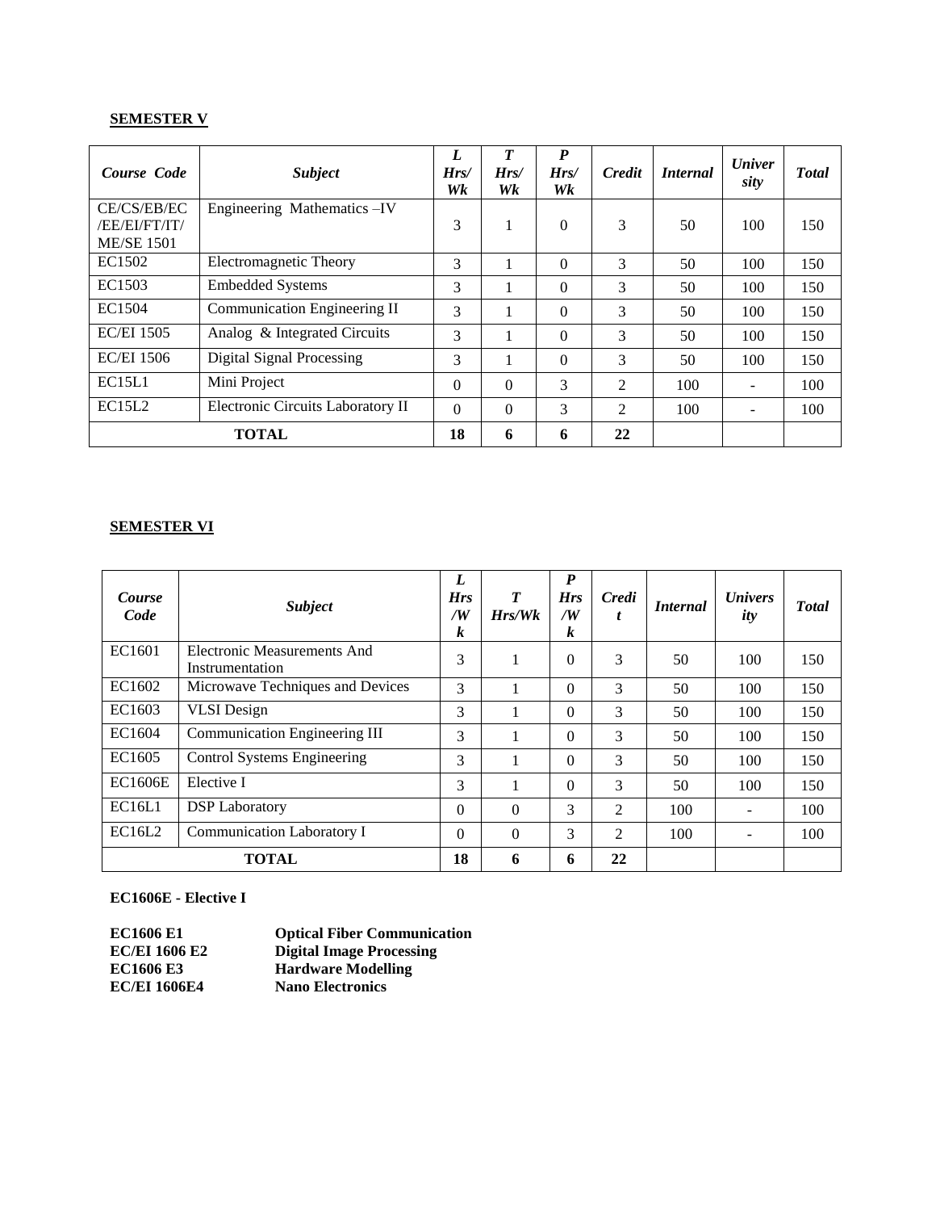**SEMESTER V**

| *Course Code* | *Subject* | *L Hrs/ Wk* | *T Hrs/ Wk* | *P Hrs/ Wk* | *Credit* | *Internal* | *University* | *Total* |
|---|---|---|---|---|---|---|---|---|
| CE/CS/EB/EC /EE/EI/FT/IT/ ME/SE 1501 | Engineering Mathematics –IV | 3 | 1 | 0 | 3 | 50 | 100 | 150 |
| EC1502 | Electromagnetic Theory | 3 | 1 | 0 | 3 | 50 | 100 | 150 |
| EC1503 | Embedded Systems | 3 | 1 | 0 | 3 | 50 | 100 | 150 |
| EC1504 | Communication Engineering II | 3 | 1 | 0 | 3 | 50 | 100 | 150 |
| EC/EI 1505 | Analog & Integrated Circuits | 3 | 1 | 0 | 3 | 50 | 100 | 150 |
| EC/EI 1506 | Digital Signal Processing | 3 | 1 | 0 | 3 | 50 | 100 | 150 |
| EC15L1 | Mini Project | 0 | 0 | 3 | 2 | 100 | - | 100 |
| EC15L2 | Electronic Circuits Laboratory II | 0 | 0 | 3 | 2 | 100 | - | 100 |
| **TOTAL** | | **18** | **6** | **6** | **22** | | | |

**SEMESTER VI**

| *Course Code* | *Subject* | *L Hrs /Wk* | *T Hrs/Wk* | *P Hrs /Wk* | *Credit* | *Internal* | *University* | *Total* |
|---|---|---|---|---|---|---|---|---|
| EC1601 | Electronic Measurements And Instrumentation | 3 | 1 | 0 | 3 | 50 | 100 | 150 |
| EC1602 | Microwave Techniques and Devices | 3 | 1 | 0 | 3 | 50 | 100 | 150 |
| EC1603 | VLSI Design | 3 | 1 | 0 | 3 | 50 | 100 | 150 |
| EC1604 | Communication Engineering III | 3 | 1 | 0 | 3 | 50 | 100 | 150 |
| EC1605 | Control Systems Engineering | 3 | 1 | 0 | 3 | 50 | 100 | 150 |
| EC1606E | Elective I | 3 | 1 | 0 | 3 | 50 | 100 | 150 |
| EC16L1 | DSP Laboratory | 0 | 0 | 3 | 2 | 100 | - | 100 |
| EC16L2 | Communication Laboratory I | 0 | 0 | 3 | 2 | 100 | - | 100 |
| **TOTAL** | | **18** | **6** | **6** | **22** | | | |

**EC1606E - Elective I**

| | |
|---|---|
| **EC1606 E1** | **Optical Fiber Communication** |
| **EC/EI 1606 E2** | **Digital Image Processing** |
| **EC1606 E3** | **Hardware Modelling** |
| **EC/EI 1606E4** | **Nano Electronics** |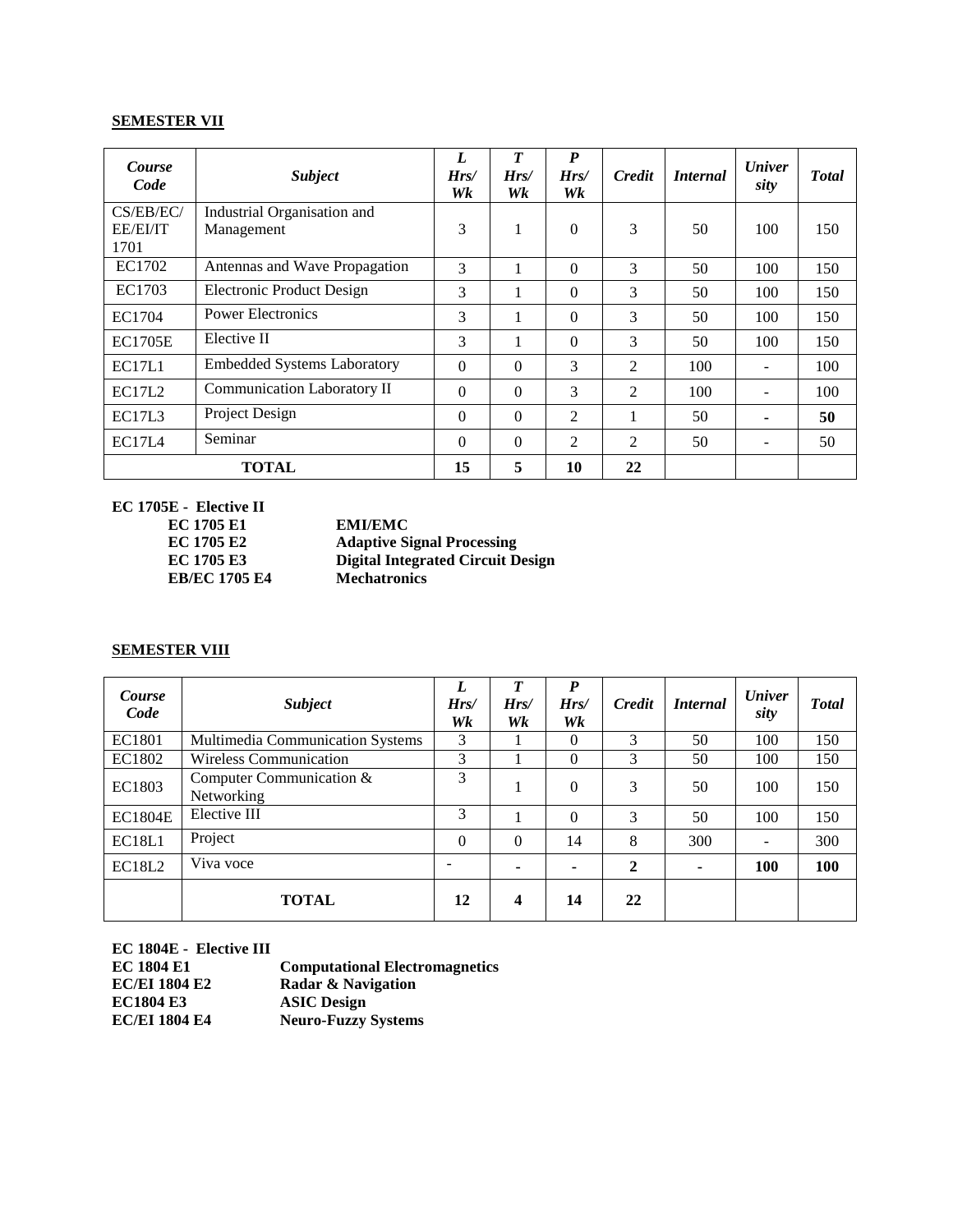## SEMESTER VII

| *Course Code* | *Subject* | *L Hrs/ Wk* | *T Hrs/ Wk* | *P Hrs/ Wk* | *Credit* | *Internal* | *University* | *Total* |
|---|---|---|---|---|---|---|---|---|
| CS/EB/EC/ EE/EI/IT 1701 | Industrial Organisation and Management | 3 | 1 | 0 | 3 | 50 | 100 | 150 |
| EC1702 | Antennas and Wave Propagation | 3 | 1 | 0 | 3 | 50 | 100 | 150 |
| EC1703 | Electronic Product Design | 3 | 1 | 0 | 3 | 50 | 100 | 150 |
| EC1704 | Power Electronics | 3 | 1 | 0 | 3 | 50 | 100 | 150 |
| EC1705E | Elective II | 3 | 1 | 0 | 3 | 50 | 100 | 150 |
| EC17L1 | Embedded Systems Laboratory | 0 | 0 | 3 | 2 | 100 | - | 100 |
| EC17L2 | Communication Laboratory II | 0 | 0 | 3 | 2 | 100 | - | 100 |
| EC17L3 | Project Design | 0 | 0 | 2 | 1 | 50 | **-** | **50** |
| EC17L4 | Seminar | 0 | 0 | 2 | 2 | 50 | - | 50 |
| **TOTAL** | | **15** | **5** | **10** | **22** | | | |

**EC 1705E - Elective II**

| | |
|---|---|
| **EC 1705 E1** | **EMI/EMC** |
| **EC 1705 E2** | **Adaptive Signal Processing** |
| **EC 1705 E3** | **Digital Integrated Circuit Design** |
| **EB/EC 1705 E4** | **Mechatronics** |

## SEMESTER VIII

| *Course Code* | *Subject* | *L Hrs/ Wk* | *T Hrs/ Wk* | *P Hrs/ Wk* | *Credit* | *Internal* | *University* | *Total* |
|---|---|---|---|---|---|---|---|---|
| EC1801 | Multimedia Communication Systems | 3 | 1 | 0 | 3 | 50 | 100 | 150 |
| EC1802 | Wireless Communication | 3 | 1 | 0 | 3 | 50 | 100 | 150 |
| EC1803 | Computer Communication & Networking | 3 | 1 | 0 | 3 | 50 | 100 | 150 |
| EC1804E | Elective III | 3 | 1 | 0 | 3 | 50 | 100 | 150 |
| EC18L1 | Project | 0 | 0 | 14 | 8 | 300 | - | 300 |
| EC18L2 | Viva voce | - | **-** | **-** | **2** | **-** | **100** | **100** |
| | **TOTAL** | **12** | **4** | **14** | **22** | | | |

**EC 1804E - Elective III**

| | |
|---|---|
| **EC 1804 E1** | **Computational Electromagnetics** |
| **EC/EI 1804 E2** | **Radar & Navigation** |
| **EC1804 E3** | **ASIC Design** |
| **EC/EI 1804 E4** | **Neuro-Fuzzy Systems** |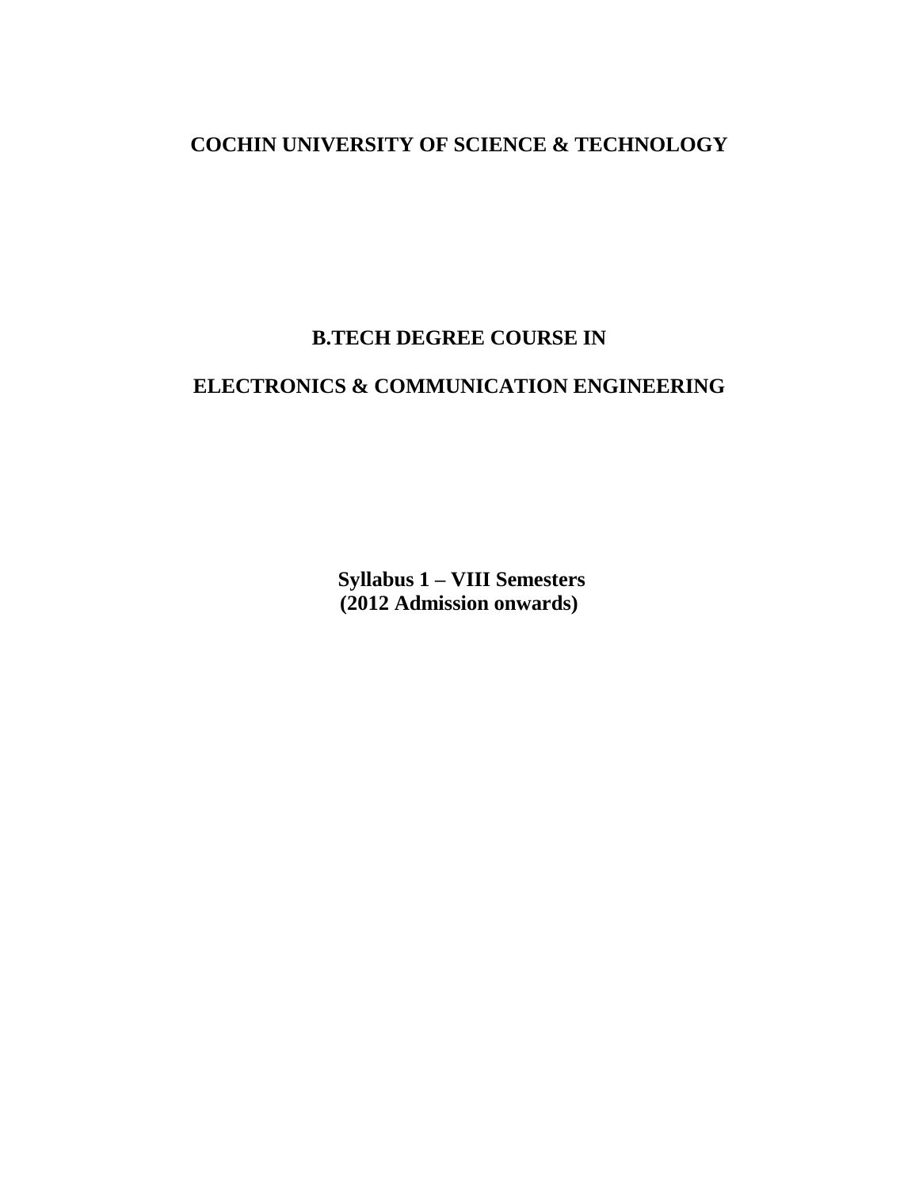# COCHIN UNIVERSITY OF SCIENCE & TECHNOLOGY

## B.TECH DEGREE COURSE IN

## ELECTRONICS & COMMUNICATION ENGINEERING

**Syllabus 1 – VIII Semesters**
**(2012 Admission onwards)**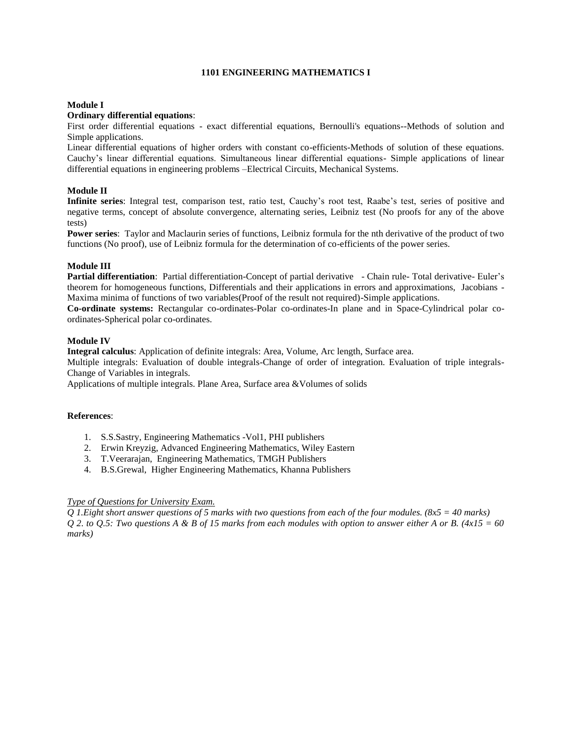# 1101 ENGINEERING MATHEMATICS I

**Module I**

**Ordinary differential equations**:

First order differential equations - exact differential equations, Bernoulli's equations--Methods of solution and Simple applications.

Linear differential equations of higher orders with constant co-efficients-Methods of solution of these equations. Cauchy's linear differential equations. Simultaneous linear differential equations- Simple applications of linear differential equations in engineering problems –Electrical Circuits, Mechanical Systems.

**Module II**

**Infinite series**: Integral test, comparison test, ratio test, Cauchy's root test, Raabe's test, series of positive and negative terms, concept of absolute convergence, alternating series, Leibniz test (No proofs for any of the above tests)

**Power series**: Taylor and Maclaurin series of functions, Leibniz formula for the nth derivative of the product of two functions (No proof), use of Leibniz formula for the determination of co-efficients of the power series.

**Module III**

**Partial differentiation**: Partial differentiation-Concept of partial derivative - Chain rule- Total derivative- Euler's theorem for homogeneous functions, Differentials and their applications in errors and approximations, Jacobians - Maxima minima of functions of two variables(Proof of the result not required)-Simple applications.

**Co-ordinate systems:** Rectangular co-ordinates-Polar co-ordinates-In plane and in Space-Cylindrical polar co-ordinates-Spherical polar co-ordinates.

**Module IV**

**Integral calculus**: Application of definite integrals: Area, Volume, Arc length, Surface area.

Multiple integrals: Evaluation of double integrals-Change of order of integration. Evaluation of triple integrals-Change of Variables in integrals.

Applications of multiple integrals. Plane Area, Surface area &Volumes of solids

**References**:

1. S.S.Sastry, Engineering Mathematics -Vol1, PHI publishers
2. Erwin Kreyzig, Advanced Engineering Mathematics, Wiley Eastern
3. T.Veerarajan, Engineering Mathematics, TMGH Publishers
4. B.S.Grewal, Higher Engineering Mathematics, Khanna Publishers

*Type of Questions for University Exam.*

*Q 1.Eight short answer questions of 5 marks with two questions from each of the four modules. (8x5 = 40 marks)*

*Q 2. to Q.5: Two questions A & B of 15 marks from each modules with option to answer either A or B. (4x15 = 60 marks)*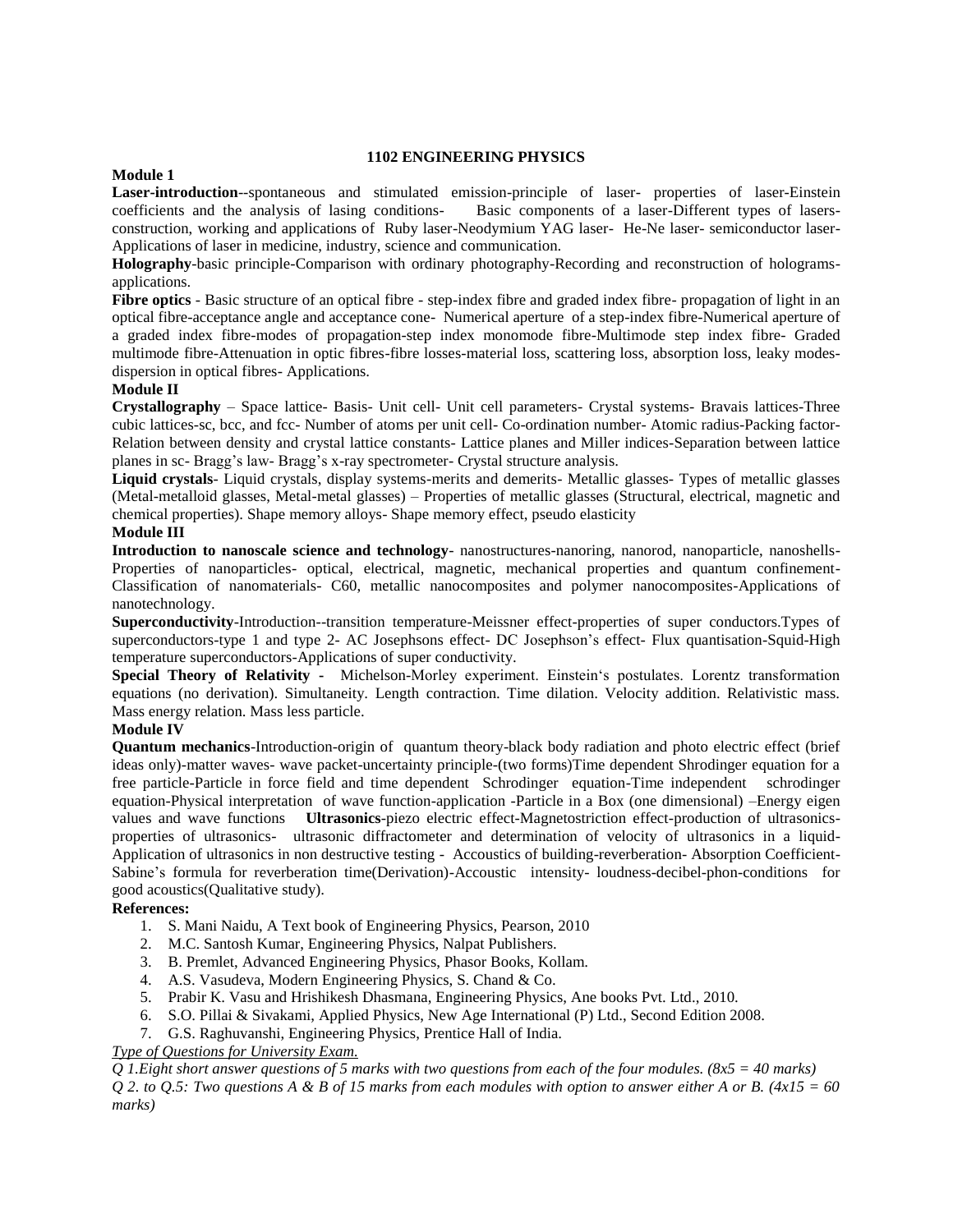# 1102 ENGINEERING PHYSICS

**Module 1**

**Laser-introduction**--spontaneous and stimulated emission-principle of laser- properties of laser-Einstein coefficients and the analysis of lasing conditions- Basic components of a laser-Different types of lasers-construction, working and applications of Ruby laser-Neodymium YAG laser- He-Ne laser- semiconductor laser-Applications of laser in medicine, industry, science and communication.

**Holography**-basic principle-Comparison with ordinary photography-Recording and reconstruction of holograms-applications.

**Fibre optics** - Basic structure of an optical fibre - step-index fibre and graded index fibre- propagation of light in an optical fibre-acceptance angle and acceptance cone- Numerical aperture of a step-index fibre-Numerical aperture of a graded index fibre-modes of propagation-step index monomode fibre-Multimode step index fibre- Graded multimode fibre-Attenuation in optic fibres-fibre losses-material loss, scattering loss, absorption loss, leaky modes-dispersion in optical fibres- Applications.

**Module II**

**Crystallography** – Space lattice- Basis- Unit cell- Unit cell parameters- Crystal systems- Bravais lattices-Three cubic lattices-sc, bcc, and fcc- Number of atoms per unit cell- Co-ordination number- Atomic radius-Packing factor-Relation between density and crystal lattice constants- Lattice planes and Miller indices-Separation between lattice planes in sc- Bragg's law- Bragg's x-ray spectrometer- Crystal structure analysis.

**Liquid crystals**- Liquid crystals, display systems-merits and demerits- Metallic glasses- Types of metallic glasses (Metal-metalloid glasses, Metal-metal glasses) – Properties of metallic glasses (Structural, electrical, magnetic and chemical properties). Shape memory alloys- Shape memory effect, pseudo elasticity

**Module III**

**Introduction to nanoscale science and technology**- nanostructures-nanoring, nanorod, nanoparticle, nanoshells-Properties of nanoparticles- optical, electrical, magnetic, mechanical properties and quantum confinement-Classification of nanomaterials- C60, metallic nanocomposites and polymer nanocomposites-Applications of nanotechnology.

**Superconductivity**-Introduction--transition temperature-Meissner effect-properties of super conductors.Types of superconductors-type 1 and type 2- AC Josephsons effect- DC Josephson's effect- Flux quantisation-Squid-High temperature superconductors-Applications of super conductivity.

**Special Theory of Relativity** - Michelson-Morley experiment. Einstein's postulates. Lorentz transformation equations (no derivation). Simultaneity. Length contraction. Time dilation. Velocity addition. Relativistic mass. Mass energy relation. Mass less particle.

**Module IV**

**Quantum mechanics**-Introduction-origin of quantum theory-black body radiation and photo electric effect (brief ideas only)-matter waves- wave packet-uncertainty principle-(two forms)Time dependent Shrodinger equation for a free particle-Particle in force field and time dependent Schrodinger equation-Time independent schrodinger equation-Physical interpretation of wave function-application -Particle in a Box (one dimensional) –Energy eigen values and wave functions **Ultrasonics**-piezo electric effect-Magnetostriction effect-production of ultrasonics-properties of ultrasonics- ultrasonic diffractometer and determination of velocity of ultrasonics in a liquid-Application of ultrasonics in non destructive testing - Accoustics of building-reverberation- Absorption Coefficient-Sabine's formula for reverberation time(Derivation)-Accoustic intensity- loudness-decibel-phon-conditions for good acoustics(Qualitative study).

**References:**

1. S. Mani Naidu, A Text book of Engineering Physics, Pearson, 2010
2. M.C. Santosh Kumar, Engineering Physics, Nalpat Publishers.
3. B. Premlet, Advanced Engineering Physics, Phasor Books, Kollam.
4. A.S. Vasudeva, Modern Engineering Physics, S. Chand & Co.
5. Prabir K. Vasu and Hrishikesh Dhasmana, Engineering Physics, Ane books Pvt. Ltd., 2010.
6. S.O. Pillai & Sivakami, Applied Physics, New Age International (P) Ltd., Second Edition 2008.
7. G.S. Raghuvanshi, Engineering Physics, Prentice Hall of India.

*Type of Questions for University Exam.*

*Q 1.Eight short answer questions of 5 marks with two questions from each of the four modules. (8x5 = 40 marks)*

*Q 2. to Q.5: Two questions A & B of 15 marks from each modules with option to answer either A or B. (4x15 = 60 marks)*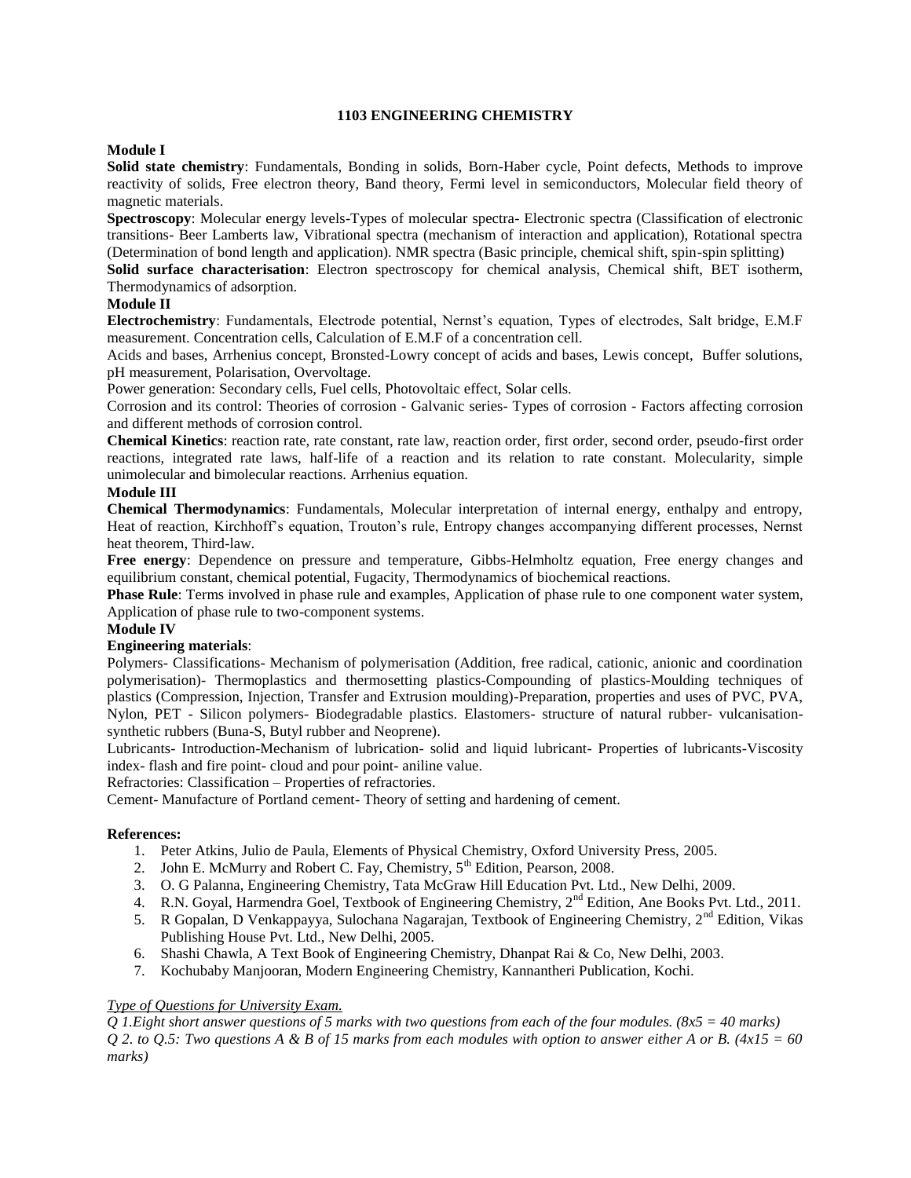## 1103 ENGINEERING CHEMISTRY

### Module I

**Solid state chemistry**: Fundamentals, Bonding in solids, Born-Haber cycle, Point defects, Methods to improve reactivity of solids, Free electron theory, Band theory, Fermi level in semiconductors, Molecular field theory of magnetic materials.

**Spectroscopy**: Molecular energy levels-Types of molecular spectra- Electronic spectra (Classification of electronic transitions- Beer Lamberts law, Vibrational spectra (mechanism of interaction and application), Rotational spectra (Determination of bond length and application). NMR spectra (Basic principle, chemical shift, spin-spin splitting)

**Solid surface characterisation**: Electron spectroscopy for chemical analysis, Chemical shift, BET isotherm, Thermodynamics of adsorption.

### Module II

**Electrochemistry**: Fundamentals, Electrode potential, Nernst's equation, Types of electrodes, Salt bridge, E.M.F measurement. Concentration cells, Calculation of E.M.F of a concentration cell.

Acids and bases, Arrhenius concept, Bronsted-Lowry concept of acids and bases, Lewis concept, Buffer solutions, pH measurement, Polarisation, Overvoltage.

Power generation: Secondary cells, Fuel cells, Photovoltaic effect, Solar cells.

Corrosion and its control: Theories of corrosion - Galvanic series- Types of corrosion - Factors affecting corrosion and different methods of corrosion control.

**Chemical Kinetics**: reaction rate, rate constant, rate law, reaction order, first order, second order, pseudo-first order reactions, integrated rate laws, half-life of a reaction and its relation to rate constant. Molecularity, simple unimolecular and bimolecular reactions. Arrhenius equation.

### Module III

**Chemical Thermodynamics**: Fundamentals, Molecular interpretation of internal energy, enthalpy and entropy, Heat of reaction, Kirchhoff's equation, Trouton's rule, Entropy changes accompanying different processes, Nernst heat theorem, Third-law.

**Free energy**: Dependence on pressure and temperature, Gibbs-Helmholtz equation, Free energy changes and equilibrium constant, chemical potential, Fugacity, Thermodynamics of biochemical reactions.

**Phase Rule**: Terms involved in phase rule and examples, Application of phase rule to one component water system, Application of phase rule to two-component systems.

### Module IV

**Engineering materials**:

Polymers- Classifications- Mechanism of polymerisation (Addition, free radical, cationic, anionic and coordination polymerisation)- Thermoplastics and thermosetting plastics-Compounding of plastics-Moulding techniques of plastics (Compression, Injection, Transfer and Extrusion moulding)-Preparation, properties and uses of PVC, PVA, Nylon, PET - Silicon polymers- Biodegradable plastics. Elastomers- structure of natural rubber- vulcanisation- synthetic rubbers (Buna-S, Butyl rubber and Neoprene).

Lubricants- Introduction-Mechanism of lubrication- solid and liquid lubricant- Properties of lubricants-Viscosity index- flash and fire point- cloud and pour point- aniline value.

Refractories: Classification – Properties of refractories.

Cement- Manufacture of Portland cement- Theory of setting and hardening of cement.

**References:**

1. Peter Atkins, Julio de Paula, Elements of Physical Chemistry, Oxford University Press, 2005.
2. John E. McMurry and Robert C. Fay, Chemistry, 5th Edition, Pearson, 2008.
3. O. G Palanna, Engineering Chemistry, Tata McGraw Hill Education Pvt. Ltd., New Delhi, 2009.
4. R.N. Goyal, Harmendra Goel, Textbook of Engineering Chemistry, 2nd Edition, Ane Books Pvt. Ltd., 2011.
5. R Gopalan, D Venkappayya, Sulochana Nagarajan, Textbook of Engineering Chemistry, 2nd Edition, Vikas Publishing House Pvt. Ltd., New Delhi, 2005.
6. Shashi Chawla, A Text Book of Engineering Chemistry, Dhanpat Rai & Co, New Delhi, 2003.
7. Kochubaby Manjooran, Modern Engineering Chemistry, Kannantheri Publication, Kochi.

*Type of Questions for University Exam.*

*Q 1.Eight short answer questions of 5 marks with two questions from each of the four modules. (8x5 = 40 marks)*

*Q 2. to Q.5: Two questions A & B of 15 marks from each modules with option to answer either A or B. (4x15 = 60 marks)*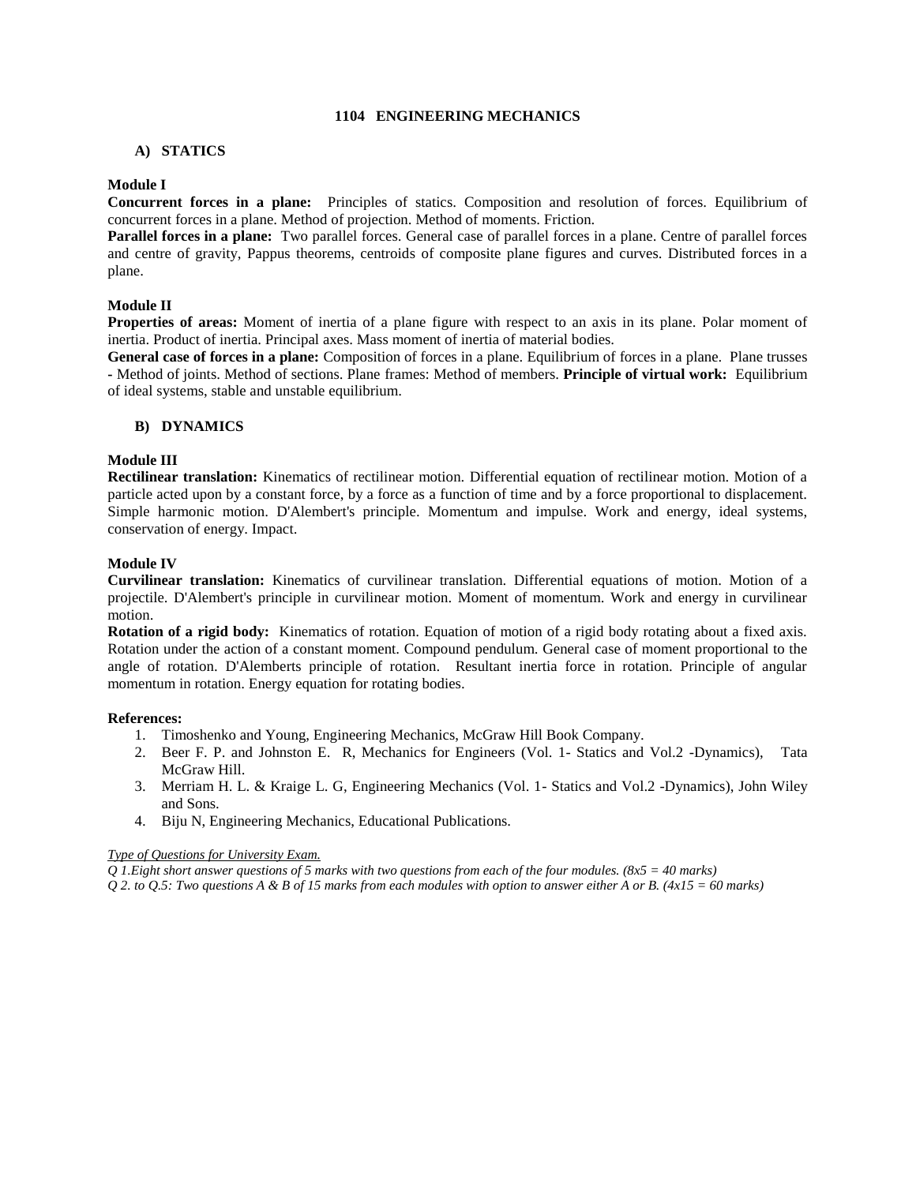## 1104 ENGINEERING MECHANICS

### A) STATICS

**Module I**

**Concurrent forces in a plane:** Principles of statics. Composition and resolution of forces. Equilibrium of concurrent forces in a plane. Method of projection. Method of moments. Friction.

**Parallel forces in a plane:** Two parallel forces. General case of parallel forces in a plane. Centre of parallel forces and centre of gravity, Pappus theorems, centroids of composite plane figures and curves. Distributed forces in a plane.

**Module II**

**Properties of areas:** Moment of inertia of a plane figure with respect to an axis in its plane. Polar moment of inertia. Product of inertia. Principal axes. Mass moment of inertia of material bodies.

**General case of forces in a plane:** Composition of forces in a plane. Equilibrium of forces in a plane. Plane trusses - Method of joints. Method of sections. Plane frames: Method of members. **Principle of virtual work:** Equilibrium of ideal systems, stable and unstable equilibrium.

### B) DYNAMICS

**Module III**

**Rectilinear translation:** Kinematics of rectilinear motion. Differential equation of rectilinear motion. Motion of a particle acted upon by a constant force, by a force as a function of time and by a force proportional to displacement. Simple harmonic motion. D'Alembert's principle. Momentum and impulse. Work and energy, ideal systems, conservation of energy. Impact.

**Module IV**

**Curvilinear translation:** Kinematics of curvilinear translation. Differential equations of motion. Motion of a projectile. D'Alembert's principle in curvilinear motion. Moment of momentum. Work and energy in curvilinear motion.

**Rotation of a rigid body:** Kinematics of rotation. Equation of motion of a rigid body rotating about a fixed axis. Rotation under the action of a constant moment. Compound pendulum. General case of moment proportional to the angle of rotation. D'Alemberts principle of rotation. Resultant inertia force in rotation. Principle of angular momentum in rotation. Energy equation for rotating bodies.

**References:**

1. Timoshenko and Young, Engineering Mechanics, McGraw Hill Book Company.
2. Beer F. P. and Johnston E. R, Mechanics for Engineers (Vol. 1- Statics and Vol.2 -Dynamics), Tata McGraw Hill.
3. Merriam H. L. & Kraige L. G, Engineering Mechanics (Vol. 1- Statics and Vol.2 -Dynamics), John Wiley and Sons.
4. Biju N, Engineering Mechanics, Educational Publications.

*Type of Questions for University Exam.*

*Q 1.Eight short answer questions of 5 marks with two questions from each of the four modules. (8x5 = 40 marks)*

*Q 2. to Q.5: Two questions A & B of 15 marks from each modules with option to answer either A or B. (4x15 = 60 marks)*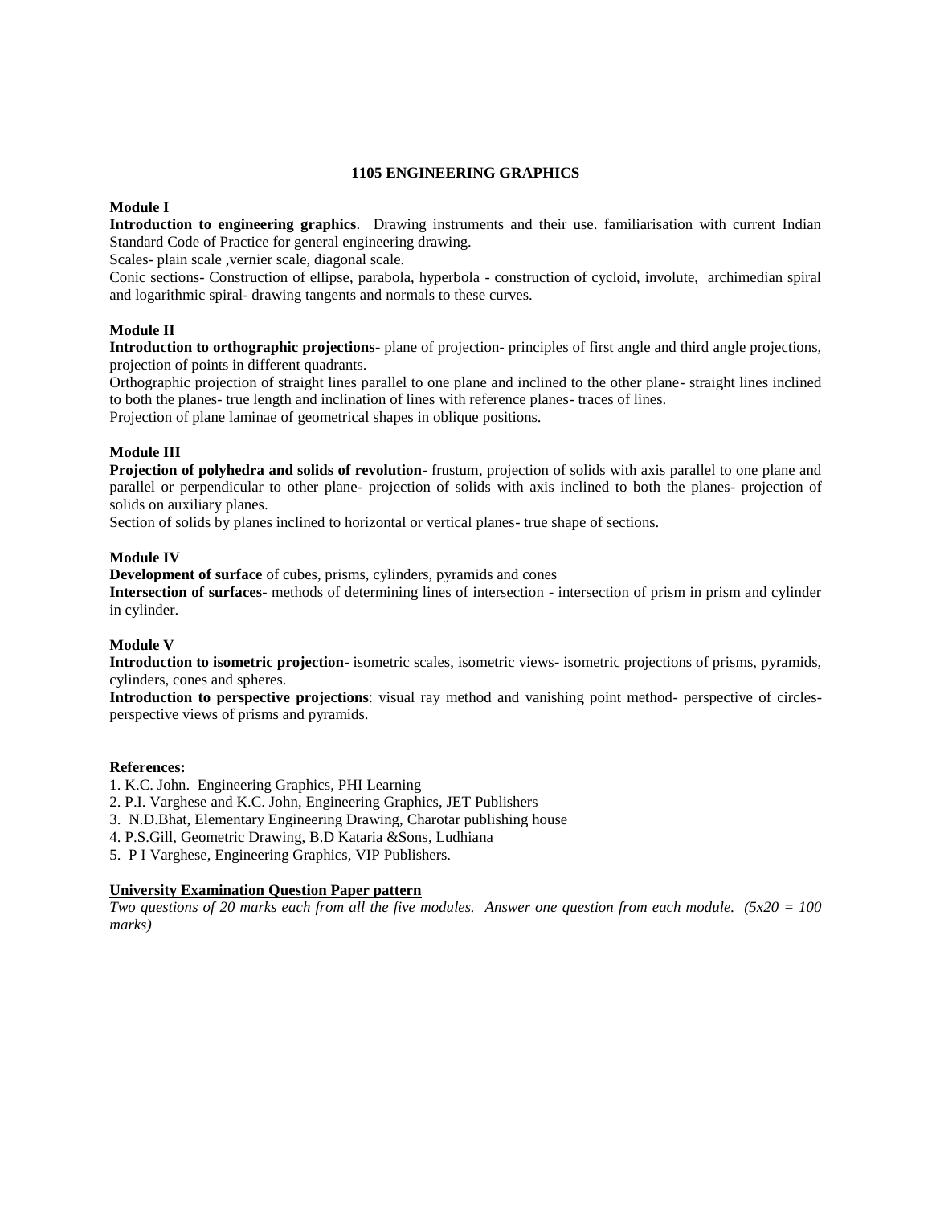# 1105 ENGINEERING GRAPHICS

**Module I**

**Introduction to engineering graphics**. Drawing instruments and their use. familiarisation with current Indian Standard Code of Practice for general engineering drawing.

Scales- plain scale ,vernier scale, diagonal scale.

Conic sections- Construction of ellipse, parabola, hyperbola - construction of cycloid, involute, archimedian spiral and logarithmic spiral- drawing tangents and normals to these curves.

**Module II**

**Introduction to orthographic projections**- plane of projection- principles of first angle and third angle projections, projection of points in different quadrants.

Orthographic projection of straight lines parallel to one plane and inclined to the other plane- straight lines inclined to both the planes- true length and inclination of lines with reference planes- traces of lines.

Projection of plane laminae of geometrical shapes in oblique positions.

**Module III**

**Projection of polyhedra and solids of revolution**- frustum, projection of solids with axis parallel to one plane and parallel or perpendicular to other plane- projection of solids with axis inclined to both the planes- projection of solids on auxiliary planes.

Section of solids by planes inclined to horizontal or vertical planes- true shape of sections.

**Module IV**

**Development of surface** of cubes, prisms, cylinders, pyramids and cones

**Intersection of surfaces**- methods of determining lines of intersection - intersection of prism in prism and cylinder in cylinder.

**Module V**

**Introduction to isometric projection**- isometric scales, isometric views- isometric projections of prisms, pyramids, cylinders, cones and spheres.

**Introduction to perspective projections**: visual ray method and vanishing point method- perspective of circles- perspective views of prisms and pyramids.

**References:**

1. K.C. John. Engineering Graphics, PHI Learning
2. P.I. Varghese and K.C. John, Engineering Graphics, JET Publishers
3. N.D.Bhat, Elementary Engineering Drawing, Charotar publishing house
4. P.S.Gill, Geometric Drawing, B.D Kataria &Sons, Ludhiana
5. P I Varghese, Engineering Graphics, VIP Publishers.

**University Examination Question Paper pattern**

*Two questions of 20 marks each from all the five modules. Answer one question from each module. (5x20 = 100 marks)*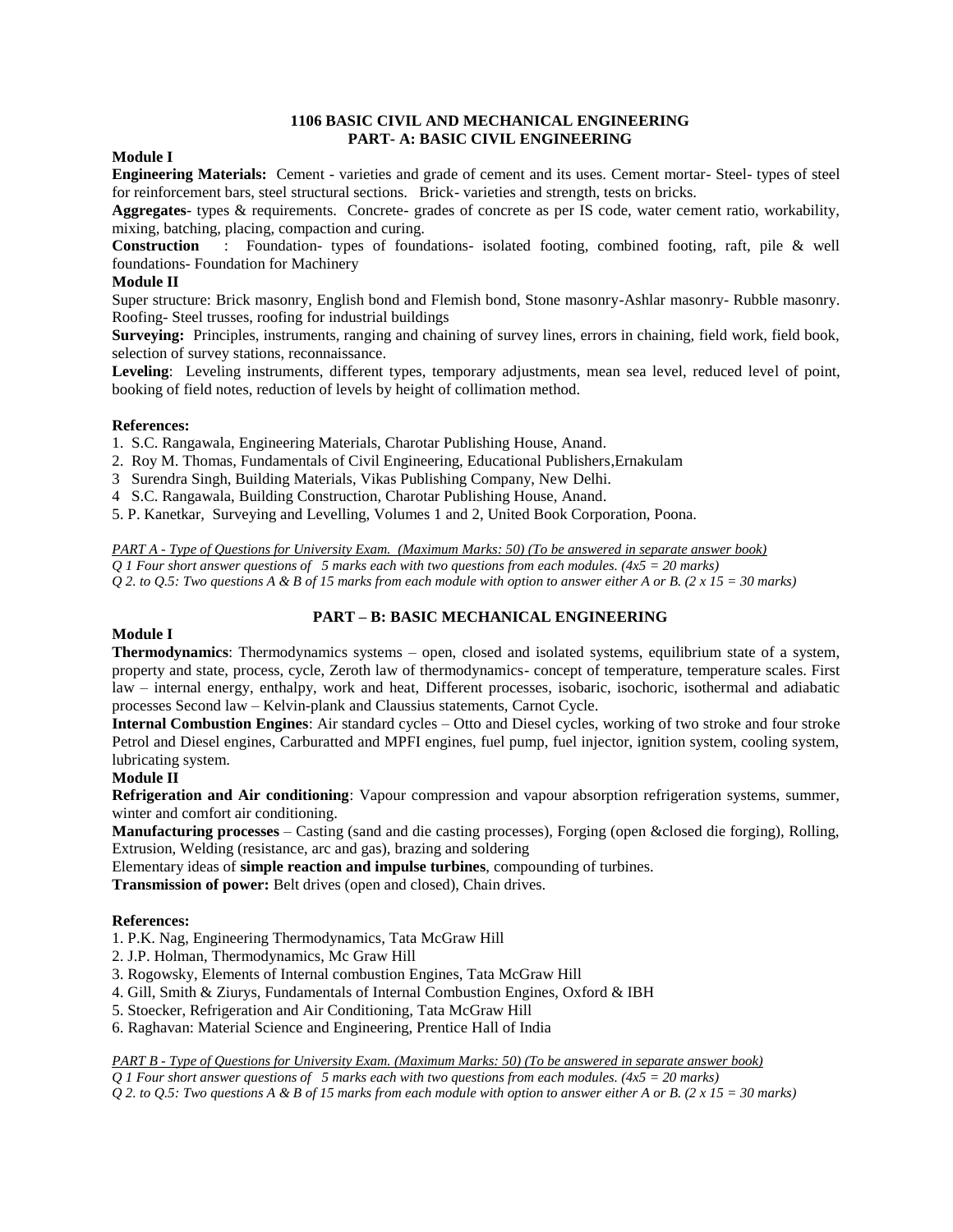# 1106 BASIC CIVIL AND MECHANICAL ENGINEERING

## PART- A: BASIC CIVIL ENGINEERING

### Module I

**Engineering Materials:** Cement - varieties and grade of cement and its uses. Cement mortar- Steel- types of steel for reinforcement bars, steel structural sections. Brick- varieties and strength, tests on bricks.

**Aggregates**- types & requirements. Concrete- grades of concrete as per IS code, water cement ratio, workability, mixing, batching, placing, compaction and curing.

**Construction** : Foundation- types of foundations- isolated footing, combined footing, raft, pile & well foundations- Foundation for Machinery

### Module II

Super structure: Brick masonry, English bond and Flemish bond, Stone masonry-Ashlar masonry- Rubble masonry. Roofing- Steel trusses, roofing for industrial buildings

**Surveying:** Principles, instruments, ranging and chaining of survey lines, errors in chaining, field work, field book, selection of survey stations, reconnaissance.

**Leveling**: Leveling instruments, different types, temporary adjustments, mean sea level, reduced level of point, booking of field notes, reduction of levels by height of collimation method.

**References:**

1. S.C. Rangawala, Engineering Materials, Charotar Publishing House, Anand.
2. Roy M. Thomas, Fundamentals of Civil Engineering, Educational Publishers,Ernakulam
3. Surendra Singh, Building Materials, Vikas Publishing Company, New Delhi.
4. S.C. Rangawala, Building Construction, Charotar Publishing House, Anand.
5. P. Kanetkar, Surveying and Levelling, Volumes 1 and 2, United Book Corporation, Poona.

*PART A - Type of Questions for University Exam. (Maximum Marks: 50) (To be answered in separate answer book)*

*Q 1 Four short answer questions of 5 marks each with two questions from each modules. (4x5 = 20 marks)*

*Q 2. to Q.5: Two questions A & B of 15 marks from each module with option to answer either A or B. (2 x 15 = 30 marks)*

## PART – B: BASIC MECHANICAL ENGINEERING

### Module I

**Thermodynamics**: Thermodynamics systems – open, closed and isolated systems, equilibrium state of a system, property and state, process, cycle, Zeroth law of thermodynamics- concept of temperature, temperature scales. First law – internal energy, enthalpy, work and heat, Different processes, isobaric, isochoric, isothermal and adiabatic processes Second law – Kelvin-plank and Claussius statements, Carnot Cycle.

**Internal Combustion Engines**: Air standard cycles – Otto and Diesel cycles, working of two stroke and four stroke Petrol and Diesel engines, Carburatted and MPFI engines, fuel pump, fuel injector, ignition system, cooling system, lubricating system.

### Module II

**Refrigeration and Air conditioning**: Vapour compression and vapour absorption refrigeration systems, summer, winter and comfort air conditioning.

**Manufacturing processes** – Casting (sand and die casting processes), Forging (open &closed die forging), Rolling, Extrusion, Welding (resistance, arc and gas), brazing and soldering

Elementary ideas of **simple reaction and impulse turbines**, compounding of turbines.

**Transmission of power:** Belt drives (open and closed), Chain drives.

**References:**

1. P.K. Nag, Engineering Thermodynamics, Tata McGraw Hill
2. J.P. Holman, Thermodynamics, Mc Graw Hill
3. Rogowsky, Elements of Internal combustion Engines, Tata McGraw Hill
4. Gill, Smith & Ziurys, Fundamentals of Internal Combustion Engines, Oxford & IBH
5. Stoecker, Refrigeration and Air Conditioning, Tata McGraw Hill
6. Raghavan: Material Science and Engineering, Prentice Hall of India

*PART B - Type of Questions for University Exam. (Maximum Marks: 50) (To be answered in separate answer book)*

*Q 1 Four short answer questions of 5 marks each with two questions from each modules. (4x5 = 20 marks)*

*Q 2. to Q.5: Two questions A & B of 15 marks from each module with option to answer either A or B. (2 x 15 = 30 marks)*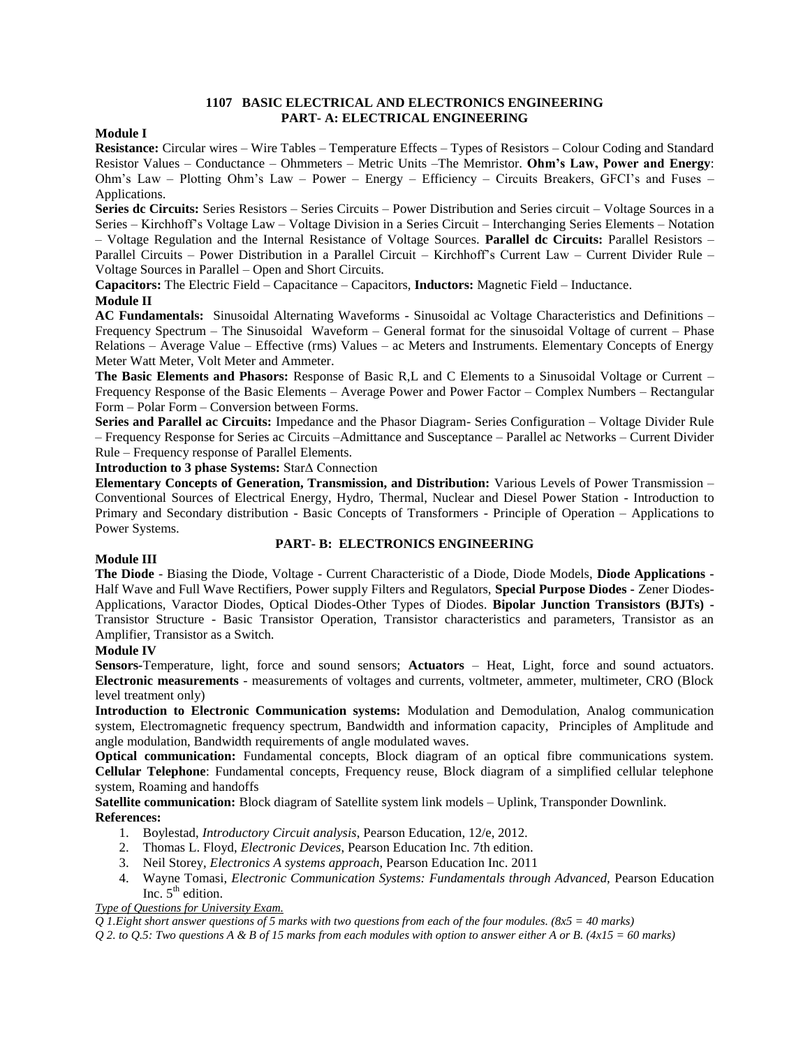## 1107 BASIC ELECTRICAL AND ELECTRONICS ENGINEERING
## PART- A: ELECTRICAL ENGINEERING

**Module I**

**Resistance:** Circular wires – Wire Tables – Temperature Effects – Types of Resistors – Colour Coding and Standard Resistor Values – Conductance – Ohmmeters – Metric Units –The Memristor. **Ohm's Law, Power and Energy**: Ohm's Law – Plotting Ohm's Law – Power – Energy – Efficiency – Circuits Breakers, GFCI's and Fuses – Applications.

**Series dc Circuits:** Series Resistors – Series Circuits – Power Distribution and Series circuit – Voltage Sources in a Series – Kirchhoff's Voltage Law – Voltage Division in a Series Circuit – Interchanging Series Elements – Notation – Voltage Regulation and the Internal Resistance of Voltage Sources. **Parallel dc Circuits:** Parallel Resistors – Parallel Circuits – Power Distribution in a Parallel Circuit – Kirchhoff's Current Law – Current Divider Rule – Voltage Sources in Parallel – Open and Short Circuits.

**Capacitors:** The Electric Field – Capacitance – Capacitors, **Inductors:** Magnetic Field – Inductance.

**Module II**

**AC Fundamentals:** Sinusoidal Alternating Waveforms - Sinusoidal ac Voltage Characteristics and Definitions – Frequency Spectrum – The Sinusoidal Waveform – General format for the sinusoidal Voltage of current – Phase Relations – Average Value – Effective (rms) Values – ac Meters and Instruments. Elementary Concepts of Energy Meter Watt Meter, Volt Meter and Ammeter.

**The Basic Elements and Phasors:** Response of Basic R,L and C Elements to a Sinusoidal Voltage or Current – Frequency Response of the Basic Elements – Average Power and Power Factor – Complex Numbers – Rectangular Form – Polar Form – Conversion between Forms.

**Series and Parallel ac Circuits:** Impedance and the Phasor Diagram- Series Configuration – Voltage Divider Rule – Frequency Response for Series ac Circuits –Admittance and Susceptance – Parallel ac Networks – Current Divider Rule – Frequency response of Parallel Elements.

**Introduction to 3 phase Systems:** StarΔ Connection

**Elementary Concepts of Generation, Transmission, and Distribution:** Various Levels of Power Transmission – Conventional Sources of Electrical Energy, Hydro, Thermal, Nuclear and Diesel Power Station - Introduction to Primary and Secondary distribution - Basic Concepts of Transformers - Principle of Operation – Applications to Power Systems.

## PART- B: ELECTRONICS ENGINEERING

**Module III**

**The Diode** - Biasing the Diode, Voltage - Current Characteristic of a Diode, Diode Models, **Diode Applications -** Half Wave and Full Wave Rectifiers, Power supply Filters and Regulators, **Special Purpose Diodes -** Zener Diodes-Applications, Varactor Diodes, Optical Diodes-Other Types of Diodes. **Bipolar Junction Transistors (BJTs) -** Transistor Structure - Basic Transistor Operation, Transistor characteristics and parameters, Transistor as an Amplifier, Transistor as a Switch.

**Module IV**

**Sensors-**Temperature, light, force and sound sensors; **Actuators** – Heat, Light, force and sound actuators. **Electronic measurements** - measurements of voltages and currents, voltmeter, ammeter, multimeter, CRO (Block level treatment only)

**Introduction to Electronic Communication systems:** Modulation and Demodulation, Analog communication system, Electromagnetic frequency spectrum, Bandwidth and information capacity, Principles of Amplitude and angle modulation, Bandwidth requirements of angle modulated waves.

**Optical communication:** Fundamental concepts, Block diagram of an optical fibre communications system. **Cellular Telephone**: Fundamental concepts, Frequency reuse, Block diagram of a simplified cellular telephone system, Roaming and handoffs

**Satellite communication:** Block diagram of Satellite system link models – Uplink, Transponder Downlink.

**References:**

1. Boylestad, *Introductory Circuit analysis*, Pearson Education, 12/e, 2012.
2. Thomas L. Floyd, *Electronic Devices*, Pearson Education Inc. 7th edition.
3. Neil Storey, *Electronics A systems approach*, Pearson Education Inc. 2011
4. Wayne Tomasi, *Electronic Communication Systems: Fundamentals through Advanced,* Pearson Education Inc. 5th edition.

*Type of Questions for University Exam.*

*Q 1.Eight short answer questions of 5 marks with two questions from each of the four modules. (8x5 = 40 marks)*

*Q 2. to Q.5: Two questions A & B of 15 marks from each modules with option to answer either A or B. (4x15 = 60 marks)*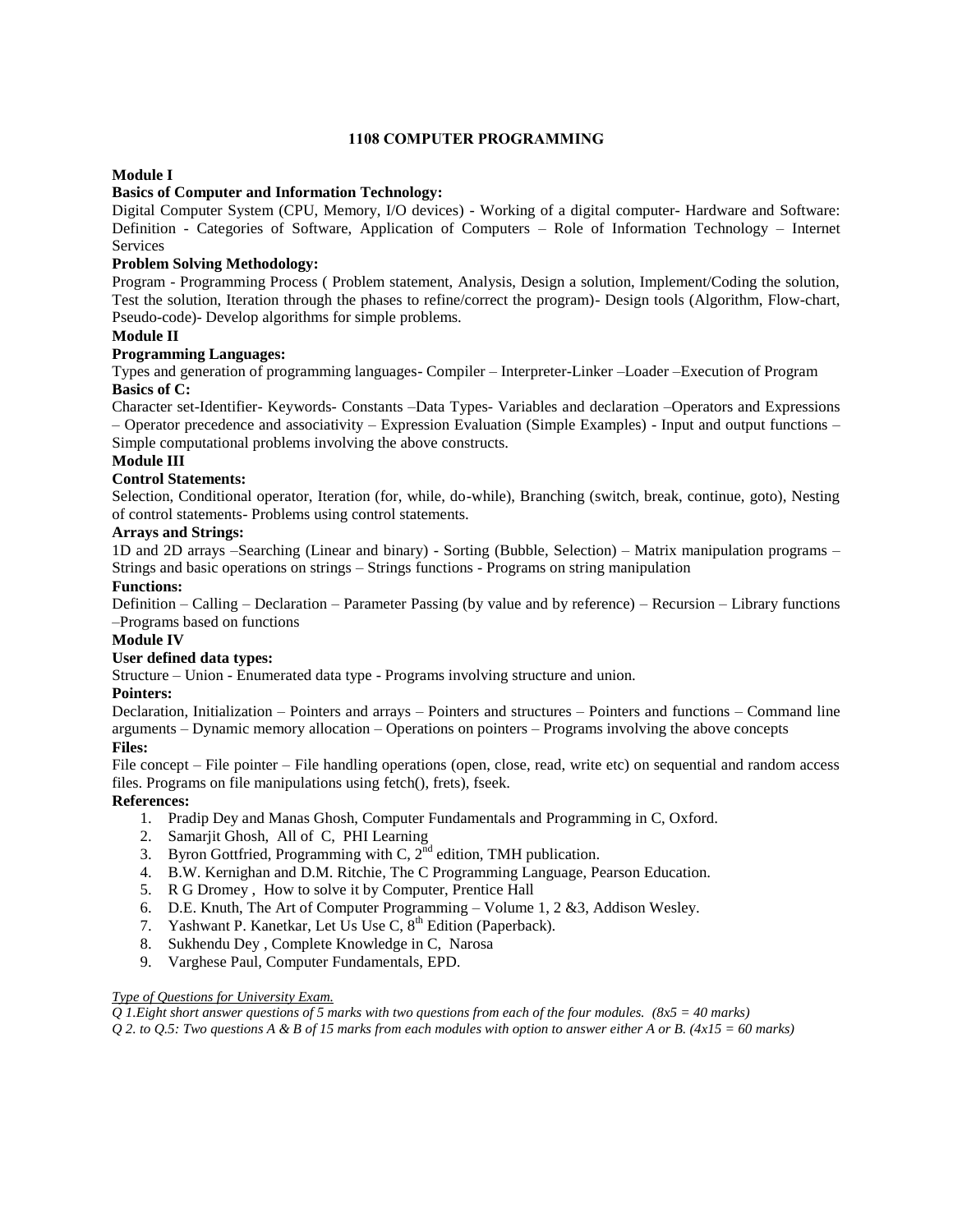# 1108 COMPUTER PROGRAMMING

**Module I**

**Basics of Computer and Information Technology:**

Digital Computer System (CPU, Memory, I/O devices) - Working of a digital computer- Hardware and Software: Definition - Categories of Software, Application of Computers – Role of Information Technology – Internet Services

**Problem Solving Methodology:**

Program - Programming Process ( Problem statement, Analysis, Design a solution, Implement/Coding the solution, Test the solution, Iteration through the phases to refine/correct the program)- Design tools (Algorithm, Flow-chart, Pseudo-code)- Develop algorithms for simple problems.

**Module II**

**Programming Languages:**

Types and generation of programming languages- Compiler – Interpreter-Linker –Loader –Execution of Program

**Basics of C:**

Character set-Identifier- Keywords- Constants –Data Types- Variables and declaration –Operators and Expressions – Operator precedence and associativity – Expression Evaluation (Simple Examples) - Input and output functions – Simple computational problems involving the above constructs.

**Module III**

**Control Statements:**

Selection, Conditional operator, Iteration (for, while, do-while), Branching (switch, break, continue, goto), Nesting of control statements- Problems using control statements.

**Arrays and Strings:**

1D and 2D arrays –Searching (Linear and binary) - Sorting (Bubble, Selection) – Matrix manipulation programs – Strings and basic operations on strings – Strings functions - Programs on string manipulation

**Functions:**

Definition – Calling – Declaration – Parameter Passing (by value and by reference) – Recursion – Library functions –Programs based on functions

**Module IV**

**User defined data types:**

Structure – Union - Enumerated data type - Programs involving structure and union.

**Pointers:**

Declaration, Initialization – Pointers and arrays – Pointers and structures – Pointers and functions – Command line arguments – Dynamic memory allocation – Operations on pointers – Programs involving the above concepts

**Files:**

File concept – File pointer – File handling operations (open, close, read, write etc) on sequential and random access files. Programs on file manipulations using fetch(), frets), fseek.

**References:**

1. Pradip Dey and Manas Ghosh, Computer Fundamentals and Programming in C, Oxford.
2. Samarjit Ghosh, All of C, PHI Learning
3. Byron Gottfried, Programming with C, 2nd edition, TMH publication.
4. B.W. Kernighan and D.M. Ritchie, The C Programming Language, Pearson Education.
5. R G Dromey , How to solve it by Computer, Prentice Hall
6. D.E. Knuth, The Art of Computer Programming – Volume 1, 2 &3, Addison Wesley.
7. Yashwant P. Kanetkar, Let Us Use C, 8th Edition (Paperback).
8. Sukhendu Dey , Complete Knowledge in C, Narosa
9. Varghese Paul, Computer Fundamentals, EPD.

*Type of Questions for University Exam.*

*Q 1.Eight short answer questions of 5 marks with two questions from each of the four modules. (8x5 = 40 marks)*

*Q 2. to Q.5: Two questions A & B of 15 marks from each modules with option to answer either A or B. (4x15 = 60 marks)*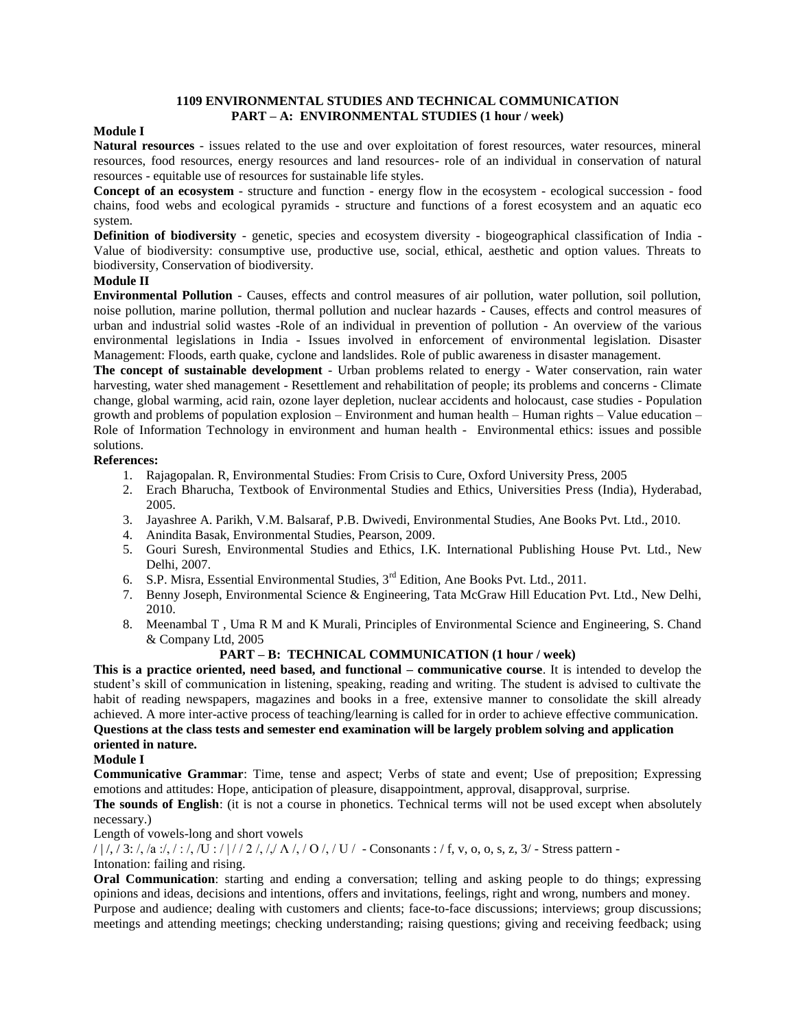# 1109 ENVIRONMENTAL STUDIES AND TECHNICAL COMMUNICATION

## PART – A: ENVIRONMENTAL STUDIES (1 hour / week)

**Module I**

**Natural resources** - issues related to the use and over exploitation of forest resources, water resources, mineral resources, food resources, energy resources and land resources- role of an individual in conservation of natural resources - equitable use of resources for sustainable life styles.

**Concept of an ecosystem** - structure and function - energy flow in the ecosystem - ecological succession - food chains, food webs and ecological pyramids - structure and functions of a forest ecosystem and an aquatic eco system.

**Definition of biodiversity** - genetic, species and ecosystem diversity - biogeographical classification of India - Value of biodiversity: consumptive use, productive use, social, ethical, aesthetic and option values. Threats to biodiversity, Conservation of biodiversity.

**Module II**

**Environmental Pollution** - Causes, effects and control measures of air pollution, water pollution, soil pollution, noise pollution, marine pollution, thermal pollution and nuclear hazards - Causes, effects and control measures of urban and industrial solid wastes -Role of an individual in prevention of pollution - An overview of the various environmental legislations in India - Issues involved in enforcement of environmental legislation. Disaster Management: Floods, earth quake, cyclone and landslides. Role of public awareness in disaster management.

**The concept of sustainable development** - Urban problems related to energy - Water conservation, rain water harvesting, water shed management - Resettlement and rehabilitation of people; its problems and concerns - Climate change, global warming, acid rain, ozone layer depletion, nuclear accidents and holocaust, case studies - Population growth and problems of population explosion – Environment and human health – Human rights – Value education – Role of Information Technology in environment and human health - Environmental ethics: issues and possible solutions.

**References:**

1. Rajagopalan. R, Environmental Studies: From Crisis to Cure, Oxford University Press, 2005
2. Erach Bharucha, Textbook of Environmental Studies and Ethics, Universities Press (India), Hyderabad, 2005.
3. Jayashree A. Parikh, V.M. Balsaraf, P.B. Dwivedi, Environmental Studies, Ane Books Pvt. Ltd., 2010.
4. Anindita Basak, Environmental Studies, Pearson, 2009.
5. Gouri Suresh, Environmental Studies and Ethics, I.K. International Publishing House Pvt. Ltd., New Delhi, 2007.
6. S.P. Misra, Essential Environmental Studies, 3rd Edition, Ane Books Pvt. Ltd., 2011.
7. Benny Joseph, Environmental Science & Engineering, Tata McGraw Hill Education Pvt. Ltd., New Delhi, 2010.
8. Meenambal T , Uma R M and K Murali, Principles of Environmental Science and Engineering, S. Chand & Company Ltd, 2005

## PART – B: TECHNICAL COMMUNICATION (1 hour / week)

**This is a practice oriented, need based, and functional – communicative course**. It is intended to develop the student's skill of communication in listening, speaking, reading and writing. The student is advised to cultivate the habit of reading newspapers, magazines and books in a free, extensive manner to consolidate the skill already achieved. A more inter-active process of teaching/learning is called for in order to achieve effective communication.

**Questions at the class tests and semester end examination will be largely problem solving and application oriented in nature.**

**Module I**

**Communicative Grammar**: Time, tense and aspect; Verbs of state and event; Use of preposition; Expressing emotions and attitudes: Hope, anticipation of pleasure, disappointment, approval, disapproval, surprise.

**The sounds of English**: (it is not a course in phonetics. Technical terms will not be used except when absolutely necessary.)

Length of vowels-long and short vowels

/ | /, / 3: /, /a :/, / : /, /U : / | / / 2 /, /,/ Λ /, / O /, / U / - Consonants : / f, v, o, o, s, z, 3/ - Stress pattern - Intonation: failing and rising.

**Oral Communication**: starting and ending a conversation; telling and asking people to do things; expressing opinions and ideas, decisions and intentions, offers and invitations, feelings, right and wrong, numbers and money. Purpose and audience; dealing with customers and clients; face-to-face discussions; interviews; group discussions; meetings and attending meetings; checking understanding; raising questions; giving and receiving feedback; using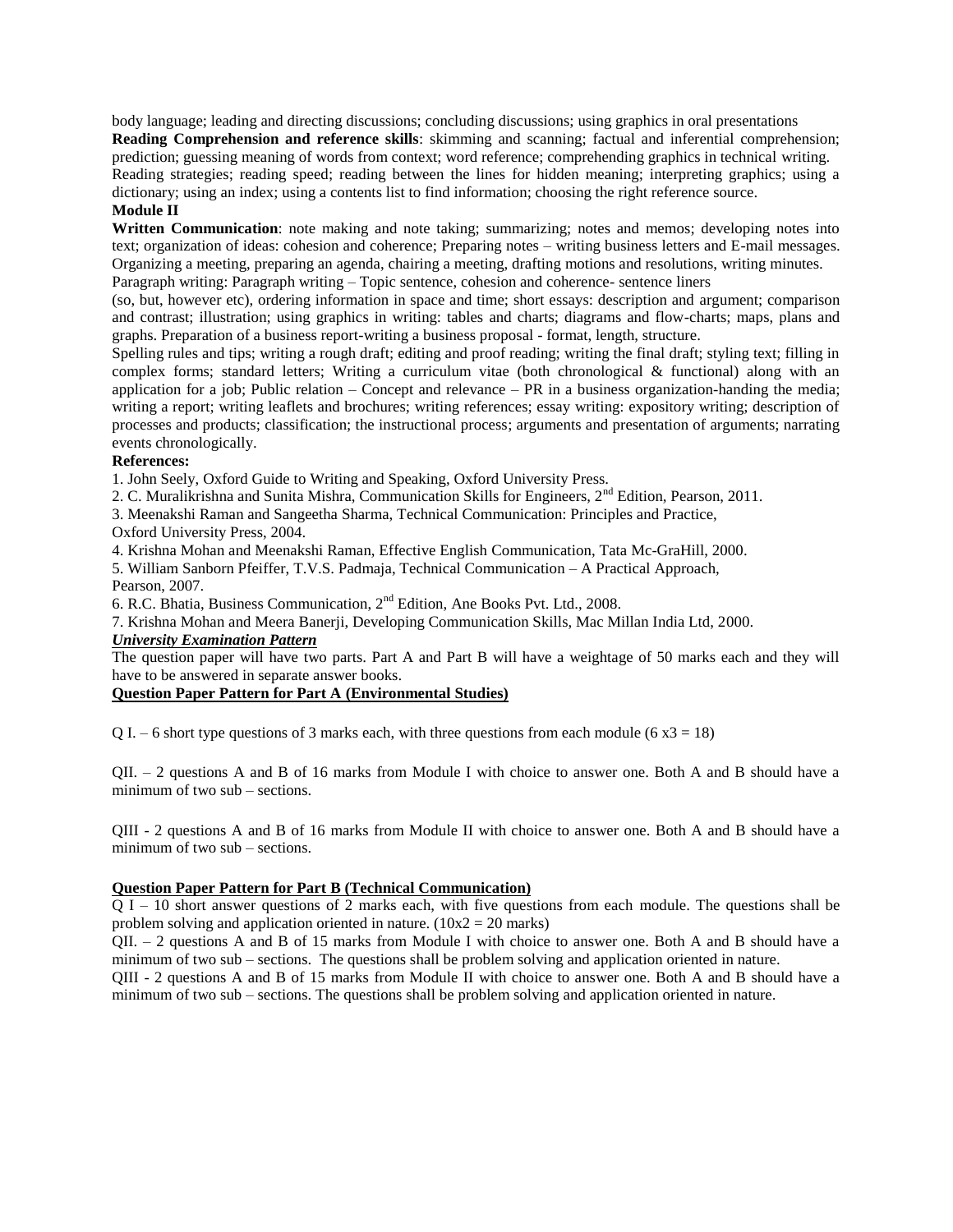body language; leading and directing discussions; concluding discussions; using graphics in oral presentations

**Reading Comprehension and reference skills**: skimming and scanning; factual and inferential comprehension; prediction; guessing meaning of words from context; word reference; comprehending graphics in technical writing. Reading strategies; reading speed; reading between the lines for hidden meaning; interpreting graphics; using a dictionary; using an index; using a contents list to find information; choosing the right reference source.

**Module II**

**Written Communication**: note making and note taking; summarizing; notes and memos; developing notes into text; organization of ideas: cohesion and coherence; Preparing notes – writing business letters and E-mail messages. Organizing a meeting, preparing an agenda, chairing a meeting, drafting motions and resolutions, writing minutes. Paragraph writing: Paragraph writing – Topic sentence, cohesion and coherence- sentence liners (so, but, however etc), ordering information in space and time; short essays: description and argument; comparison and contrast; illustration; using graphics in writing: tables and charts; diagrams and flow-charts; maps, plans and graphs. Preparation of a business report-writing a business proposal - format, length, structure.

Spelling rules and tips; writing a rough draft; editing and proof reading; writing the final draft; styling text; filling in complex forms; standard letters; Writing a curriculum vitae (both chronological & functional) along with an application for a job; Public relation – Concept and relevance – PR in a business organization-handing the media; writing a report; writing leaflets and brochures; writing references; essay writing: expository writing; description of processes and products; classification; the instructional process; arguments and presentation of arguments; narrating events chronologically.

**References:**

1. John Seely, Oxford Guide to Writing and Speaking, Oxford University Press.
2. C. Muralikrishna and Sunita Mishra, Communication Skills for Engineers, 2nd Edition, Pearson, 2011.
3. Meenakshi Raman and Sangeetha Sharma, Technical Communication: Principles and Practice, Oxford University Press, 2004.
4. Krishna Mohan and Meenakshi Raman, Effective English Communication, Tata Mc-GraHill, 2000.
5. William Sanborn Pfeiffer, T.V.S. Padmaja, Technical Communication – A Practical Approach, Pearson, 2007.
6. R.C. Bhatia, Business Communication, 2nd Edition, Ane Books Pvt. Ltd., 2008.
7. Krishna Mohan and Meera Banerji, Developing Communication Skills, Mac Millan India Ltd, 2000.

***University Examination Pattern***

The question paper will have two parts. Part A and Part B will have a weightage of 50 marks each and they will have to be answered in separate answer books.

**Question Paper Pattern for Part A (Environmental Studies)**

Q I. – 6 short type questions of 3 marks each, with three questions from each module (6 x3 = 18)

QII. – 2 questions A and B of 16 marks from Module I with choice to answer one. Both A and B should have a minimum of two sub – sections.

QIII - 2 questions A and B of 16 marks from Module II with choice to answer one. Both A and B should have a minimum of two sub – sections.

**Question Paper Pattern for Part B (Technical Communication)**

Q I – 10 short answer questions of 2 marks each, with five questions from each module. The questions shall be problem solving and application oriented in nature. (10x2 = 20 marks)

QII. – 2 questions A and B of 15 marks from Module I with choice to answer one. Both A and B should have a minimum of two sub – sections. The questions shall be problem solving and application oriented in nature.

QIII - 2 questions A and B of 15 marks from Module II with choice to answer one. Both A and B should have a minimum of two sub – sections. The questions shall be problem solving and application oriented in nature.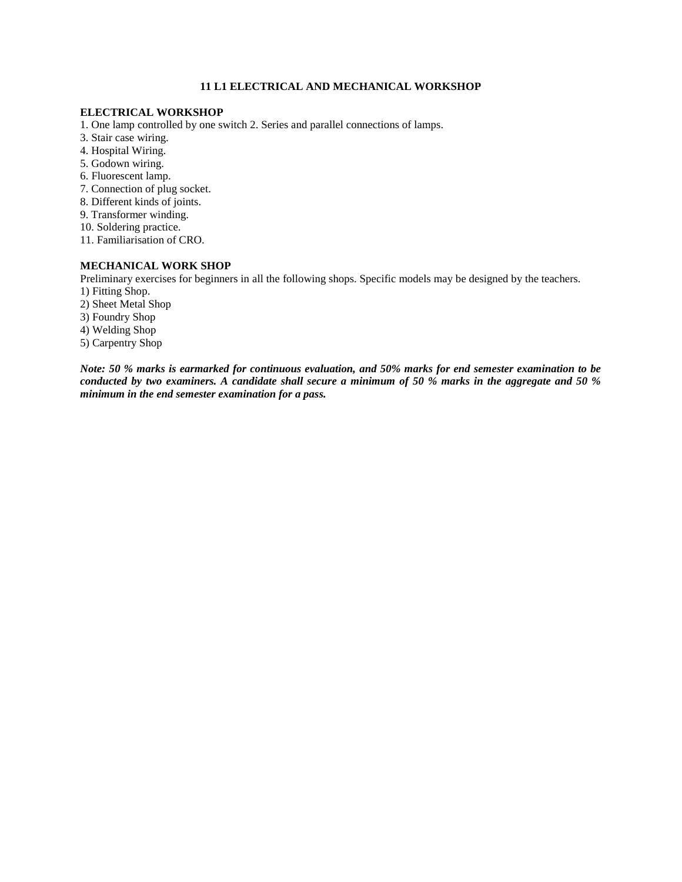## 11 L1 ELECTRICAL AND MECHANICAL WORKSHOP

### ELECTRICAL WORKSHOP

1. One lamp controlled by one switch 2. Series and parallel connections of lamps.
3. Stair case wiring.
4. Hospital Wiring.
5. Godown wiring.
6. Fluorescent lamp.
7. Connection of plug socket.
8. Different kinds of joints.
9. Transformer winding.
10. Soldering practice.
11. Familiarisation of CRO.

### MECHANICAL WORK SHOP

Preliminary exercises for beginners in all the following shops. Specific models may be designed by the teachers.

1) Fitting Shop.
2) Sheet Metal Shop
3) Foundry Shop
4) Welding Shop
5) Carpentry Shop

***Note: 50 % marks is earmarked for continuous evaluation, and 50% marks for end semester examination to be conducted by two examiners. A candidate shall secure a minimum of 50 % marks in the aggregate and 50 % minimum in the end semester examination for a pass.***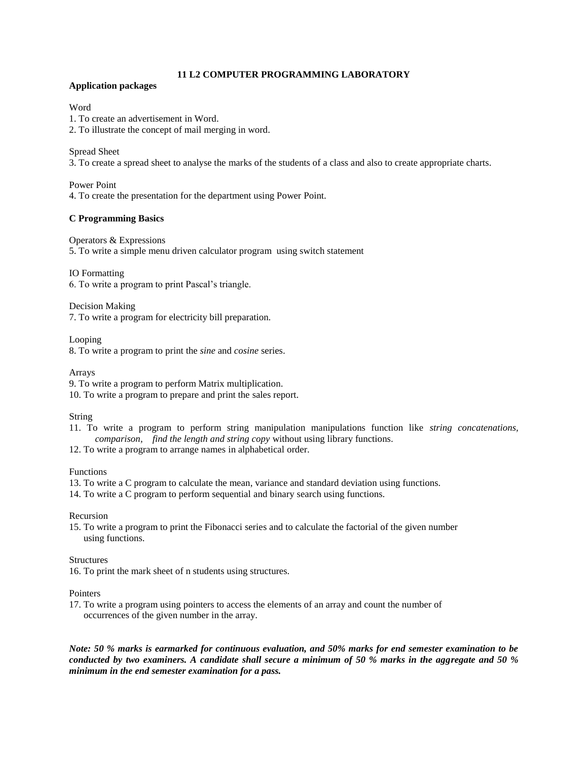## 11 L2 COMPUTER PROGRAMMING LABORATORY

**Application packages**

Word

1. To create an advertisement in Word.
2. To illustrate the concept of mail merging in word.

Spread Sheet

3. To create a spread sheet to analyse the marks of the students of a class and also to create appropriate charts.

Power Point

4. To create the presentation for the department using Power Point.

**C Programming Basics**

Operators & Expressions

5. To write a simple menu driven calculator program using switch statement

IO Formatting

6. To write a program to print Pascal's triangle.

Decision Making

7. To write a program for electricity bill preparation.

Looping

8. To write a program to print the *sine* and *cosine* series.

Arrays

9. To write a program to perform Matrix multiplication.
10. To write a program to prepare and print the sales report.

String

11. To write a program to perform string manipulation manipulations function like *string concatenations, comparison, find the length and string copy* without using library functions.
12. To write a program to arrange names in alphabetical order.

Functions

13. To write a C program to calculate the mean, variance and standard deviation using functions.
14. To write a C program to perform sequential and binary search using functions.

Recursion

15. To write a program to print the Fibonacci series and to calculate the factorial of the given number using functions.

Structures

16. To print the mark sheet of n students using structures.

Pointers

17. To write a program using pointers to access the elements of an array and count the number of occurrences of the given number in the array.

***Note: 50 % marks is earmarked for continuous evaluation, and 50% marks for end semester examination to be conducted by two examiners. A candidate shall secure a minimum of 50 % marks in the aggregate and 50 % minimum in the end semester examination for a pass.***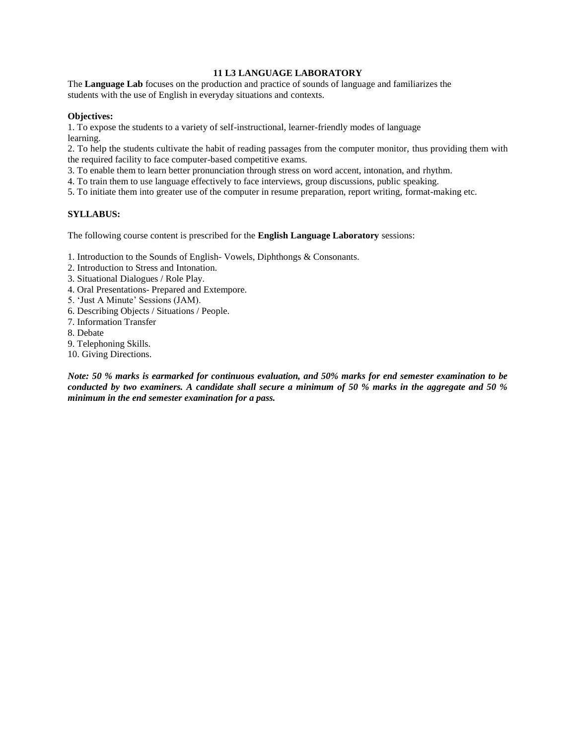## 11 L3 LANGUAGE LABORATORY

The **Language Lab** focuses on the production and practice of sounds of language and familiarizes the students with the use of English in everyday situations and contexts.

**Objectives:**

1. To expose the students to a variety of self-instructional, learner-friendly modes of language learning.
2. To help the students cultivate the habit of reading passages from the computer monitor, thus providing them with the required facility to face computer-based competitive exams.
3. To enable them to learn better pronunciation through stress on word accent, intonation, and rhythm.
4. To train them to use language effectively to face interviews, group discussions, public speaking.
5. To initiate them into greater use of the computer in resume preparation, report writing, format-making etc.

**SYLLABUS:**

The following course content is prescribed for the **English Language Laboratory** sessions:

1. Introduction to the Sounds of English- Vowels, Diphthongs & Consonants.
2. Introduction to Stress and Intonation.
3. Situational Dialogues / Role Play.
4. Oral Presentations- Prepared and Extempore.
5. 'Just A Minute' Sessions (JAM).
6. Describing Objects / Situations / People.
7. Information Transfer
8. Debate
9. Telephoning Skills.
10. Giving Directions.

***Note: 50 % marks is earmarked for continuous evaluation, and 50% marks for end semester examination to be conducted by two examiners. A candidate shall secure a minimum of 50 % marks in the aggregate and 50 % minimum in the end semester examination for a pass.***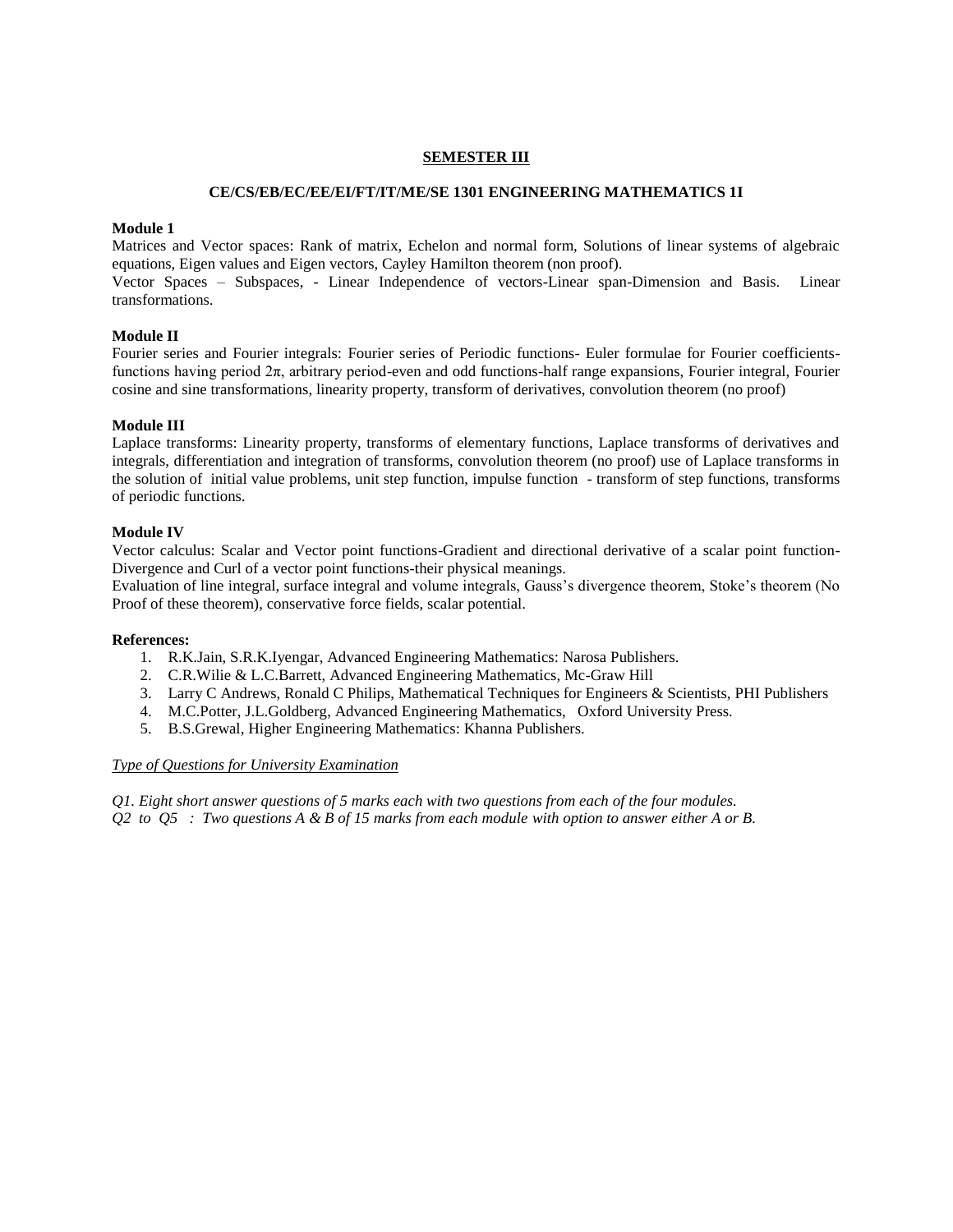## SEMESTER III

### CE/CS/EB/EC/EE/EI/FT/IT/ME/SE 1301 ENGINEERING MATHEMATICS 1I

**Module 1**

Matrices and Vector spaces: Rank of matrix, Echelon and normal form, Solutions of linear systems of algebraic equations, Eigen values and Eigen vectors, Cayley Hamilton theorem (non proof).

Vector Spaces – Subspaces, - Linear Independence of vectors-Linear span-Dimension and Basis. Linear transformations.

**Module II**

Fourier series and Fourier integrals: Fourier series of Periodic functions- Euler formulae for Fourier coefficients-functions having period $2\pi$, arbitrary period-even and odd functions-half range expansions, Fourier integral, Fourier cosine and sine transformations, linearity property, transform of derivatives, convolution theorem (no proof)

**Module III**

Laplace transforms: Linearity property, transforms of elementary functions, Laplace transforms of derivatives and integrals, differentiation and integration of transforms, convolution theorem (no proof) use of Laplace transforms in the solution of initial value problems, unit step function, impulse function - transform of step functions, transforms of periodic functions.

**Module IV**

Vector calculus: Scalar and Vector point functions-Gradient and directional derivative of a scalar point function-Divergence and Curl of a vector point functions-their physical meanings.

Evaluation of line integral, surface integral and volume integrals, Gauss's divergence theorem, Stoke's theorem (No Proof of these theorem), conservative force fields, scalar potential.

**References:**

1. R.K.Jain, S.R.K.Iyengar, Advanced Engineering Mathematics: Narosa Publishers.
2. C.R.Wilie & L.C.Barrett, Advanced Engineering Mathematics, Mc-Graw Hill
3. Larry C Andrews, Ronald C Philips, Mathematical Techniques for Engineers & Scientists, PHI Publishers
4. M.C.Potter, J.L.Goldberg, Advanced Engineering Mathematics, Oxford University Press.
5. B.S.Grewal, Higher Engineering Mathematics: Khanna Publishers.

*Type of Questions for University Examination*

*Q1. Eight short answer questions of 5 marks each with two questions from each of the four modules.*
*Q2 to Q5 : Two questions A & B of 15 marks from each module with option to answer either A or B.*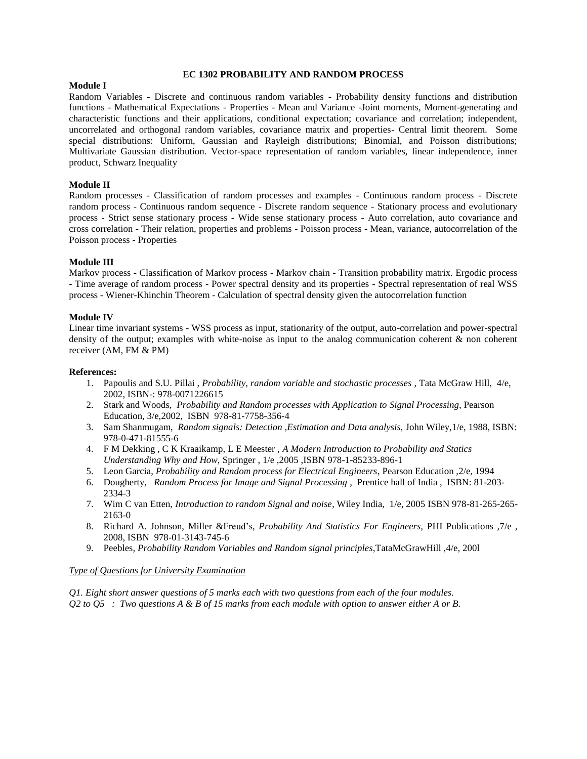# EC 1302 PROBABILITY AND RANDOM PROCESS

**Module I**

Random Variables - Discrete and continuous random variables - Probability density functions and distribution functions - Mathematical Expectations - Properties - Mean and Variance -Joint moments, Moment-generating and characteristic functions and their applications, conditional expectation; covariance and correlation; independent, uncorrelated and orthogonal random variables, covariance matrix and properties- Central limit theorem. Some special distributions: Uniform, Gaussian and Rayleigh distributions; Binomial, and Poisson distributions; Multivariate Gaussian distribution. Vector-space representation of random variables, linear independence, inner product, Schwarz Inequality

**Module II**

Random processes - Classification of random processes and examples - Continuous random process - Discrete random process - Continuous random sequence - Discrete random sequence - Stationary process and evolutionary process - Strict sense stationary process - Wide sense stationary process - Auto correlation, auto covariance and cross correlation - Their relation, properties and problems - Poisson process - Mean, variance, autocorrelation of the Poisson process - Properties

**Module III**

Markov process - Classification of Markov process - Markov chain - Transition probability matrix. Ergodic process - Time average of random process - Power spectral density and its properties - Spectral representation of real WSS process - Wiener-Khinchin Theorem - Calculation of spectral density given the autocorrelation function

**Module IV**

Linear time invariant systems - WSS process as input, stationarity of the output, auto-correlation and power-spectral density of the output; examples with white-noise as input to the analog communication coherent & non coherent receiver (AM, FM & PM)

**References:**

1. Papoulis and S.U. Pillai , *Probability, random variable and stochastic processes* , Tata McGraw Hill, 4/e, 2002, ISBN-: 978-0071226615
2. Stark and Woods, *Probability and Random processes with Application to Signal Processing*, Pearson Education, 3/e,2002, ISBN 978-81-7758-356-4
3. Sam Shanmugam, *Random signals: Detection ,Estimation and Data analysis*, John Wiley,1/e, 1988, ISBN: 978-0-471-81555-6
4. F M Dekking , C K Kraaikamp, L E Meester , *A Modern Introduction to Probability and Statics Understanding Why and How*, Springer , 1/e ,2005 ,ISBN 978-1-85233-896-1
5. Leon Garcia, *Probability and Random process for Electrical Engineers*, Pearson Education ,2/e, 1994
6. Dougherty, *Random Process for Image and Signal Processing* , Prentice hall of India , ISBN: 81-203-2334-3
7. Wim C van Etten, *Introduction to random Signal and noise*, Wiley India, 1/e, 2005 ISBN 978-81-265-265-2163-0
8. Richard A. Johnson, Miller &Freud's, *Probability And Statistics For Engineers*, PHI Publications ,7/e , 2008, ISBN 978-01-3143-745-6
9. Peebles, *Probability Random Variables and Random signal principles*,TataMcGrawHill ,4/e, 200l

*Type of Questions for University Examination*

*Q1. Eight short answer questions of 5 marks each with two questions from each of the four modules.*

*Q2 to Q5 : Two questions A & B of 15 marks from each module with option to answer either A or B.*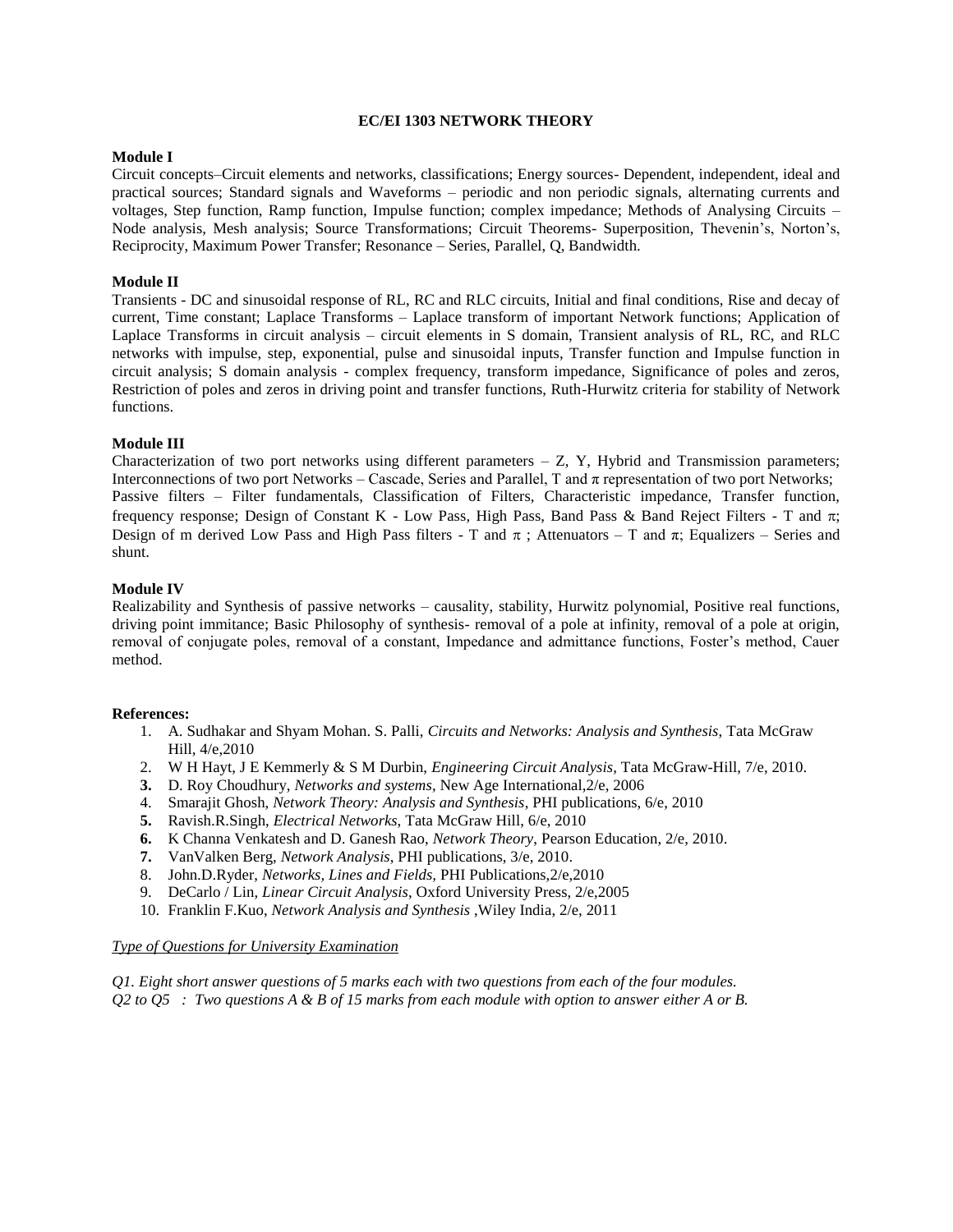## EC/EI 1303 NETWORK THEORY

**Module I**

Circuit concepts–Circuit elements and networks, classifications; Energy sources- Dependent, independent, ideal and practical sources; Standard signals and Waveforms – periodic and non periodic signals, alternating currents and voltages, Step function, Ramp function, Impulse function; complex impedance; Methods of Analysing Circuits – Node analysis, Mesh analysis; Source Transformations; Circuit Theorems- Superposition, Thevenin's, Norton's, Reciprocity, Maximum Power Transfer; Resonance – Series, Parallel, Q, Bandwidth.

**Module II**

Transients - DC and sinusoidal response of RL, RC and RLC circuits, Initial and final conditions, Rise and decay of current, Time constant; Laplace Transforms – Laplace transform of important Network functions; Application of Laplace Transforms in circuit analysis – circuit elements in S domain, Transient analysis of RL, RC, and RLC networks with impulse, step, exponential, pulse and sinusoidal inputs, Transfer function and Impulse function in circuit analysis; S domain analysis - complex frequency, transform impedance, Significance of poles and zeros, Restriction of poles and zeros in driving point and transfer functions, Ruth-Hurwitz criteria for stability of Network functions.

**Module III**

Characterization of two port networks using different parameters – Z, Y, Hybrid and Transmission parameters; Interconnections of two port Networks – Cascade, Series and Parallel, T and $\pi$ representation of two port Networks; Passive filters – Filter fundamentals, Classification of Filters, Characteristic impedance, Transfer function, frequency response; Design of Constant K - Low Pass, High Pass, Band Pass & Band Reject Filters - T and $\pi$; Design of m derived Low Pass and High Pass filters - T and $\pi$ ; Attenuators – T and $\pi$; Equalizers – Series and shunt.

**Module IV**

Realizability and Synthesis of passive networks – causality, stability, Hurwitz polynomial, Positive real functions, driving point immitance; Basic Philosophy of synthesis- removal of a pole at infinity, removal of a pole at origin, removal of conjugate poles, removal of a constant, Impedance and admittance functions, Foster's method, Cauer method.

**References:**

1. A. Sudhakar and Shyam Mohan. S. Palli, *Circuits and Networks: Analysis and Synthesis*, Tata McGraw Hill, 4/e,2010
2. W H Hayt, J E Kemmerly & S M Durbin, *Engineering Circuit Analysis*, Tata McGraw-Hill, 7/e, 2010.
3. D. Roy Choudhury, *Networks and systems*, New Age International,2/e, 2006
4. Smarajit Ghosh, *Network Theory: Analysis and Synthesis*, PHI publications, 6/e, 2010
5. Ravish.R.Singh, *Electrical Networks*, Tata McGraw Hill, 6/e, 2010
6. K Channa Venkatesh and D. Ganesh Rao, *Network Theory*, Pearson Education, 2/e, 2010.
7. VanValken Berg, *Network Analysis*, PHI publications, 3/e, 2010.
8. John.D.Ryder, *Networks, Lines and Fields*, PHI Publications,2/e,2010
9. DeCarlo / Lin, *Linear Circuit Analysis*, Oxford University Press, 2/e,2005
10. Franklin F.Kuo, *Network Analysis and Synthesis* ,Wiley India, 2/e, 2011

*Type of Questions for University Examination*

*Q1. Eight short answer questions of 5 marks each with two questions from each of the four modules.*
*Q2 to Q5 : Two questions A & B of 15 marks from each module with option to answer either A or B.*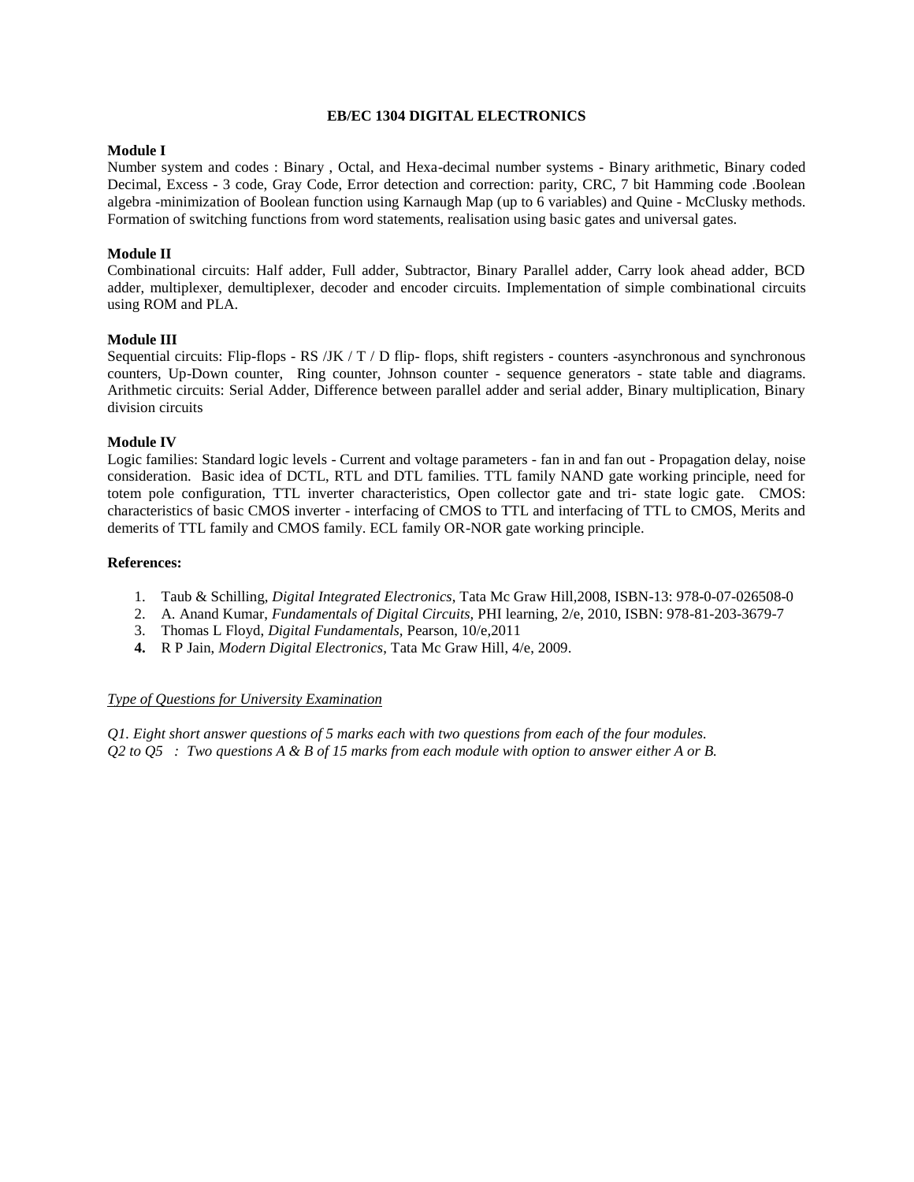## EB/EC 1304 DIGITAL ELECTRONICS

**Module I**

Number system and codes : Binary , Octal, and Hexa-decimal number systems - Binary arithmetic, Binary coded Decimal, Excess - 3 code, Gray Code, Error detection and correction: parity, CRC, 7 bit Hamming code .Boolean algebra -minimization of Boolean function using Karnaugh Map (up to 6 variables) and Quine - McClusky methods. Formation of switching functions from word statements, realisation using basic gates and universal gates.

**Module II**

Combinational circuits: Half adder, Full adder, Subtractor, Binary Parallel adder, Carry look ahead adder, BCD adder, multiplexer, demultiplexer, decoder and encoder circuits. Implementation of simple combinational circuits using ROM and PLA.

**Module III**

Sequential circuits: Flip-flops - RS /JK / T / D flip- flops, shift registers - counters -asynchronous and synchronous counters, Up-Down counter, Ring counter, Johnson counter - sequence generators - state table and diagrams. Arithmetic circuits: Serial Adder, Difference between parallel adder and serial adder, Binary multiplication, Binary division circuits

**Module IV**

Logic families: Standard logic levels - Current and voltage parameters - fan in and fan out - Propagation delay, noise consideration. Basic idea of DCTL, RTL and DTL families. TTL family NAND gate working principle, need for totem pole configuration, TTL inverter characteristics, Open collector gate and tri- state logic gate. CMOS: characteristics of basic CMOS inverter - interfacing of CMOS to TTL and interfacing of TTL to CMOS, Merits and demerits of TTL family and CMOS family. ECL family OR-NOR gate working principle.

**References:**

1. Taub & Schilling, *Digital Integrated Electronics*, Tata Mc Graw Hill,2008, ISBN-13: 978-0-07-026508-0
2. A. Anand Kumar, *Fundamentals of Digital Circuits*, PHI learning, 2/e, 2010, ISBN: 978-81-203-3679-7
3. Thomas L Floyd, *Digital Fundamentals*, Pearson, 10/e,2011
4. R P Jain, *Modern Digital Electronics*, Tata Mc Graw Hill, 4/e, 2009.

*Type of Questions for University Examination*

*Q1. Eight short answer questions of 5 marks each with two questions from each of the four modules.*
*Q2 to Q5 : Two questions A & B of 15 marks from each module with option to answer either A or B.*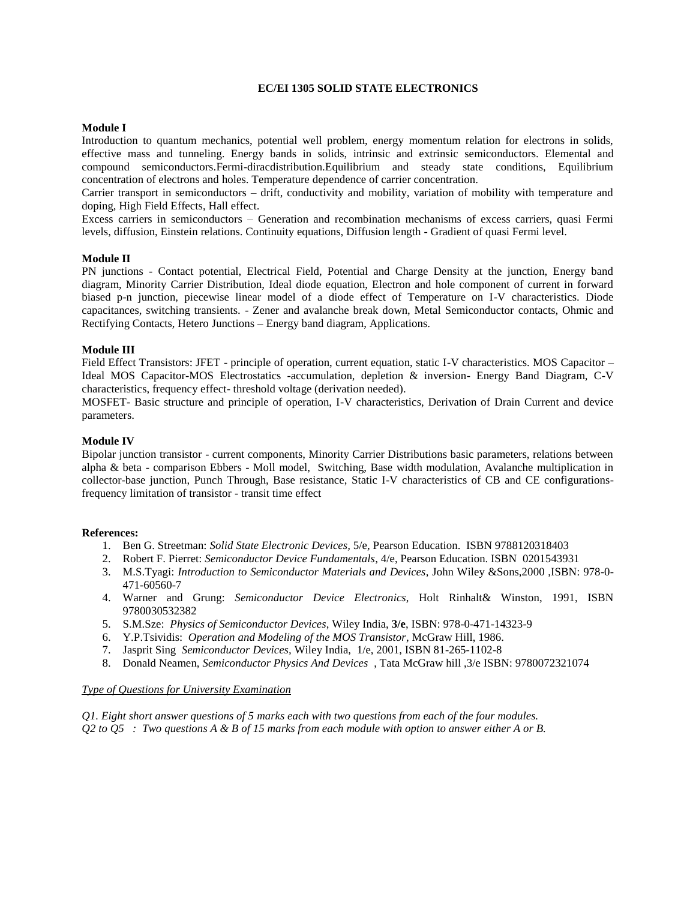## EC/EI 1305 SOLID STATE ELECTRONICS

**Module I**

Introduction to quantum mechanics, potential well problem, energy momentum relation for electrons in solids, effective mass and tunneling. Energy bands in solids, intrinsic and extrinsic semiconductors. Elemental and compound semiconductors.Fermi-diracdistribution.Equilibrium and steady state conditions, Equilibrium concentration of electrons and holes. Temperature dependence of carrier concentration.

Carrier transport in semiconductors – drift, conductivity and mobility, variation of mobility with temperature and doping, High Field Effects, Hall effect.

Excess carriers in semiconductors – Generation and recombination mechanisms of excess carriers, quasi Fermi levels, diffusion, Einstein relations. Continuity equations, Diffusion length - Gradient of quasi Fermi level.

**Module II**

PN junctions - Contact potential, Electrical Field, Potential and Charge Density at the junction, Energy band diagram, Minority Carrier Distribution, Ideal diode equation, Electron and hole component of current in forward biased p-n junction, piecewise linear model of a diode effect of Temperature on I-V characteristics. Diode capacitances, switching transients. - Zener and avalanche break down, Metal Semiconductor contacts, Ohmic and Rectifying Contacts, Hetero Junctions – Energy band diagram, Applications.

**Module III**

Field Effect Transistors: JFET - principle of operation, current equation, static I-V characteristics. MOS Capacitor – Ideal MOS Capacitor-MOS Electrostatics -accumulation, depletion & inversion- Energy Band Diagram, C-V characteristics, frequency effect- threshold voltage (derivation needed).

MOSFET- Basic structure and principle of operation, I-V characteristics, Derivation of Drain Current and device parameters.

**Module IV**

Bipolar junction transistor - current components, Minority Carrier Distributions basic parameters, relations between alpha & beta - comparison Ebbers - Moll model, Switching, Base width modulation, Avalanche multiplication in collector-base junction, Punch Through, Base resistance, Static I-V characteristics of CB and CE configurations-frequency limitation of transistor - transit time effect

**References:**

1. Ben G. Streetman: *Solid State Electronic Devices*, 5/e, Pearson Education. ISBN 9788120318403
2. Robert F. Pierret: *Semiconductor Device Fundamentals*, 4/e, Pearson Education. ISBN 0201543931
3. M.S.Tyagi: *Introduction to Semiconductor Materials and Devices*, John Wiley &Sons,2000 ,ISBN: 978-0-471-60560-7
4. Warner and Grung: *Semiconductor Device Electronics*, Holt Rinhalt& Winston, 1991, ISBN 9780030532382
5. S.M.Sze: *Physics of Semiconductor Devices*, Wiley India, **3/e**, ISBN: 978-0-471-14323-9
6. Y.P.Tsividis: *Operation and Modeling of the MOS Transistor*, McGraw Hill, 1986.
7. Jasprit Sing *Semiconductor Devices*, Wiley India, 1/e, 2001, ISBN 81-265-1102-8
8. Donald Neamen, *Semiconductor Physics And Devices* , Tata McGraw hill ,3/e ISBN: 9780072321074

*Type of Questions for University Examination*

*Q1. Eight short answer questions of 5 marks each with two questions from each of the four modules.*

*Q2 to Q5 : Two questions A & B of 15 marks from each module with option to answer either A or B.*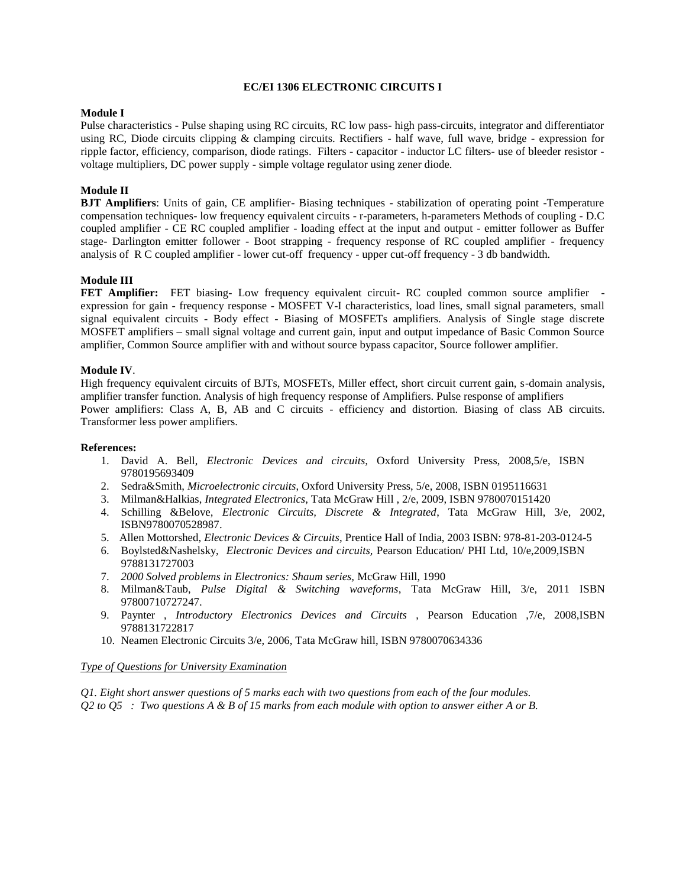# EC/EI 1306 ELECTRONIC CIRCUITS I

## Module I

Pulse characteristics - Pulse shaping using RC circuits, RC low pass- high pass-circuits, integrator and differentiator using RC, Diode circuits clipping & clamping circuits. Rectifiers - half wave, full wave, bridge - expression for ripple factor, efficiency, comparison, diode ratings. Filters - capacitor - inductor LC filters- use of bleeder resistor - voltage multipliers, DC power supply - simple voltage regulator using zener diode.

## Module II

**BJT Amplifiers**: Units of gain, CE amplifier- Biasing techniques - stabilization of operating point -Temperature compensation techniques- low frequency equivalent circuits - r-parameters, h-parameters Methods of coupling - D.C coupled amplifier - CE RC coupled amplifier - loading effect at the input and output - emitter follower as Buffer stage- Darlington emitter follower - Boot strapping - frequency response of RC coupled amplifier - frequency analysis of R C coupled amplifier - lower cut-off frequency - upper cut-off frequency - 3 db bandwidth.

## Module III

**FET Amplifier:** FET biasing- Low frequency equivalent circuit- RC coupled common source amplifier - expression for gain - frequency response - MOSFET V-I characteristics, load lines, small signal parameters, small signal equivalent circuits - Body effect - Biasing of MOSFETs amplifiers. Analysis of Single stage discrete MOSFET amplifiers – small signal voltage and current gain, input and output impedance of Basic Common Source amplifier, Common Source amplifier with and without source bypass capacitor, Source follower amplifier.

## Module IV.

High frequency equivalent circuits of BJTs, MOSFETs, Miller effect, short circuit current gain, s-domain analysis, amplifier transfer function. Analysis of high frequency response of Amplifiers. Pulse response of amplifiers
Power amplifiers: Class A, B, AB and C circuits - efficiency and distortion. Biasing of class AB circuits. Transformer less power amplifiers.

**References:**

1. David A. Bell, *Electronic Devices and circuits*, Oxford University Press, 2008,5/e, ISBN 9780195693409
2. Sedra&Smith, *Microelectronic circuits*, Oxford University Press, 5/e, 2008, ISBN 0195116631
3. Milman&Halkias, *Integrated Electronics*, Tata McGraw Hill , 2/e, 2009, ISBN 9780070151420
4. Schilling &Belove, *Electronic Circuits, Discrete & Integrated*, Tata McGraw Hill, 3/e, 2002, ISBN9780070528987.
5. Allen Mottorshed, *Electronic Devices & Circuits*, Prentice Hall of India, 2003 ISBN: 978-81-203-0124-5
6. Boylsted&Nashelsky, *Electronic Devices and circuits*, Pearson Education/ PHI Ltd, 10/e,2009,ISBN 9788131727003
7. *2000 Solved problems in Electronics: Shaum series*, McGraw Hill, 1990
8. Milman&Taub, *Pulse Digital & Switching waveforms*, Tata McGraw Hill, 3/e, 2011 ISBN 97800710727247.
9. Paynter , *Introductory Electronics Devices and Circuits* , Pearson Education ,7/e, 2008,ISBN 9788131722817
10. Neamen Electronic Circuits 3/e, 2006, Tata McGraw hill, ISBN 9780070634336

*Type of Questions for University Examination*

*Q1. Eight short answer questions of 5 marks each with two questions from each of the four modules.*
*Q2 to Q5 : Two questions A & B of 15 marks from each module with option to answer either A or B.*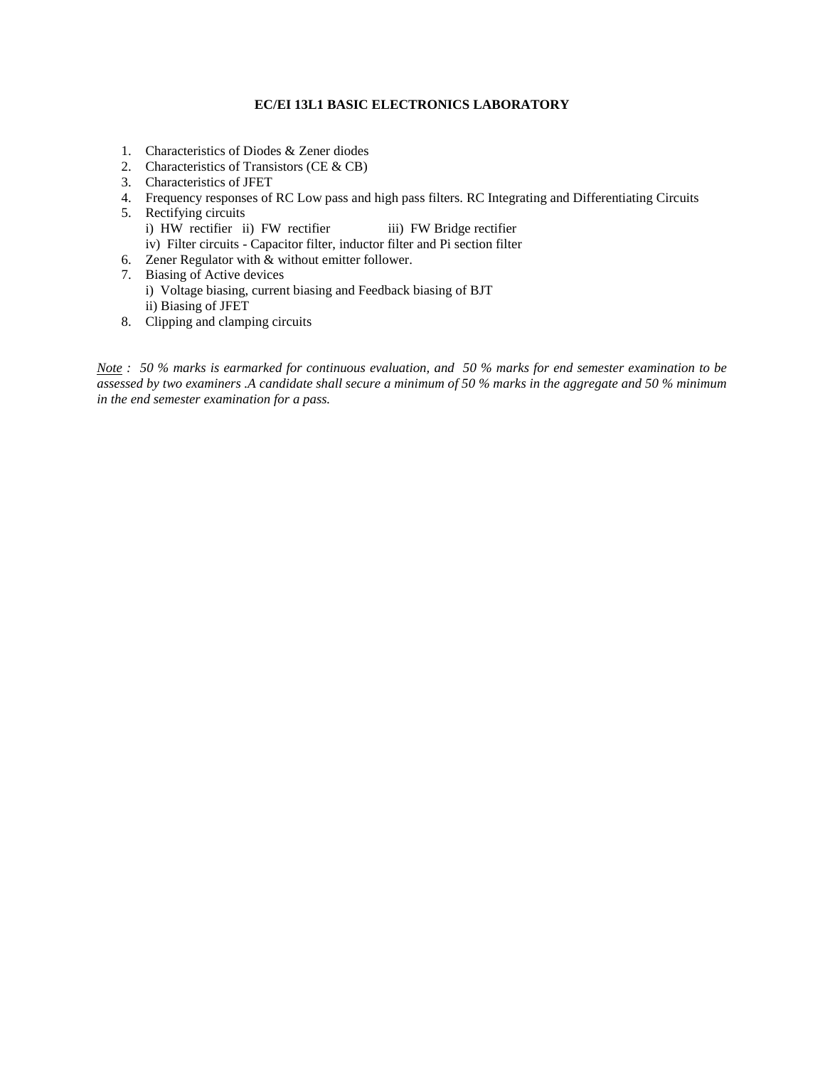**EC/EI 13L1 BASIC ELECTRONICS LABORATORY**

1. Characteristics of Diodes & Zener diodes
2. Characteristics of Transistors (CE & CB)
3. Characteristics of JFET
4. Frequency responses of RC Low pass and high pass filters. RC Integrating and Differentiating Circuits
5. Rectifying circuits
   i) HW rectifier ii) FW rectifier iii) FW Bridge rectifier
   iv) Filter circuits - Capacitor filter, inductor filter and Pi section filter
6. Zener Regulator with & without emitter follower.
7. Biasing of Active devices
   i) Voltage biasing, current biasing and Feedback biasing of BJT
   ii) Biasing of JFET
8. Clipping and clamping circuits

*<u>Note</u> : 50 % marks is earmarked for continuous evaluation, and 50 % marks for end semester examination to be assessed by two examiners .A candidate shall secure a minimum of 50 % marks in the aggregate and 50 % minimum in the end semester examination for a pass.*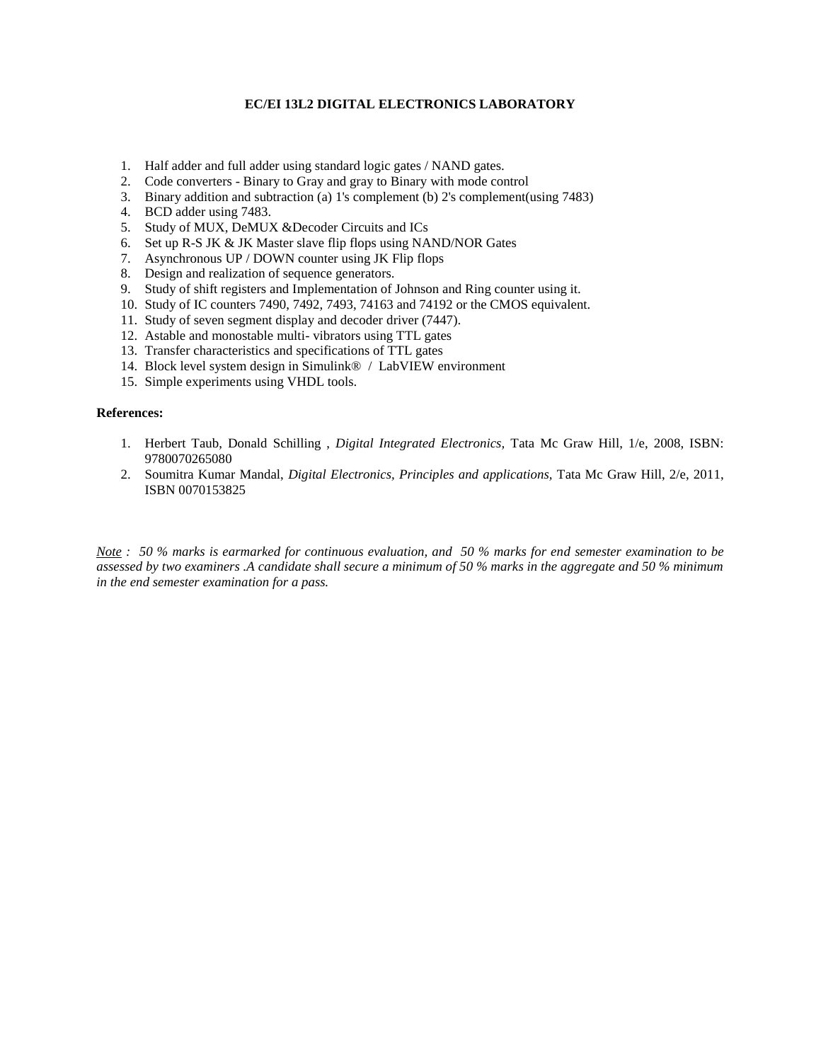## EC/EI 13L2 DIGITAL ELECTRONICS LABORATORY

1. Half adder and full adder using standard logic gates / NAND gates.
2. Code converters - Binary to Gray and gray to Binary with mode control
3. Binary addition and subtraction (a) 1's complement (b) 2's complement(using 7483)
4. BCD adder using 7483.
5. Study of MUX, DeMUX &Decoder Circuits and ICs
6. Set up R-S JK & JK Master slave flip flops using NAND/NOR Gates
7. Asynchronous UP / DOWN counter using JK Flip flops
8. Design and realization of sequence generators.
9. Study of shift registers and Implementation of Johnson and Ring counter using it.
10. Study of IC counters 7490, 7492, 7493, 74163 and 74192 or the CMOS equivalent.
11. Study of seven segment display and decoder driver (7447).
12. Astable and monostable multi- vibrators using TTL gates
13. Transfer characteristics and specifications of TTL gates
14. Block level system design in Simulink® / LabVIEW environment
15. Simple experiments using VHDL tools.

**References:**

1. Herbert Taub, Donald Schilling , *Digital Integrated Electronics,* Tata Mc Graw Hill, 1/e, 2008, ISBN: 9780070265080
2. Soumitra Kumar Mandal, *Digital Electronics, Principles and applications*, Tata Mc Graw Hill, 2/e, 2011, ISBN 0070153825

*<u>Note</u> : 50 % marks is earmarked for continuous evaluation, and 50 % marks for end semester examination to be assessed by two examiners .A candidate shall secure a minimum of 50 % marks in the aggregate and 50 % minimum in the end semester examination for a pass.*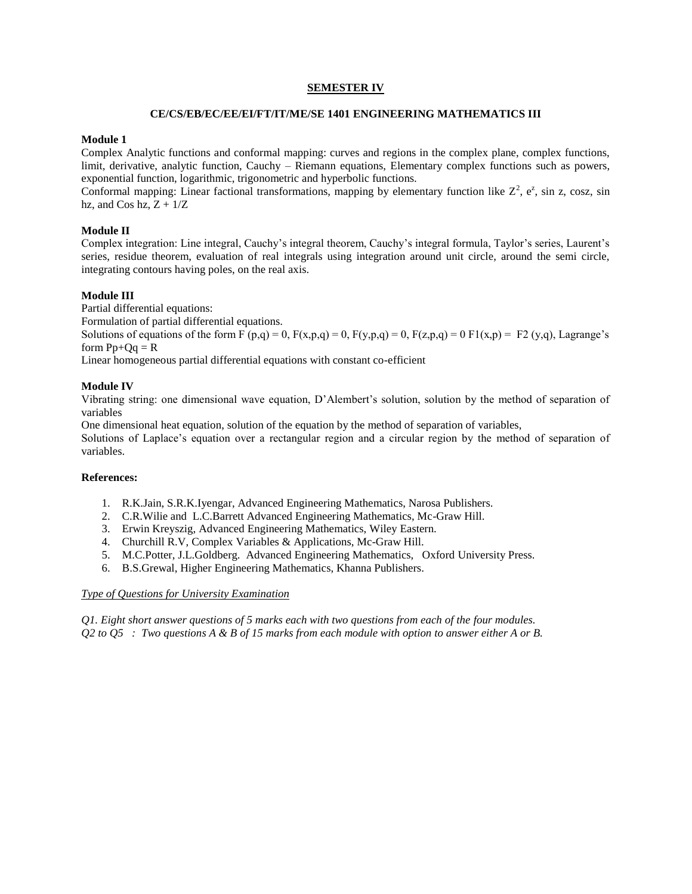## SEMESTER IV

### CE/CS/EB/EC/EE/EI/FT/IT/ME/SE 1401 ENGINEERING MATHEMATICS III

**Module 1**

Complex Analytic functions and conformal mapping: curves and regions in the complex plane, complex functions, limit, derivative, analytic function, Cauchy – Riemann equations, Elementary complex functions such as powers, exponential function, logarithmic, trigonometric and hyperbolic functions.

Conformal mapping: Linear factional transformations, mapping by elementary function like $Z^2$, $e^z$, sin z, cosz, sin hz, and Cos hz, $Z + 1/Z$

**Module II**

Complex integration: Line integral, Cauchy's integral theorem, Cauchy's integral formula, Taylor's series, Laurent's series, residue theorem, evaluation of real integrals using integration around unit circle, around the semi circle, integrating contours having poles, on the real axis.

**Module III**

Partial differential equations:

Formulation of partial differential equations.

Solutions of equations of the form $F(p,q) = 0$, $F(x,p,q) = 0$, $F(y,p,q) = 0$, $F(z,p,q) = 0$ $F1(x,p) = F2(y,q)$, Lagrange's form $Pp+Qq = R$

Linear homogeneous partial differential equations with constant co-efficient

**Module IV**

Vibrating string: one dimensional wave equation, D'Alembert's solution, solution by the method of separation of variables

One dimensional heat equation, solution of the equation by the method of separation of variables,

Solutions of Laplace's equation over a rectangular region and a circular region by the method of separation of variables.

**References:**

1. R.K.Jain, S.R.K.Iyengar, Advanced Engineering Mathematics, Narosa Publishers.
2. C.R.Wilie and L.C.Barrett Advanced Engineering Mathematics, Mc-Graw Hill.
3. Erwin Kreyszig, Advanced Engineering Mathematics, Wiley Eastern.
4. Churchill R.V, Complex Variables & Applications, Mc-Graw Hill.
5. M.C.Potter, J.L.Goldberg. Advanced Engineering Mathematics, Oxford University Press.
6. B.S.Grewal, Higher Engineering Mathematics, Khanna Publishers.

*Type of Questions for University Examination*

*Q1. Eight short answer questions of 5 marks each with two questions from each of the four modules.*
*Q2 to Q5 : Two questions A & B of 15 marks from each module with option to answer either A or B.*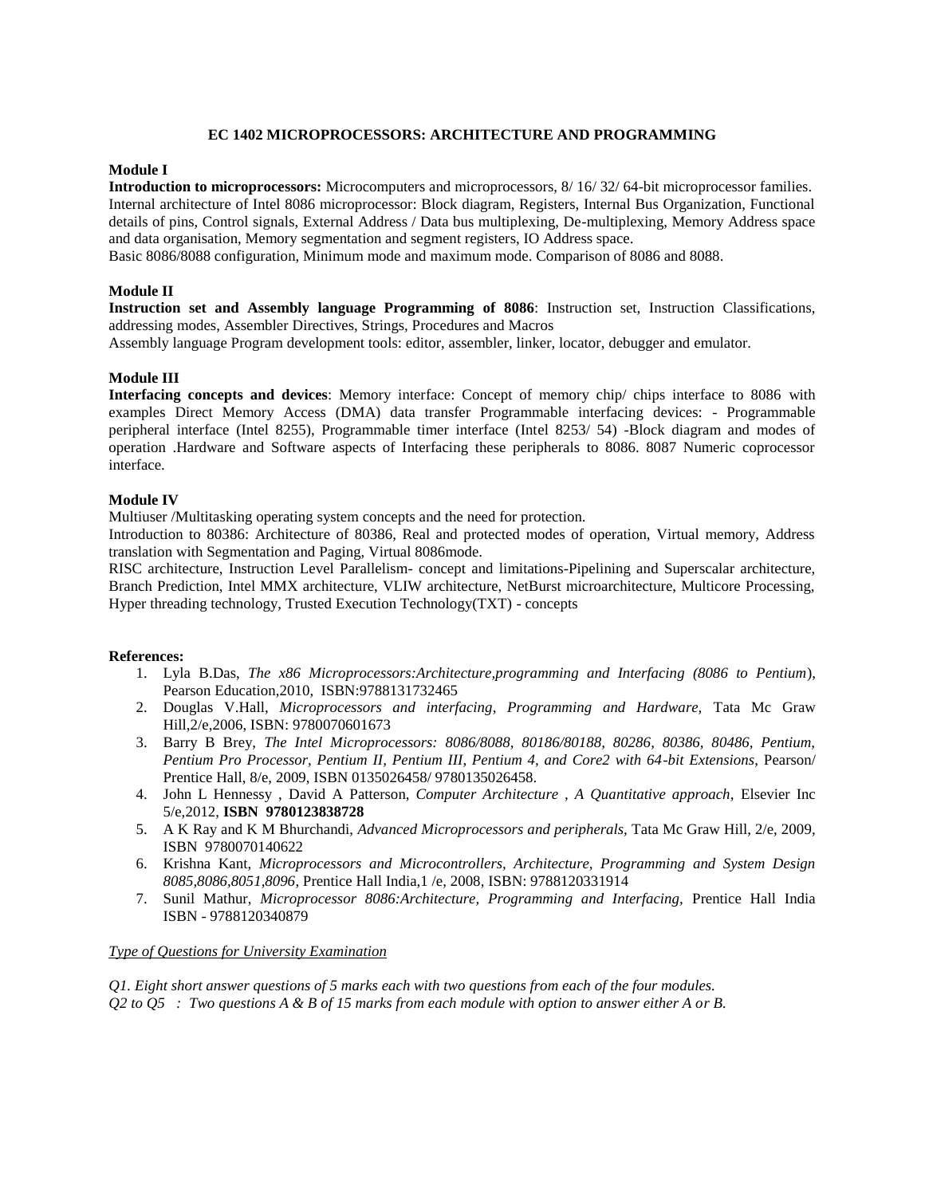## EC 1402 MICROPROCESSORS: ARCHITECTURE AND PROGRAMMING

### Module I

**Introduction to microprocessors:** Microcomputers and microprocessors, 8/ 16/ 32/ 64-bit microprocessor families. Internal architecture of Intel 8086 microprocessor: Block diagram, Registers, Internal Bus Organization, Functional details of pins, Control signals, External Address / Data bus multiplexing, De-multiplexing, Memory Address space and data organisation, Memory segmentation and segment registers, IO Address space.
Basic 8086/8088 configuration, Minimum mode and maximum mode. Comparison of 8086 and 8088.

### Module II

**Instruction set and Assembly language Programming of 8086**: Instruction set, Instruction Classifications, addressing modes, Assembler Directives, Strings, Procedures and Macros
Assembly language Program development tools: editor, assembler, linker, locator, debugger and emulator.

### Module III

**Interfacing concepts and devices**: Memory interface: Concept of memory chip/ chips interface to 8086 with examples Direct Memory Access (DMA) data transfer Programmable interfacing devices: - Programmable peripheral interface (Intel 8255), Programmable timer interface (Intel 8253/ 54) -Block diagram and modes of operation .Hardware and Software aspects of Interfacing these peripherals to 8086. 8087 Numeric coprocessor interface.

### Module IV

Multiuser /Multitasking operating system concepts and the need for protection.
Introduction to 80386: Architecture of 80386, Real and protected modes of operation, Virtual memory, Address translation with Segmentation and Paging, Virtual 8086mode.
RISC architecture, Instruction Level Parallelism- concept and limitations-Pipelining and Superscalar architecture, Branch Prediction, Intel MMX architecture, VLIW architecture, NetBurst microarchitecture, Multicore Processing, Hyper threading technology, Trusted Execution Technology(TXT) - concepts

### References:

1. Lyla B.Das, *The x86 Microprocessors:Architecture,programming and Interfacing (8086 to Pentium*), Pearson Education,2010, ISBN:9788131732465
2. Douglas V.Hall, *Microprocessors and interfacing, Programming and Hardware,* Tata Mc Graw Hill,2/e,2006, ISBN: 9780070601673
3. Barry B Brey, *The Intel Microprocessors: 8086/8088, 80186/80188, 80286, 80386, 80486, Pentium, Pentium Pro Processor, Pentium II, Pentium III, Pentium 4, and Core2 with 64-bit Extensions*, Pearson/ Prentice Hall, 8/e, 2009, ISBN 0135026458/ 9780135026458.
4. John L Hennessy , David A Patterson, *Computer Architecture , A Quantitative approach,* Elsevier Inc 5/e,2012, **ISBN 9780123838728**
5. A K Ray and K M Bhurchandi, *Advanced Microprocessors and peripherals,* Tata Mc Graw Hill, 2/e, 2009, ISBN 9780070140622
6. Krishna Kant, *Microprocessors and Microcontrollers, Architecture, Programming and System Design 8085,8086,8051,8096*, Prentice Hall India,1 /e, 2008, ISBN: 9788120331914
7. Sunil Mathur, *Microprocessor 8086:Architecture, Programming and Interfacing,* Prentice Hall India ISBN - 9788120340879

*Type of Questions for University Examination*

*Q1. Eight short answer questions of 5 marks each with two questions from each of the four modules.*
*Q2 to Q5 : Two questions A & B of 15 marks from each module with option to answer either A or B.*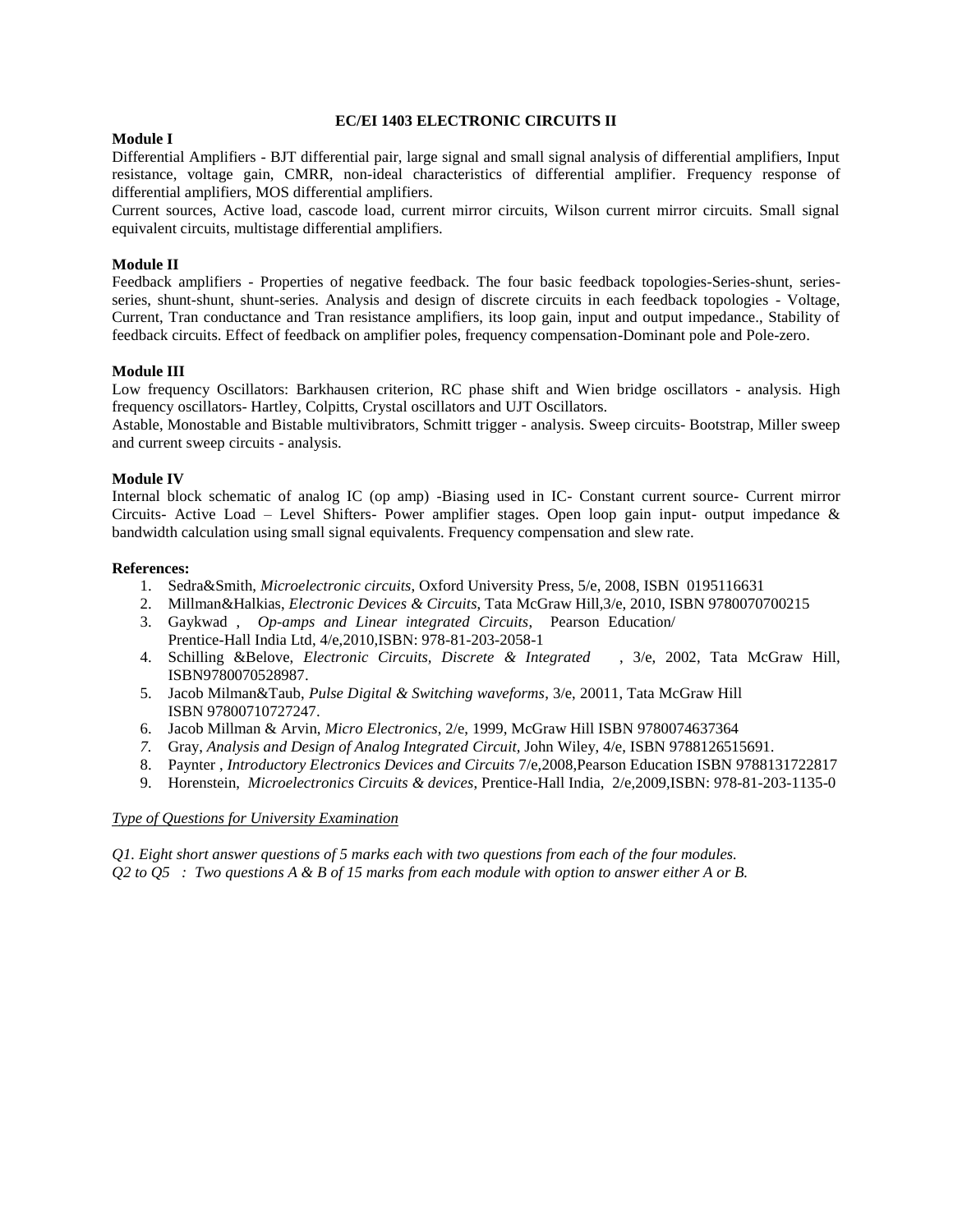## EC/EI 1403 ELECTRONIC CIRCUITS II

**Module I**

Differential Amplifiers - BJT differential pair, large signal and small signal analysis of differential amplifiers, Input resistance, voltage gain, CMRR, non-ideal characteristics of differential amplifier. Frequency response of differential amplifiers, MOS differential amplifiers.

Current sources, Active load, cascode load, current mirror circuits, Wilson current mirror circuits. Small signal equivalent circuits, multistage differential amplifiers.

**Module II**

Feedback amplifiers - Properties of negative feedback. The four basic feedback topologies-Series-shunt, series-series, shunt-shunt, shunt-series. Analysis and design of discrete circuits in each feedback topologies - Voltage, Current, Tran conductance and Tran resistance amplifiers, its loop gain, input and output impedance., Stability of feedback circuits. Effect of feedback on amplifier poles, frequency compensation-Dominant pole and Pole-zero.

**Module III**

Low frequency Oscillators: Barkhausen criterion, RC phase shift and Wien bridge oscillators - analysis. High frequency oscillators- Hartley, Colpitts, Crystal oscillators and UJT Oscillators.

Astable, Monostable and Bistable multivibrators, Schmitt trigger - analysis. Sweep circuits- Bootstrap, Miller sweep and current sweep circuits - analysis.

**Module IV**

Internal block schematic of analog IC (op amp) -Biasing used in IC- Constant current source- Current mirror Circuits- Active Load – Level Shifters- Power amplifier stages. Open loop gain input- output impedance & bandwidth calculation using small signal equivalents. Frequency compensation and slew rate.

**References:**

1. Sedra&Smith, *Microelectronic circuits*, Oxford University Press, 5/e, 2008, ISBN 0195116631
2. Millman&Halkias, *Electronic Devices & Circuits*, Tata McGraw Hill,3/e, 2010, ISBN 9780070700215
3. Gaykwad , *Op-amps and Linear integrated Circuits*, Pearson Education/ Prentice-Hall India Ltd, 4/e,2010,ISBN: 978-81-203-2058-1
4. Schilling &Belove, *Electronic Circuits, Discrete & Integrated* , 3/e, 2002, Tata McGraw Hill, ISBN9780070528987.
5. Jacob Milman&Taub, *Pulse Digital & Switching waveforms*, 3/e, 20011, Tata McGraw Hill ISBN 97800710727247.
6. Jacob Millman & Arvin, *Micro Electronics*, 2/e, 1999, McGraw Hill ISBN 9780074637364
7. Gray, *Analysis and Design of Analog Integrated Circuit*, John Wiley, 4/e, ISBN 9788126515691.
8. Paynter , *Introductory Electronics Devices and Circuits* 7/e,2008,Pearson Education ISBN 9788131722817
9. Horenstein, *Microelectronics Circuits & devices*, Prentice-Hall India, 2/e,2009,ISBN: 978-81-203-1135-0

*Type of Questions for University Examination*

*Q1. Eight short answer questions of 5 marks each with two questions from each of the four modules.*

*Q2 to Q5 : Two questions A & B of 15 marks from each module with option to answer either A or B.*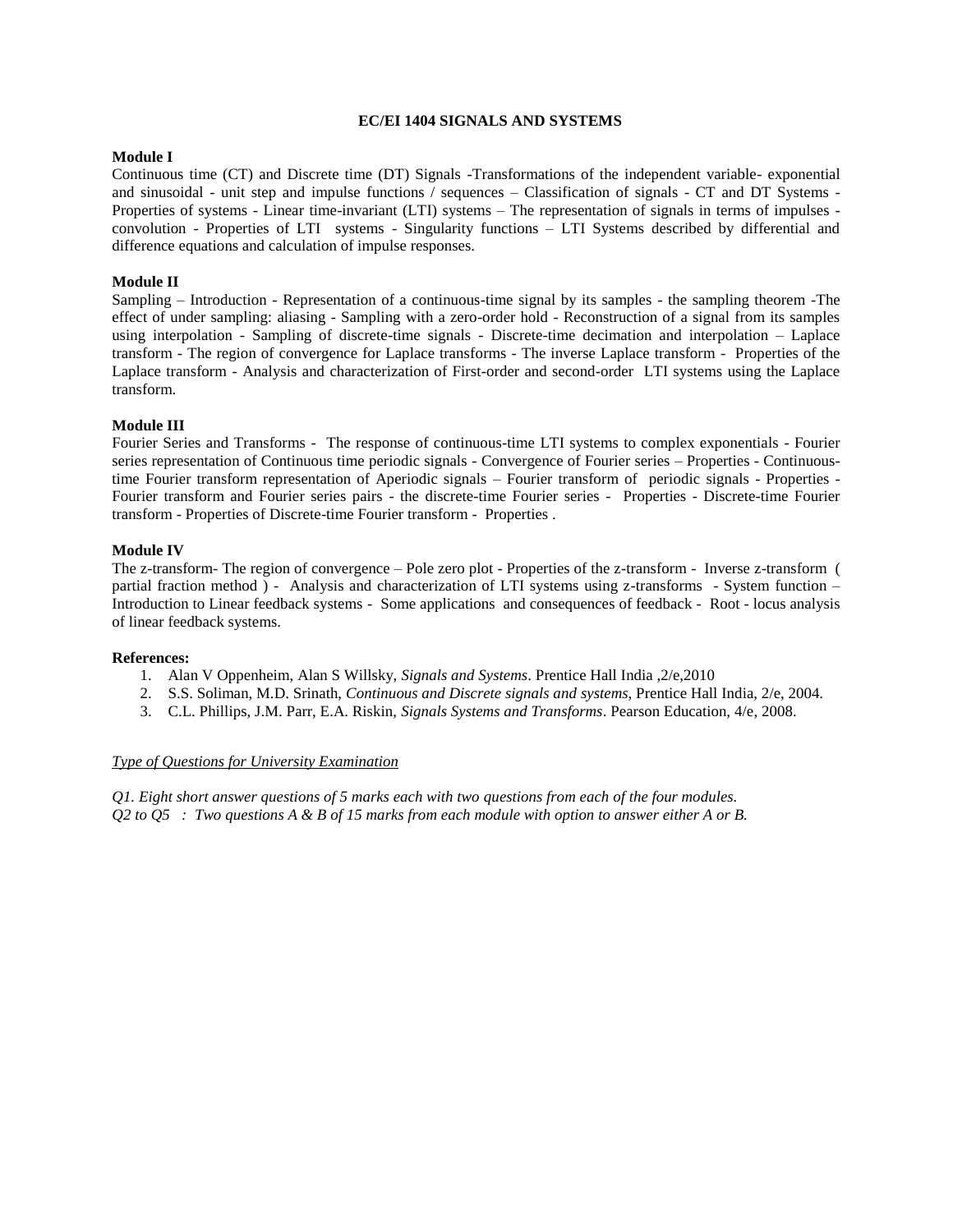## EC/EI 1404 SIGNALS AND SYSTEMS

**Module I**

Continuous time (CT) and Discrete time (DT) Signals -Transformations of the independent variable- exponential and sinusoidal - unit step and impulse functions / sequences – Classification of signals - CT and DT Systems - Properties of systems - Linear time-invariant (LTI) systems – The representation of signals in terms of impulses - convolution - Properties of LTI systems - Singularity functions – LTI Systems described by differential and difference equations and calculation of impulse responses.

**Module II**

Sampling – Introduction - Representation of a continuous-time signal by its samples - the sampling theorem -The effect of under sampling: aliasing - Sampling with a zero-order hold - Reconstruction of a signal from its samples using interpolation - Sampling of discrete-time signals - Discrete-time decimation and interpolation – Laplace transform - The region of convergence for Laplace transforms - The inverse Laplace transform - Properties of the Laplace transform - Analysis and characterization of First-order and second-order LTI systems using the Laplace transform.

**Module III**

Fourier Series and Transforms - The response of continuous-time LTI systems to complex exponentials - Fourier series representation of Continuous time periodic signals - Convergence of Fourier series – Properties - Continuous-time Fourier transform representation of Aperiodic signals – Fourier transform of periodic signals - Properties - Fourier transform and Fourier series pairs - the discrete-time Fourier series - Properties - Discrete-time Fourier transform - Properties of Discrete-time Fourier transform - Properties .

**Module IV**

The z-transform- The region of convergence – Pole zero plot - Properties of the z-transform - Inverse z-transform ( partial fraction method ) - Analysis and characterization of LTI systems using z-transforms - System function – Introduction to Linear feedback systems - Some applications and consequences of feedback - Root - locus analysis of linear feedback systems.

**References:**

1. Alan V Oppenheim, Alan S Willsky, *Signals and Systems*. Prentice Hall India ,2/e,2010
2. S.S. Soliman, M.D. Srinath, *Continuous and Discrete signals and systems*, Prentice Hall India, 2/e, 2004.
3. C.L. Phillips, J.M. Parr, E.A. Riskin, *Signals Systems and Transforms*. Pearson Education, 4/e, 2008.

*Type of Questions for University Examination*

*Q1. Eight short answer questions of 5 marks each with two questions from each of the four modules.*
*Q2 to Q5 : Two questions A & B of 15 marks from each module with option to answer either A or B.*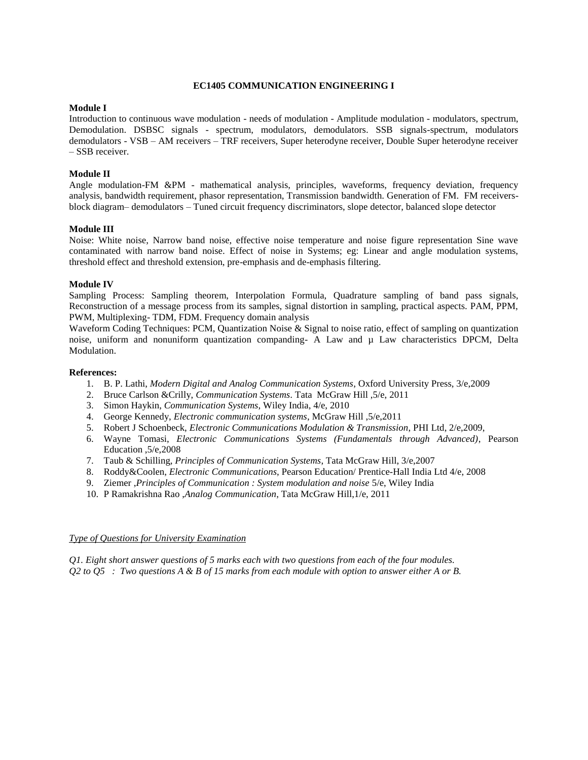## EC1405 COMMUNICATION ENGINEERING I

**Module I**

Introduction to continuous wave modulation - needs of modulation - Amplitude modulation - modulators, spectrum, Demodulation. DSBSC signals - spectrum, modulators, demodulators. SSB signals-spectrum, modulators demodulators - VSB – AM receivers – TRF receivers, Super heterodyne receiver, Double Super heterodyne receiver – SSB receiver.

**Module II**

Angle modulation-FM &PM - mathematical analysis, principles, waveforms, frequency deviation, frequency analysis, bandwidth requirement, phasor representation, Transmission bandwidth. Generation of FM. FM receivers-block diagram– demodulators – Tuned circuit frequency discriminators, slope detector, balanced slope detector

**Module III**

Noise: White noise, Narrow band noise, effective noise temperature and noise figure representation Sine wave contaminated with narrow band noise. Effect of noise in Systems; eg: Linear and angle modulation systems, threshold effect and threshold extension, pre-emphasis and de-emphasis filtering.

**Module IV**

Sampling Process: Sampling theorem, Interpolation Formula, Quadrature sampling of band pass signals, Reconstruction of a message process from its samples, signal distortion in sampling, practical aspects. PAM, PPM, PWM, Multiplexing- TDM, FDM. Frequency domain analysis

Waveform Coding Techniques: PCM, Quantization Noise & Signal to noise ratio, effect of sampling on quantization noise, uniform and nonuniform quantization companding- A Law and μ Law characteristics DPCM, Delta Modulation.

**References:**

1. B. P. Lathi, *Modern Digital and Analog Communication Systems*, Oxford University Press, 3/e,2009
2. Bruce Carlson &Crilly, *Communication Systems*. Tata McGraw Hill ,5/e, 2011
3. Simon Haykin, *Communication Systems*, Wiley India, 4/e, 2010
4. George Kennedy, *Electronic communication systems*, McGraw Hill ,5/e,2011
5. Robert J Schoenbeck, *Electronic Communications Modulation & Transmission*, PHI Ltd, 2/e,2009,
6. Wayne Tomasi, *Electronic Communications Systems (Fundamentals through Advanced)*, Pearson Education ,5/e,2008
7. Taub & Schilling, *Principles of Communication Systems*, Tata McGraw Hill, 3/e,2007
8. Roddy&Coolen, *Electronic Communications*, Pearson Education/ Prentice-Hall India Ltd 4/e, 2008
9. Ziemer ,*Principles of Communication : System modulation and noise* 5/e, Wiley India
10. P Ramakrishna Rao ,*Analog Communication*, Tata McGraw Hill,1/e, 2011

*Type of Questions for University Examination*

*Q1. Eight short answer questions of 5 marks each with two questions from each of the four modules.*
*Q2 to Q5 : Two questions A & B of 15 marks from each module with option to answer either A or B.*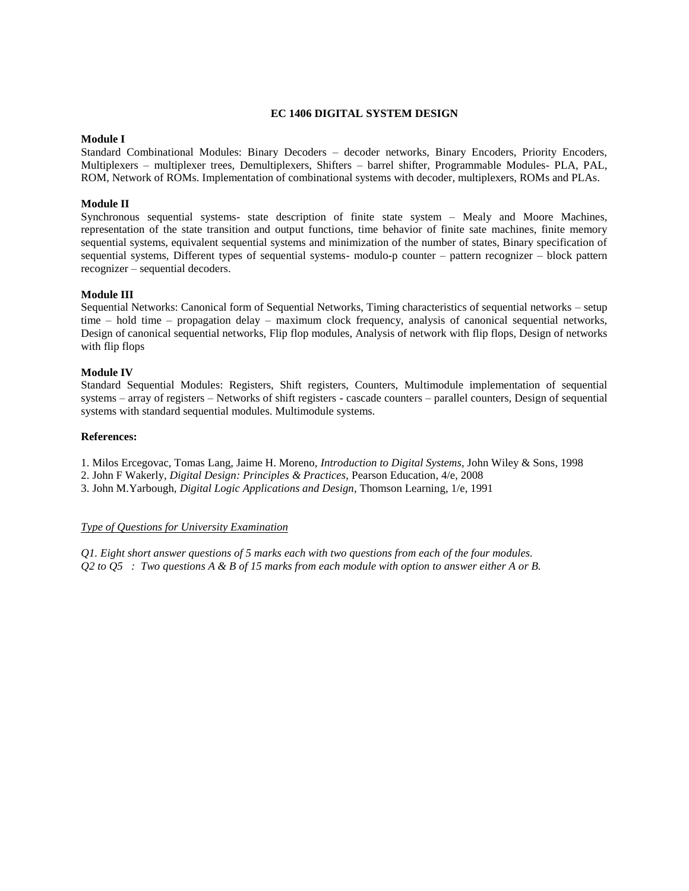## EC 1406 DIGITAL SYSTEM DESIGN

**Module I**

Standard Combinational Modules: Binary Decoders – decoder networks, Binary Encoders, Priority Encoders, Multiplexers – multiplexer trees, Demultiplexers, Shifters – barrel shifter, Programmable Modules- PLA, PAL, ROM, Network of ROMs. Implementation of combinational systems with decoder, multiplexers, ROMs and PLAs.

**Module II**

Synchronous sequential systems- state description of finite state system – Mealy and Moore Machines, representation of the state transition and output functions, time behavior of finite sate machines, finite memory sequential systems, equivalent sequential systems and minimization of the number of states, Binary specification of sequential systems, Different types of sequential systems- modulo-p counter – pattern recognizer – block pattern recognizer – sequential decoders.

**Module III**

Sequential Networks: Canonical form of Sequential Networks, Timing characteristics of sequential networks – setup time – hold time – propagation delay – maximum clock frequency, analysis of canonical sequential networks, Design of canonical sequential networks, Flip flop modules, Analysis of network with flip flops, Design of networks with flip flops

**Module IV**

Standard Sequential Modules: Registers, Shift registers, Counters, Multimodule implementation of sequential systems – array of registers – Networks of shift registers - cascade counters – parallel counters, Design of sequential systems with standard sequential modules. Multimodule systems.

**References:**

1. Milos Ercegovac, Tomas Lang, Jaime H. Moreno, *Introduction to Digital Systems*, John Wiley & Sons, 1998
2. John F Wakerly, *Digital Design: Principles & Practices*, Pearson Education, 4/e, 2008
3. John M.Yarbough, *Digital Logic Applications and Design*, Thomson Learning, 1/e, 1991

*Type of Questions for University Examination*

*Q1. Eight short answer questions of 5 marks each with two questions from each of the four modules.*
*Q2 to Q5 : Two questions A & B of 15 marks from each module with option to answer either A or B.*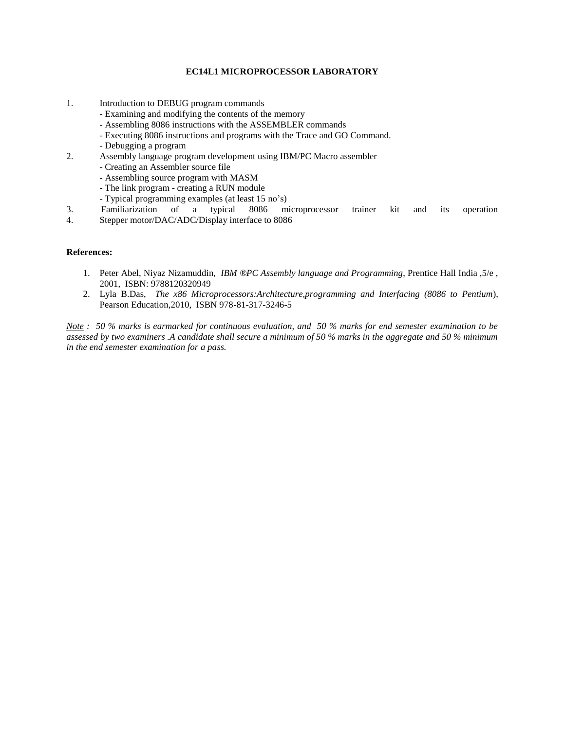**EC14L1 MICROPROCESSOR LABORATORY**

1. Introduction to DEBUG program commands
   - Examining and modifying the contents of the memory
   - Assembling 8086 instructions with the ASSEMBLER commands
   - Executing 8086 instructions and programs with the Trace and GO Command.
   - Debugging a program
2. Assembly language program development using IBM/PC Macro assembler
   - Creating an Assembler source file
   - Assembling source program with MASM
   - The link program - creating a RUN module
   - Typical programming examples (at least 15 no's)
3. Familiarization of a typical 8086 microprocessor trainer kit and its operation
4. Stepper motor/DAC/ADC/Display interface to 8086

**References:**

1. Peter Abel, Niyaz Nizamuddin, *IBM ®PC Assembly language and Programming*, Prentice Hall India ,5/e , 2001, ISBN: 9788120320949
2. Lyla B.Das, *The x86 Microprocessors:Architecture,programming and Interfacing (8086 to Pentium*), Pearson Education,2010, ISBN 978-81-317-3246-5

*Note : 50 % marks is earmarked for continuous evaluation, and 50 % marks for end semester examination to be assessed by two examiners .A candidate shall secure a minimum of 50 % marks in the aggregate and 50 % minimum in the end semester examination for a pass.*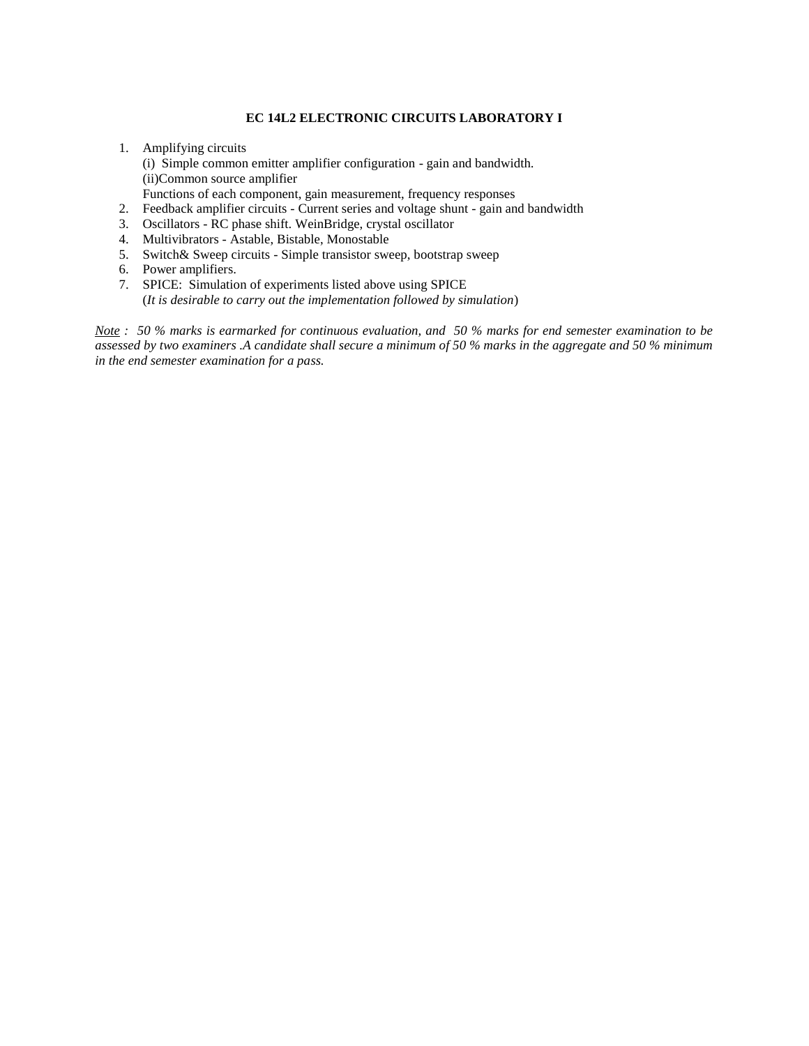## EC 14L2 ELECTRONIC CIRCUITS LABORATORY I

1. Amplifying circuits
   (i) Simple common emitter amplifier configuration - gain and bandwidth.
   (ii)Common source amplifier
   Functions of each component, gain measurement, frequency responses
2. Feedback amplifier circuits - Current series and voltage shunt - gain and bandwidth
3. Oscillators - RC phase shift. WeinBridge, crystal oscillator
4. Multivibrators - Astable, Bistable, Monostable
5. Switch& Sweep circuits - Simple transistor sweep, bootstrap sweep
6. Power amplifiers.
7. SPICE: Simulation of experiments listed above using SPICE
   (*It is desirable to carry out the implementation followed by simulation*)

*Note : 50 % marks is earmarked for continuous evaluation, and 50 % marks for end semester examination to be assessed by two examiners .A candidate shall secure a minimum of 50 % marks in the aggregate and 50 % minimum in the end semester examination for a pass.*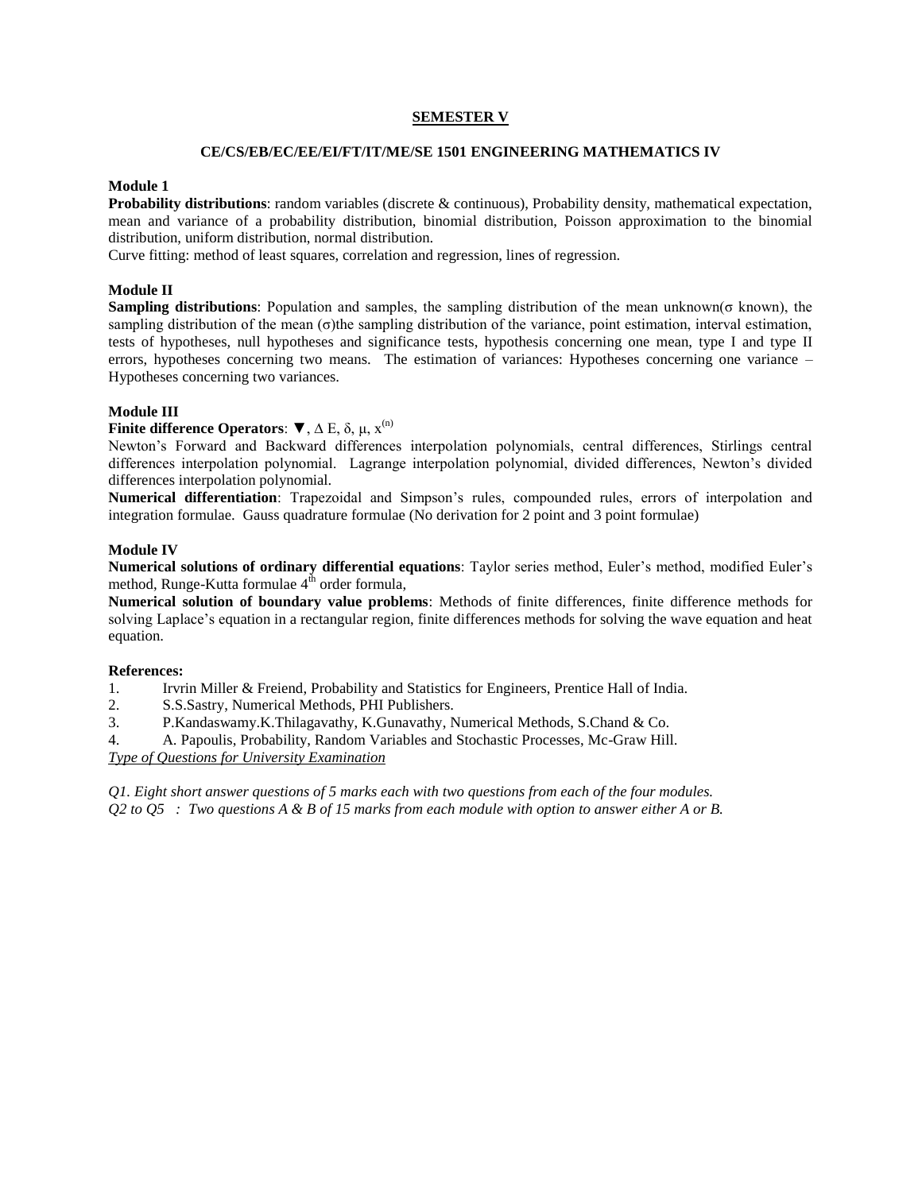## SEMESTER V

### CE/CS/EB/EC/EE/EI/FT/IT/ME/SE 1501 ENGINEERING MATHEMATICS IV

**Module 1**

**Probability distributions**: random variables (discrete & continuous), Probability density, mathematical expectation, mean and variance of a probability distribution, binomial distribution, Poisson approximation to the binomial distribution, uniform distribution, normal distribution.

Curve fitting: method of least squares, correlation and regression, lines of regression.

**Module II**

**Sampling distributions**: Population and samples, the sampling distribution of the mean unknown($\sigma$ known), the sampling distribution of the mean ($\sigma$)the sampling distribution of the variance, point estimation, interval estimation, tests of hypotheses, null hypotheses and significance tests, hypothesis concerning one mean, type I and type II errors, hypotheses concerning two means. The estimation of variances: Hypotheses concerning one variance – Hypotheses concerning two variances.

**Module III**

**Finite difference Operators**: $\nabla$, $\Delta$ E, $\delta$, $\mu$, $x^{(n)}$

Newton's Forward and Backward differences interpolation polynomials, central differences, Stirlings central differences interpolation polynomial. Lagrange interpolation polynomial, divided differences, Newton's divided differences interpolation polynomial.

**Numerical differentiation**: Trapezoidal and Simpson's rules, compounded rules, errors of interpolation and integration formulae. Gauss quadrature formulae (No derivation for 2 point and 3 point formulae)

**Module IV**

**Numerical solutions of ordinary differential equations**: Taylor series method, Euler's method, modified Euler's method, Runge-Kutta formulae $4^{th}$ order formula,

**Numerical solution of boundary value problems**: Methods of finite differences, finite difference methods for solving Laplace's equation in a rectangular region, finite differences methods for solving the wave equation and heat equation.

**References:**

1. Irvrin Miller & Freiend, Probability and Statistics for Engineers, Prentice Hall of India.
2. S.S.Sastry, Numerical Methods, PHI Publishers.
3. P.Kandaswamy.K.Thilagavathy, K.Gunavathy, Numerical Methods, S.Chand & Co.
4. A. Papoulis, Probability, Random Variables and Stochastic Processes, Mc-Graw Hill.

*Type of Questions for University Examination*

*Q1. Eight short answer questions of 5 marks each with two questions from each of the four modules.*

*Q2 to Q5 : Two questions A & B of 15 marks from each module with option to answer either A or B.*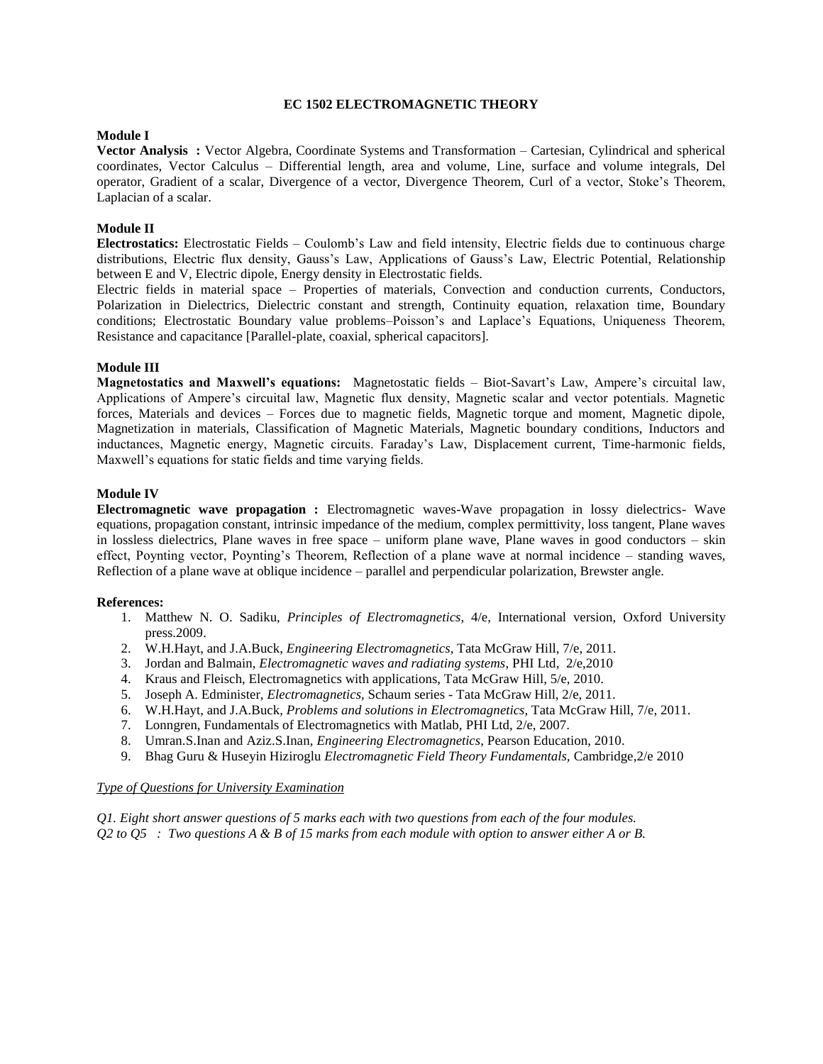# EC 1502 ELECTROMAGNETIC THEORY

**Module I**

**Vector Analysis :** Vector Algebra, Coordinate Systems and Transformation – Cartesian, Cylindrical and spherical coordinates, Vector Calculus – Differential length, area and volume, Line, surface and volume integrals, Del operator, Gradient of a scalar, Divergence of a vector, Divergence Theorem, Curl of a vector, Stoke's Theorem, Laplacian of a scalar.

**Module II**

**Electrostatics:** Electrostatic Fields – Coulomb's Law and field intensity, Electric fields due to continuous charge distributions, Electric flux density, Gauss's Law, Applications of Gauss's Law, Electric Potential, Relationship between E and V, Electric dipole, Energy density in Electrostatic fields.

Electric fields in material space – Properties of materials, Convection and conduction currents, Conductors, Polarization in Dielectrics, Dielectric constant and strength, Continuity equation, relaxation time, Boundary conditions; Electrostatic Boundary value problems–Poisson's and Laplace's Equations, Uniqueness Theorem, Resistance and capacitance [Parallel-plate, coaxial, spherical capacitors].

**Module III**

**Magnetostatics and Maxwell's equations:** Magnetostatic fields – Biot-Savart's Law, Ampere's circuital law, Applications of Ampere's circuital law, Magnetic flux density, Magnetic scalar and vector potentials. Magnetic forces, Materials and devices – Forces due to magnetic fields, Magnetic torque and moment, Magnetic dipole, Magnetization in materials, Classification of Magnetic Materials, Magnetic boundary conditions, Inductors and inductances, Magnetic energy, Magnetic circuits. Faraday's Law, Displacement current, Time-harmonic fields, Maxwell's equations for static fields and time varying fields.

**Module IV**

**Electromagnetic wave propagation :** Electromagnetic waves-Wave propagation in lossy dielectrics- Wave equations, propagation constant, intrinsic impedance of the medium, complex permittivity, loss tangent, Plane waves in lossless dielectrics, Plane waves in free space – uniform plane wave, Plane waves in good conductors – skin effect, Poynting vector, Poynting's Theorem, Reflection of a plane wave at normal incidence – standing waves, Reflection of a plane wave at oblique incidence – parallel and perpendicular polarization, Brewster angle.

**References:**

1. Matthew N. O. Sadiku, *Principles of Electromagnetics*, 4/e, International version, Oxford University press.2009.
2. W.H.Hayt, and J.A.Buck, *Engineering Electromagnetics*, Tata McGraw Hill, 7/e, 2011.
3. Jordan and Balmain, *Electromagnetic waves and radiating systems*, PHI Ltd, 2/e,2010
4. Kraus and Fleisch, Electromagnetics with applications, Tata McGraw Hill, 5/e, 2010.
5. Joseph A. Edminister, *Electromagnetics*, Schaum series - Tata McGraw Hill, 2/e, 2011.
6. W.H.Hayt, and J.A.Buck, *Problems and solutions in Electromagnetics*, Tata McGraw Hill, 7/e, 2011.
7. Lonngren, Fundamentals of Electromagnetics with Matlab, PHI Ltd, 2/e, 2007.
8. Umran.S.Inan and Aziz.S.Inan, *Engineering Electromagnetics*, Pearson Education, 2010.
9. Bhag Guru & Huseyin Hiziroglu *Electromagnetic Field Theory Fundamentals*, Cambridge,2/e 2010

*Type of Questions for University Examination*

*Q1. Eight short answer questions of 5 marks each with two questions from each of the four modules.*
*Q2 to Q5 : Two questions A & B of 15 marks from each module with option to answer either A or B.*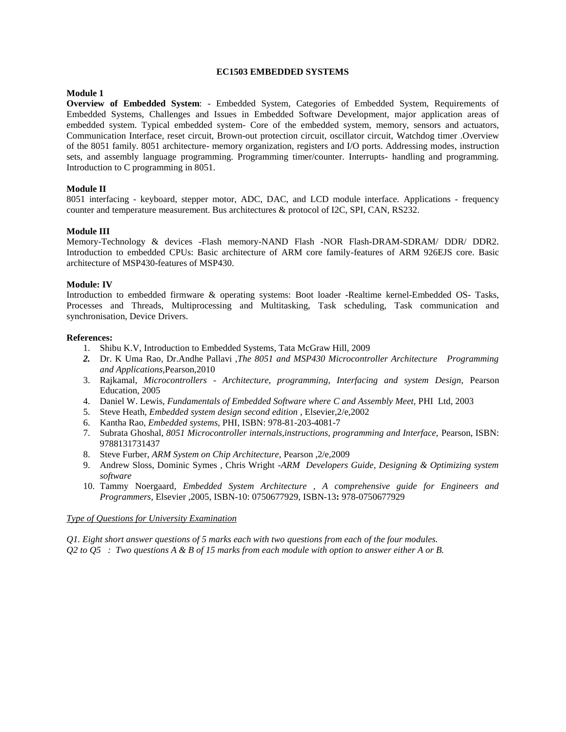# EC1503 EMBEDDED SYSTEMS

**Module 1**

**Overview of Embedded System**: - Embedded System, Categories of Embedded System, Requirements of Embedded Systems, Challenges and Issues in Embedded Software Development, major application areas of embedded system. Typical embedded system- Core of the embedded system, memory, sensors and actuators, Communication Interface, reset circuit, Brown-out protection circuit, oscillator circuit, Watchdog timer .Overview of the 8051 family. 8051 architecture- memory organization, registers and I/O ports. Addressing modes, instruction sets, and assembly language programming. Programming timer/counter. Interrupts- handling and programming. Introduction to C programming in 8051.

**Module II**

8051 interfacing - keyboard, stepper motor, ADC, DAC, and LCD module interface. Applications - frequency counter and temperature measurement. Bus architectures & protocol of I2C, SPI, CAN, RS232.

**Module III**

Memory-Technology & devices -Flash memory-NAND Flash -NOR Flash-DRAM-SDRAM/ DDR/ DDR2. Introduction to embedded CPUs: Basic architecture of ARM core family-features of ARM 926EJS core. Basic architecture of MSP430-features of MSP430.

**Module: IV**

Introduction to embedded firmware & operating systems: Boot loader -Realtime kernel-Embedded OS- Tasks, Processes and Threads, Multiprocessing and Multitasking, Task scheduling, Task communication and synchronisation, Device Drivers.

**References:**

1. Shibu K.V, Introduction to Embedded Systems, Tata McGraw Hill, 2009
2. Dr. K Uma Rao, Dr.Andhe Pallavi ,*The 8051 and MSP430 Microcontroller Architecture Programming and Applications,*Pearson,2010
3. Rajkamal, *Microcontrollers - Architecture, programming, Interfacing and system Design,* Pearson Education, 2005
4. Daniel W. Lewis, *Fundamentals of Embedded Software where C and Assembly Meet,* PHI Ltd, 2003
5. Steve Heath, *Embedded system design second edition* , Elsevier,2/e,2002
6. Kantha Rao, *Embedded systems,* PHI, ISBN: 978-81-203-4081-7
7. Subrata Ghoshal, *8051 Microcontroller internals,instructions, programming and Interface,* Pearson, ISBN: 9788131731437
8. Steve Furber, *ARM System on Chip Architecture,* Pearson ,2/e,2009
9. Andrew Sloss, Dominic Symes , Chris Wright -*ARM Developers Guide, Designing & Optimizing system software*
10. Tammy Noergaard, *Embedded System Architecture , A comprehensive guide for Engineers and Programmers,* Elsevier ,2005, ISBN-10: 0750677929, ISBN-13**:** 978-0750677929

*Type of Questions for University Examination*

*Q1. Eight short answer questions of 5 marks each with two questions from each of the four modules.*
*Q2 to Q5 : Two questions A & B of 15 marks from each module with option to answer either A or B.*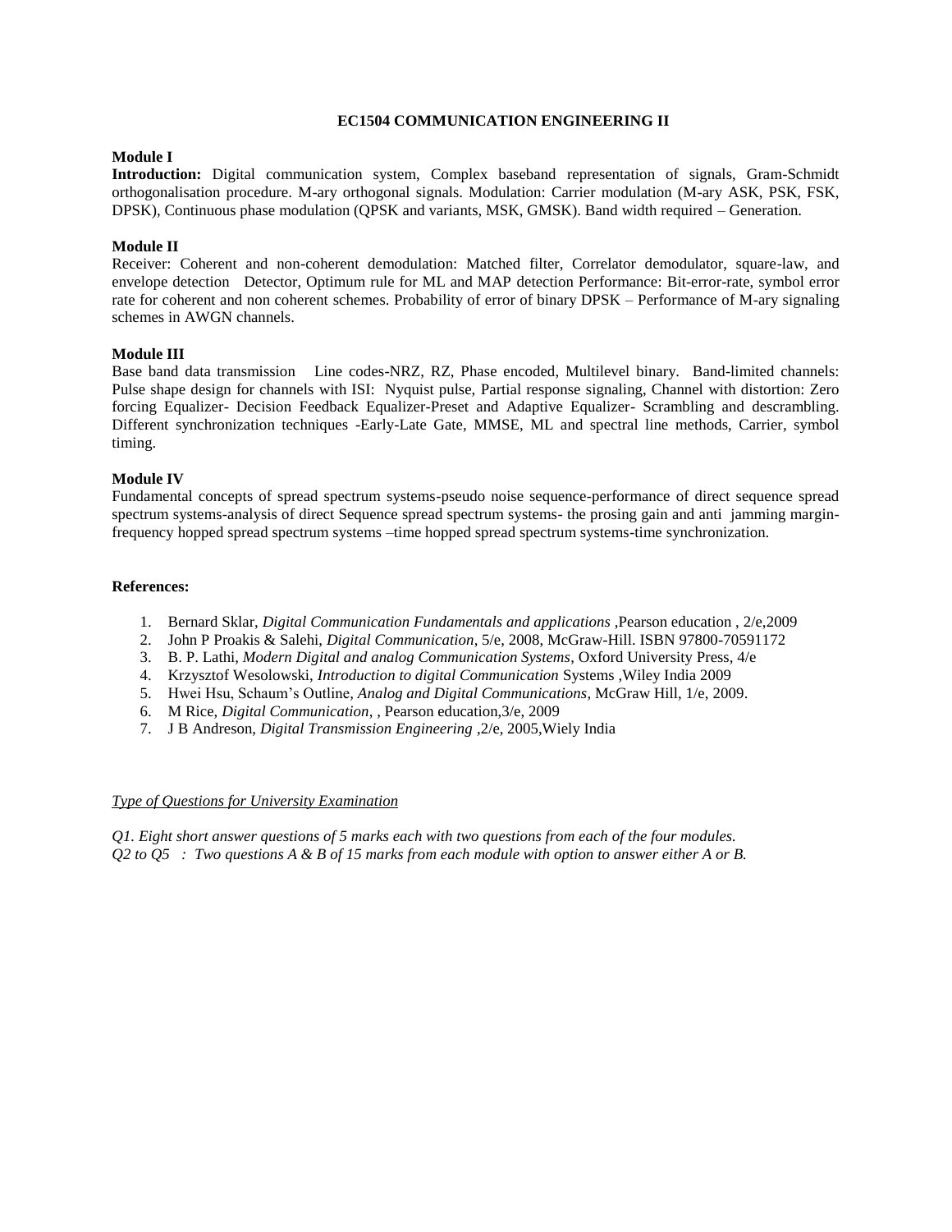## EC1504 COMMUNICATION ENGINEERING II

**Module I**

**Introduction:** Digital communication system, Complex baseband representation of signals, Gram-Schmidt orthogonalisation procedure. M-ary orthogonal signals. Modulation: Carrier modulation (M-ary ASK, PSK, FSK, DPSK), Continuous phase modulation (QPSK and variants, MSK, GMSK). Band width required – Generation.

**Module II**

Receiver: Coherent and non-coherent demodulation: Matched filter, Correlator demodulator, square-law, and envelope detection Detector, Optimum rule for ML and MAP detection Performance: Bit-error-rate, symbol error rate for coherent and non coherent schemes. Probability of error of binary DPSK – Performance of M-ary signaling schemes in AWGN channels.

**Module III**

Base band data transmission Line codes-NRZ, RZ, Phase encoded, Multilevel binary. Band-limited channels: Pulse shape design for channels with ISI: Nyquist pulse, Partial response signaling, Channel with distortion: Zero forcing Equalizer- Decision Feedback Equalizer-Preset and Adaptive Equalizer- Scrambling and descrambling. Different synchronization techniques -Early-Late Gate, MMSE, ML and spectral line methods, Carrier, symbol timing.

**Module IV**

Fundamental concepts of spread spectrum systems-pseudo noise sequence-performance of direct sequence spread spectrum systems-analysis of direct Sequence spread spectrum systems- the prosing gain and anti jamming margin-frequency hopped spread spectrum systems –time hopped spread spectrum systems-time synchronization.

**References:**

1. Bernard Sklar, *Digital Communication Fundamentals and applications* ,Pearson education , 2/e,2009
2. John P Proakis & Salehi, *Digital Communication*, 5/e, 2008, McGraw-Hill. ISBN 97800-70591172
3. B. P. Lathi, *Modern Digital and analog Communication Systems*, Oxford University Press, 4/e
4. Krzysztof Wesolowski, *Introduction to digital Communication* Systems ,Wiley India 2009
5. Hwei Hsu, Schaum's Outline*, Analog and Digital Communications,* McGraw Hill, 1/e, 2009.
6. M Rice, *Digital Communication*, , Pearson education,3/e, 2009
7. J B Andreson, *Digital Transmission Engineering* ,2/e, 2005,Wiely India

*<u>Type of Questions for University Examination</u>*

*Q1. Eight short answer questions of 5 marks each with two questions from each of the four modules.*
*Q2 to Q5 : Two questions A & B of 15 marks from each module with option to answer either A or B.*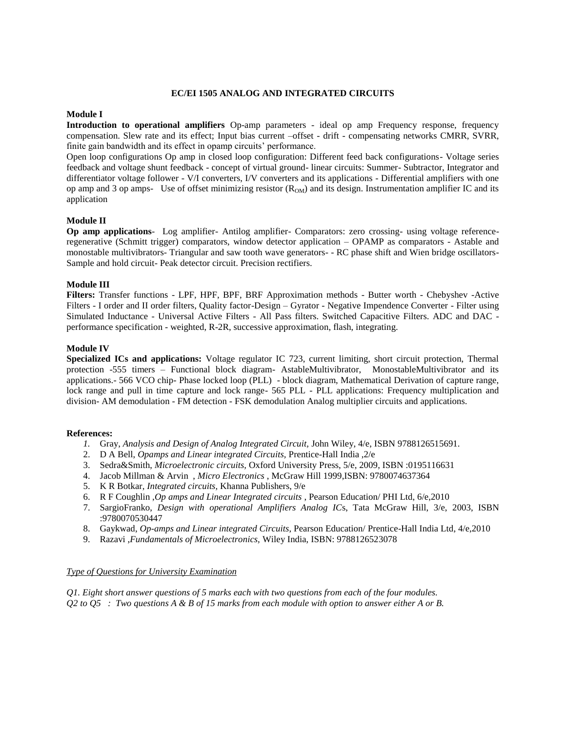## EC/EI 1505 ANALOG AND INTEGRATED CIRCUITS

**Module I**

**Introduction to operational amplifiers** Op-amp parameters - ideal op amp Frequency response, frequency compensation. Slew rate and its effect; Input bias current –offset - drift - compensating networks CMRR, SVRR, finite gain bandwidth and its effect in opamp circuits' performance.

Open loop configurations Op amp in closed loop configuration: Different feed back configurations- Voltage series feedback and voltage shunt feedback - concept of virtual ground- linear circuits: Summer- Subtractor, Integrator and differentiator voltage follower - V/I converters, I/V converters and its applications - Differential amplifiers with one op amp and 3 op amps- Use of offset minimizing resistor ($R_{OM}$) and its design. Instrumentation amplifier IC and its application

**Module II**

**Op amp applications**- Log amplifier- Antilog amplifier- Comparators: zero crossing- using voltage reference- regenerative (Schmitt trigger) comparators, window detector application – OPAMP as comparators - Astable and monostable multivibrators- Triangular and saw tooth wave generators- - RC phase shift and Wien bridge oscillators- Sample and hold circuit- Peak detector circuit. Precision rectifiers.

**Module III**

**Filters:** Transfer functions - LPF, HPF, BPF, BRF Approximation methods - Butter worth - Chebyshev -Active Filters - I order and II order filters, Quality factor-Design – Gyrator - Negative Impendence Converter - Filter using Simulated Inductance - Universal Active Filters - All Pass filters. Switched Capacitive Filters. ADC and DAC - performance specification - weighted, R-2R, successive approximation, flash, integrating.

**Module IV**

**Specialized ICs and applications:** Voltage regulator IC 723, current limiting, short circuit protection, Thermal protection -555 timers – Functional block diagram- AstableMultivibrator, MonostableMultivibrator and its applications.- 566 VCO chip- Phase locked loop (PLL) - block diagram, Mathematical Derivation of capture range, lock range and pull in time capture and lock range- 565 PLL - PLL applications: Frequency multiplication and division- AM demodulation - FM detection - FSK demodulation Analog multiplier circuits and applications.

**References:**

1. Gray, *Analysis and Design of Analog Integrated Circuit,* John Wiley, 4/e, ISBN 9788126515691.
2. D A Bell, *Opamps and Linear integrated Circuits,* Prentice-Hall India ,2/e
3. Sedra&Smith, *Microelectronic circuits,* Oxford University Press, 5/e, 2009, ISBN :0195116631
4. Jacob Millman & Arvin , *Micro Electronics* , McGraw Hill 1999,ISBN: 9780074637364
5. K R Botkar, *Integrated circuits,* Khanna Publishers, 9/e
6. R F Coughlin ,*Op amps and Linear Integrated circuits* , Pearson Education/ PHI Ltd, 6/e,2010
7. SargioFranko, *Design with operational Amplifiers Analog ICs*, Tata McGraw Hill, 3/e, 2003, ISBN :9780070530447
8. Gaykwad, *Op-amps and Linear integrated Circuits,* Pearson Education/ Prentice-Hall India Ltd, 4/e,2010
9. Razavi ,*Fundamentals of Microelectronics,* Wiley India, ISBN: 9788126523078

*Type of Questions for University Examination*

*Q1. Eight short answer questions of 5 marks each with two questions from each of the four modules.*
*Q2 to Q5 : Two questions A & B of 15 marks from each module with option to answer either A or B.*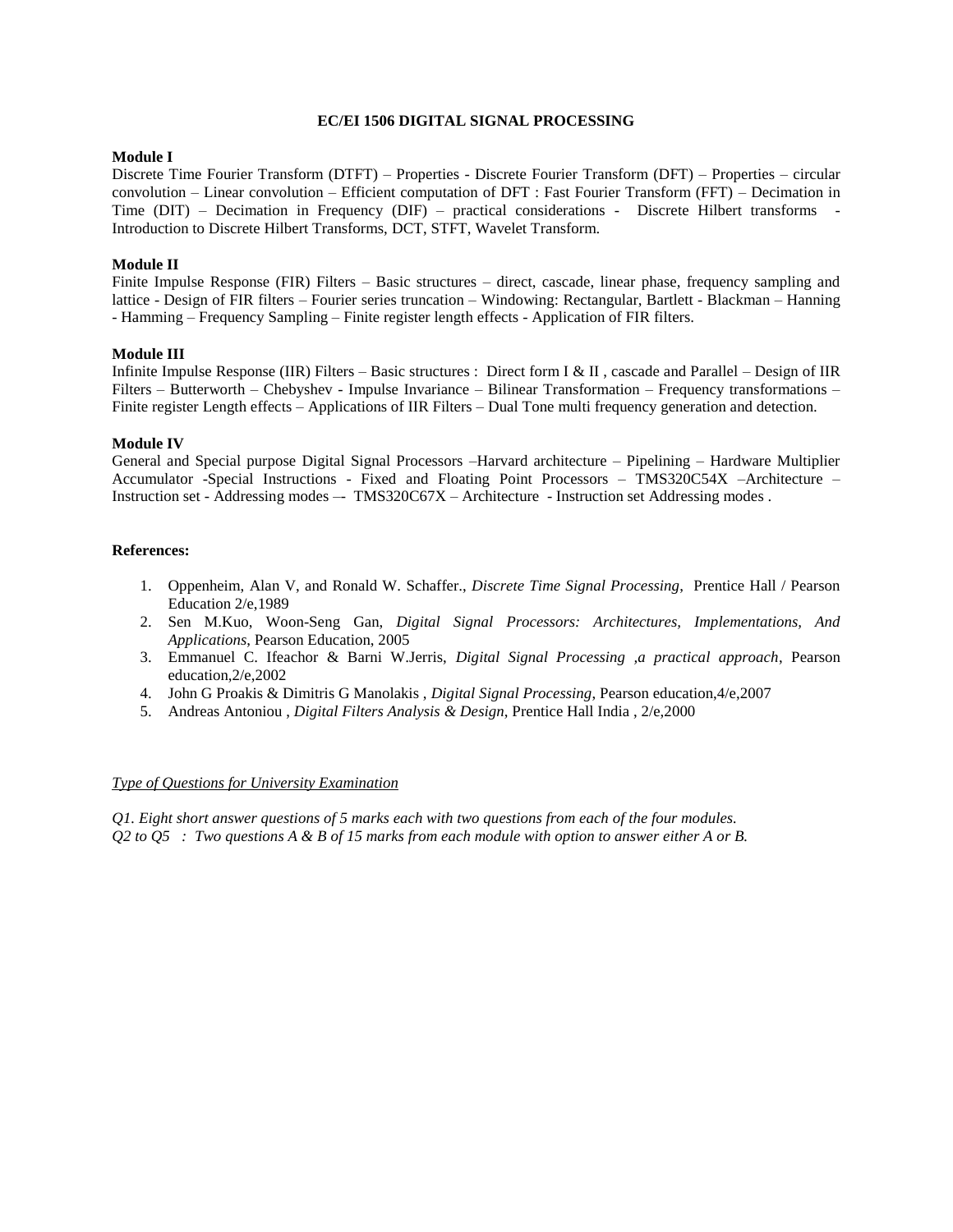## EC/EI 1506 DIGITAL SIGNAL PROCESSING

**Module I**

Discrete Time Fourier Transform (DTFT) – Properties - Discrete Fourier Transform (DFT) – Properties – circular convolution – Linear convolution – Efficient computation of DFT : Fast Fourier Transform (FFT) – Decimation in Time (DIT) – Decimation in Frequency (DIF) – practical considerations - Discrete Hilbert transforms - Introduction to Discrete Hilbert Transforms, DCT, STFT, Wavelet Transform.

**Module II**

Finite Impulse Response (FIR) Filters – Basic structures – direct, cascade, linear phase, frequency sampling and lattice - Design of FIR filters – Fourier series truncation – Windowing: Rectangular, Bartlett - Blackman – Hanning - Hamming – Frequency Sampling – Finite register length effects - Application of FIR filters.

**Module III**

Infinite Impulse Response (IIR) Filters – Basic structures : Direct form I & II , cascade and Parallel – Design of IIR Filters – Butterworth – Chebyshev - Impulse Invariance – Bilinear Transformation – Frequency transformations – Finite register Length effects – Applications of IIR Filters – Dual Tone multi frequency generation and detection.

**Module IV**

General and Special purpose Digital Signal Processors –Harvard architecture – Pipelining – Hardware Multiplier Accumulator -Special Instructions - Fixed and Floating Point Processors – TMS320C54X –Architecture – Instruction set - Addressing modes –- TMS320C67X – Architecture - Instruction set Addressing modes .

**References:**

1. Oppenheim, Alan V, and Ronald W. Schaffer., *Discrete Time Signal Processing*, Prentice Hall / Pearson Education 2/e,1989
2. Sen M.Kuo, Woon-Seng Gan, *Digital Signal Processors: Architectures, Implementations, And Applications*, Pearson Education, 2005
3. Emmanuel C. Ifeachor & Barni W.Jerris, *Digital Signal Processing ,a practical approach*, Pearson education,2/e,2002
4. John G Proakis & Dimitris G Manolakis , *Digital Signal Processing*, Pearson education,4/e,2007
5. Andreas Antoniou , *Digital Filters Analysis & Design*, Prentice Hall India , 2/e,2000

*Type of Questions for University Examination*

*Q1. Eight short answer questions of 5 marks each with two questions from each of the four modules.*
*Q2 to Q5 : Two questions A & B of 15 marks from each module with option to answer either A or B.*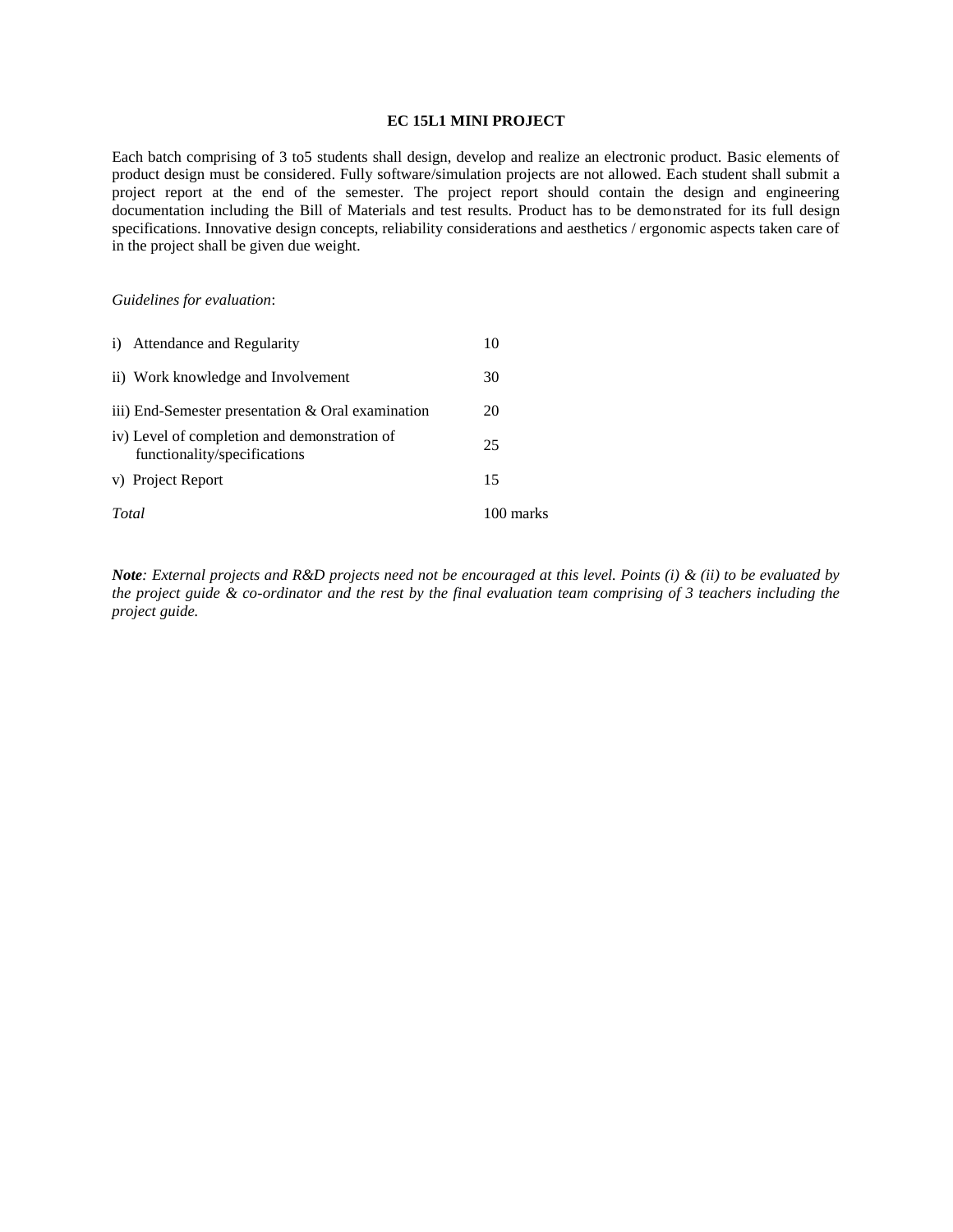## EC 15L1 MINI PROJECT

Each batch comprising of 3 to5 students shall design, develop and realize an electronic product. Basic elements of product design must be considered. Fully software/simulation projects are not allowed. Each student shall submit a project report at the end of the semester. The project report should contain the design and engineering documentation including the Bill of Materials and test results. Product has to be demonstrated for its full design specifications. Innovative design concepts, reliability considerations and aesthetics / ergonomic aspects taken care of in the project shall be given due weight.

*Guidelines for evaluation*:

| | |
|---|---|
| i) Attendance and Regularity | 10 |
| ii) Work knowledge and Involvement | 30 |
| iii) End-Semester presentation & Oral examination | 20 |
| iv) Level of completion and demonstration of functionality/specifications | 25 |
| v) Project Report | 15 |
| *Total* | 100 marks |

***Note**: External projects and R&D projects need not be encouraged at this level. Points (i) & (ii) to be evaluated by the project guide & co-ordinator and the rest by the final evaluation team comprising of 3 teachers including the project guide.*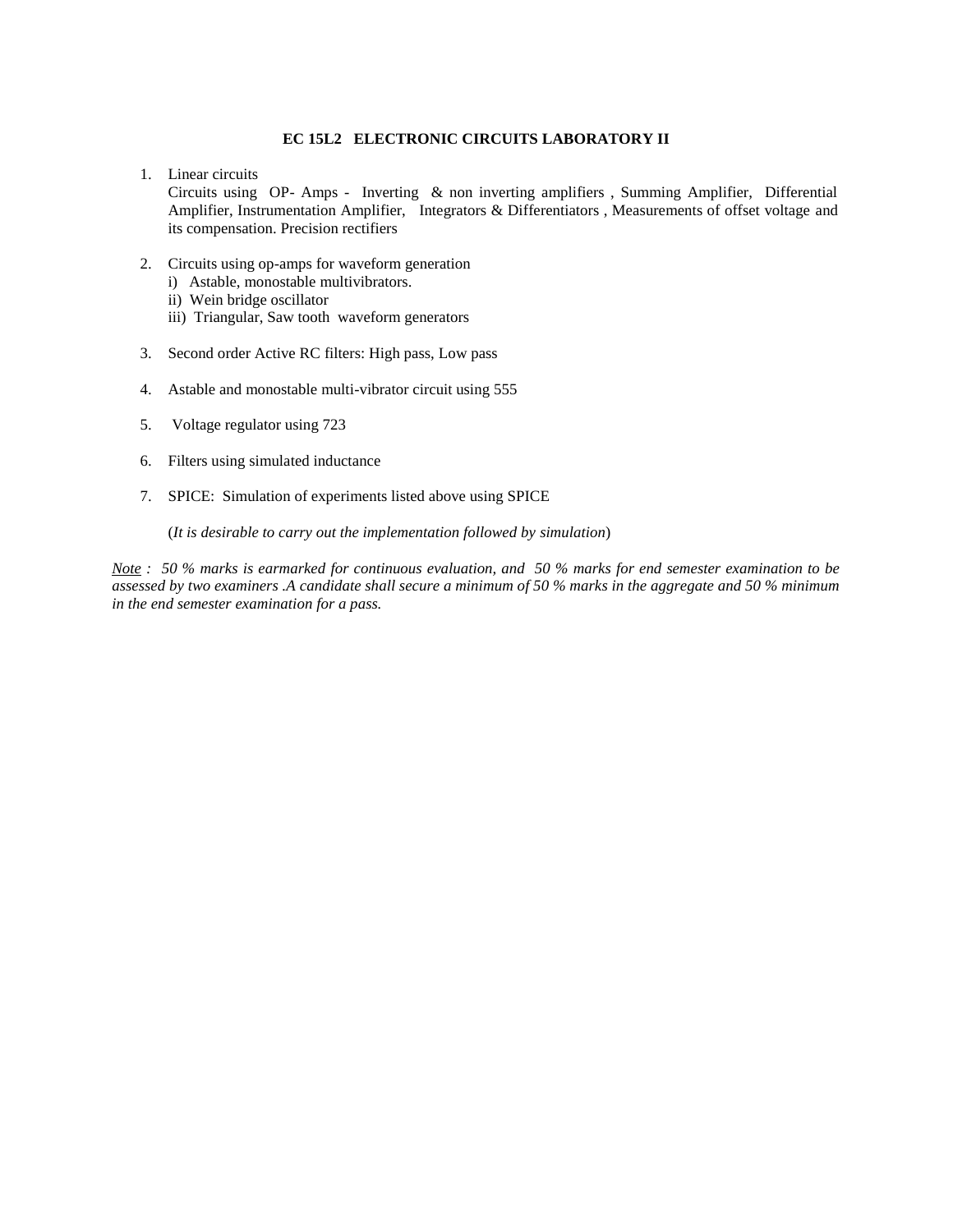## EC 15L2 ELECTRONIC CIRCUITS LABORATORY II

1. Linear circuits
   Circuits using OP- Amps - Inverting & non inverting amplifiers , Summing Amplifier, Differential Amplifier, Instrumentation Amplifier, Integrators & Differentiators , Measurements of offset voltage and its compensation. Precision rectifiers

2. Circuits using op-amps for waveform generation
   i) Astable, monostable multivibrators.
   ii) Wein bridge oscillator
   iii) Triangular, Saw tooth waveform generators

3. Second order Active RC filters: High pass, Low pass

4. Astable and monostable multi-vibrator circuit using 555

5. Voltage regulator using 723

6. Filters using simulated inductance

7. SPICE: Simulation of experiments listed above using SPICE

   (*It is desirable to carry out the implementation followed by simulation*)

*Note : 50 % marks is earmarked for continuous evaluation, and 50 % marks for end semester examination to be assessed by two examiners .A candidate shall secure a minimum of 50 % marks in the aggregate and 50 % minimum in the end semester examination for a pass.*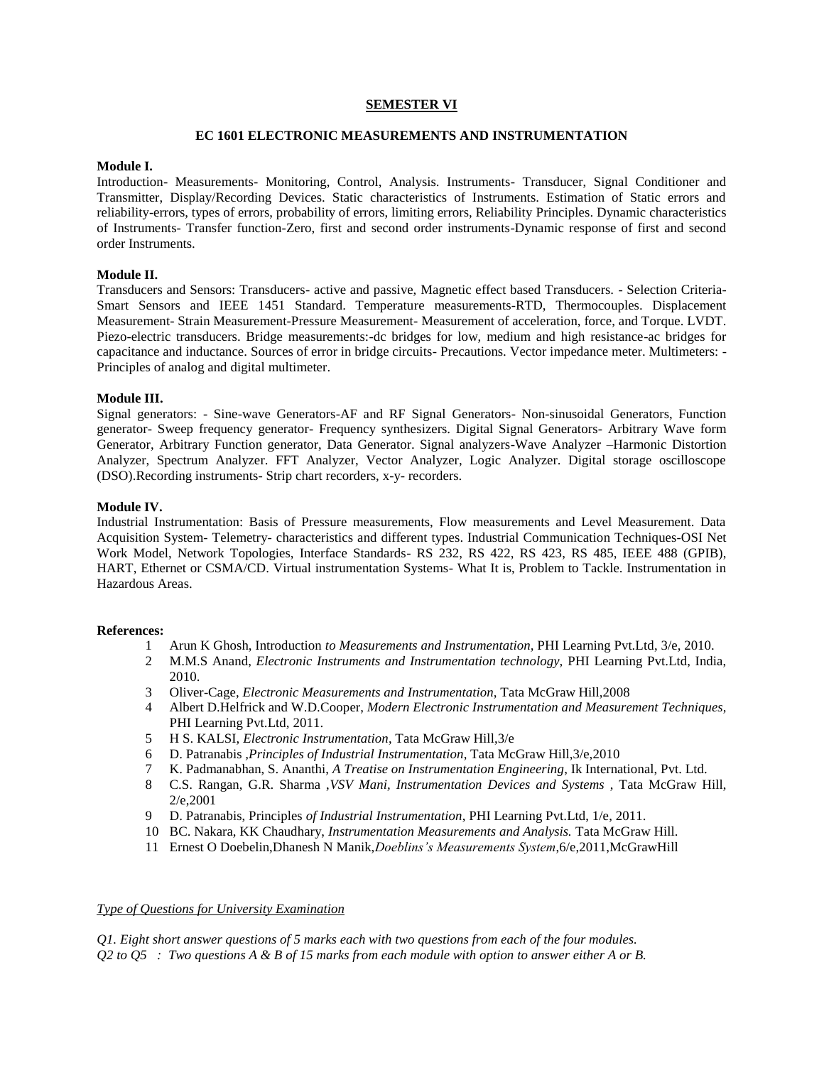## SEMESTER VI

### EC 1601 ELECTRONIC MEASUREMENTS AND INSTRUMENTATION

**Module I.**

Introduction- Measurements- Monitoring, Control, Analysis. Instruments- Transducer, Signal Conditioner and Transmitter, Display/Recording Devices. Static characteristics of Instruments. Estimation of Static errors and reliability-errors, types of errors, probability of errors, limiting errors, Reliability Principles. Dynamic characteristics of Instruments- Transfer function-Zero, first and second order instruments-Dynamic response of first and second order Instruments.

**Module II.**

Transducers and Sensors: Transducers- active and passive, Magnetic effect based Transducers. - Selection Criteria- Smart Sensors and IEEE 1451 Standard. Temperature measurements-RTD, Thermocouples. Displacement Measurement- Strain Measurement-Pressure Measurement- Measurement of acceleration, force, and Torque. LVDT. Piezo-electric transducers. Bridge measurements:-dc bridges for low, medium and high resistance-ac bridges for capacitance and inductance. Sources of error in bridge circuits- Precautions. Vector impedance meter. Multimeters: - Principles of analog and digital multimeter.

**Module III.**

Signal generators: - Sine-wave Generators-AF and RF Signal Generators- Non-sinusoidal Generators, Function generator- Sweep frequency generator- Frequency synthesizers. Digital Signal Generators- Arbitrary Wave form Generator, Arbitrary Function generator, Data Generator. Signal analyzers-Wave Analyzer –Harmonic Distortion Analyzer, Spectrum Analyzer. FFT Analyzer, Vector Analyzer, Logic Analyzer. Digital storage oscilloscope (DSO).Recording instruments- Strip chart recorders, x-y- recorders.

**Module IV.**

Industrial Instrumentation: Basis of Pressure measurements, Flow measurements and Level Measurement. Data Acquisition System- Telemetry- characteristics and different types. Industrial Communication Techniques-OSI Net Work Model, Network Topologies, Interface Standards- RS 232, RS 422, RS 423, RS 485, IEEE 488 (GPIB), HART, Ethernet or CSMA/CD. Virtual instrumentation Systems- What It is, Problem to Tackle. Instrumentation in Hazardous Areas.

**References:**

1. Arun K Ghosh, Introduction *to Measurements and Instrumentation,* PHI Learning Pvt.Ltd, 3/e, 2010.
2. M.M.S Anand, *Electronic Instruments and Instrumentation technology,* PHI Learning Pvt.Ltd, India, 2010.
3. Oliver-Cage, *Electronic Measurements and Instrumentation*, Tata McGraw Hill,2008
4. Albert D.Helfrick and W.D.Cooper, *Modern Electronic Instrumentation and Measurement Techniques*, PHI Learning Pvt.Ltd, 2011.
5. H S. KALSI, *Electronic Instrumentation*, Tata McGraw Hill,3/e
6. D. Patranabis ,*Principles of Industrial Instrumentation*, Tata McGraw Hill,3/e,2010
7. K. Padmanabhan, S. Ananthi, *A Treatise on Instrumentation Engineering*, Ik International, Pvt. Ltd.
8. C.S. Rangan, G.R. Sharma ,*VSV Mani, Instrumentation Devices and Systems* , Tata McGraw Hill, 2/e,2001
9. D. Patranabis, Principles *of Industrial Instrumentation*, PHI Learning Pvt.Ltd, 1/e, 2011.
10. BC. Nakara, KK Chaudhary, *Instrumentation Measurements and Analysis.* Tata McGraw Hill.
11. Ernest O Doebelin,Dhanesh N Manik,*Doeblins's Measurements System*,6/e,2011,McGrawHill

*Type of Questions for University Examination*

*Q1. Eight short answer questions of 5 marks each with two questions from each of the four modules.*
*Q2 to Q5 : Two questions A & B of 15 marks from each module with option to answer either A or B.*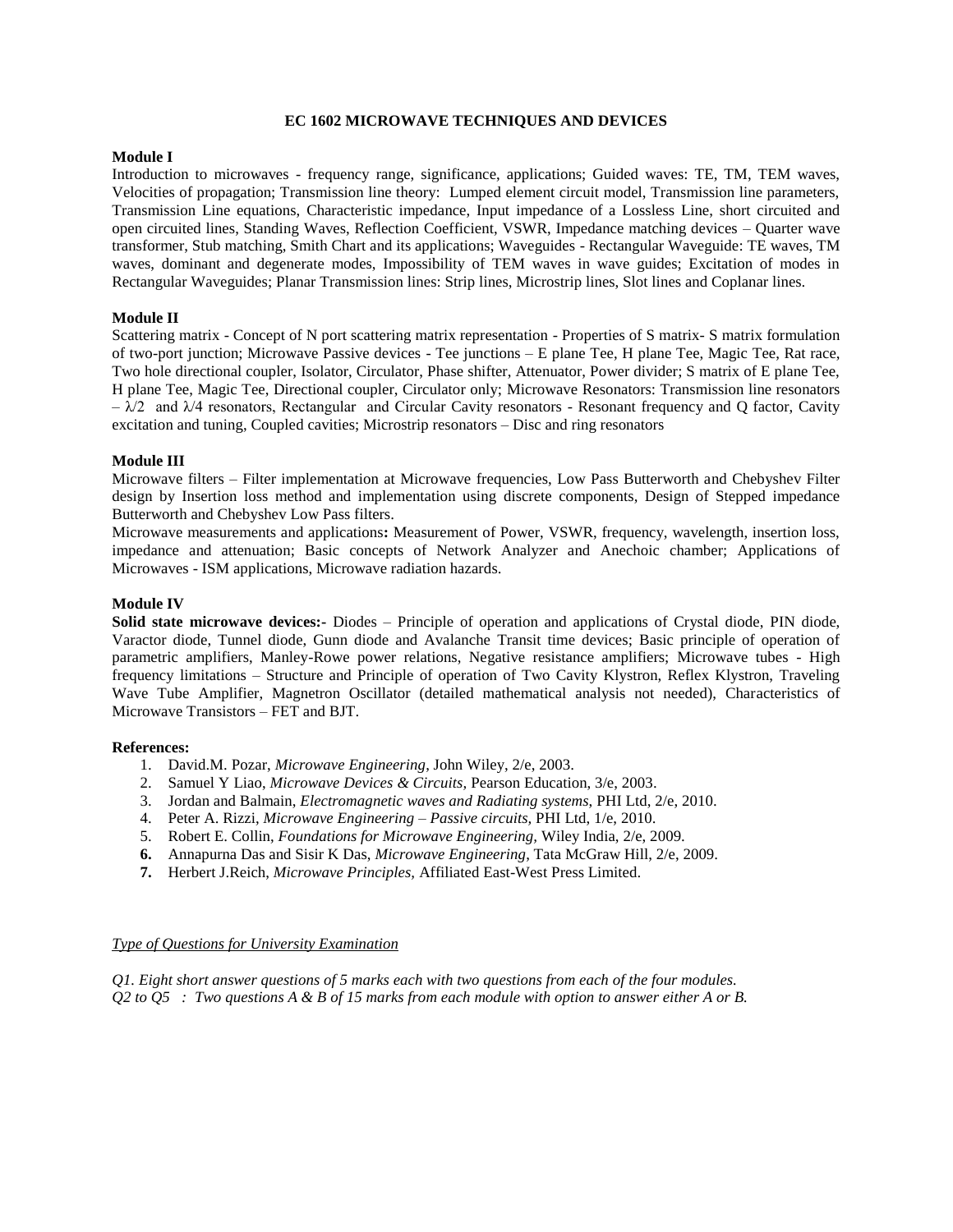# EC 1602 MICROWAVE TECHNIQUES AND DEVICES

**Module I**

Introduction to microwaves - frequency range, significance, applications; Guided waves: TE, TM, TEM waves, Velocities of propagation; Transmission line theory: Lumped element circuit model, Transmission line parameters, Transmission Line equations, Characteristic impedance, Input impedance of a Lossless Line, short circuited and open circuited lines, Standing Waves, Reflection Coefficient, VSWR, Impedance matching devices – Quarter wave transformer, Stub matching, Smith Chart and its applications; Waveguides - Rectangular Waveguide: TE waves, TM waves, dominant and degenerate modes, Impossibility of TEM waves in wave guides; Excitation of modes in Rectangular Waveguides; Planar Transmission lines: Strip lines, Microstrip lines, Slot lines and Coplanar lines.

**Module II**

Scattering matrix - Concept of N port scattering matrix representation - Properties of S matrix- S matrix formulation of two-port junction; Microwave Passive devices - Tee junctions – E plane Tee, H plane Tee, Magic Tee, Rat race, Two hole directional coupler, Isolator, Circulator, Phase shifter, Attenuator, Power divider; S matrix of E plane Tee, H plane Tee, Magic Tee, Directional coupler, Circulator only; Microwave Resonators: Transmission line resonators – $\lambda/2$ and $\lambda/4$ resonators, Rectangular and Circular Cavity resonators - Resonant frequency and Q factor, Cavity excitation and tuning, Coupled cavities; Microstrip resonators – Disc and ring resonators

**Module III**

Microwave filters – Filter implementation at Microwave frequencies, Low Pass Butterworth and Chebyshev Filter design by Insertion loss method and implementation using discrete components, Design of Stepped impedance Butterworth and Chebyshev Low Pass filters.

Microwave measurements and applications**:** Measurement of Power, VSWR, frequency, wavelength, insertion loss, impedance and attenuation; Basic concepts of Network Analyzer and Anechoic chamber; Applications of Microwaves - ISM applications, Microwave radiation hazards.

**Module IV**

**Solid state microwave devices:-** Diodes – Principle of operation and applications of Crystal diode, PIN diode, Varactor diode, Tunnel diode, Gunn diode and Avalanche Transit time devices; Basic principle of operation of parametric amplifiers, Manley-Rowe power relations, Negative resistance amplifiers; Microwave tubes - High frequency limitations – Structure and Principle of operation of Two Cavity Klystron, Reflex Klystron, Traveling Wave Tube Amplifier, Magnetron Oscillator (detailed mathematical analysis not needed), Characteristics of Microwave Transistors – FET and BJT.

**References:**

1. David.M. Pozar, *Microwave Engineering*, John Wiley, 2/e, 2003.
2. Samuel Y Liao, *Microwave Devices & Circuits,* Pearson Education, 3/e, 2003.
3. Jordan and Balmain, *Electromagnetic waves and Radiating systems,* PHI Ltd, 2/e, 2010.
4. Peter A. Rizzi, *Microwave Engineering – Passive circuits,* PHI Ltd, 1/e, 2010.
5. Robert E. Collin, *Foundations for Microwave Engineering,* Wiley India, 2/e, 2009.
6. Annapurna Das and Sisir K Das, *Microwave Engineering*, Tata McGraw Hill, 2/e, 2009.
7. Herbert J.Reich, *Microwave Principles,* Affiliated East-West Press Limited.

*<u>Type of Questions for University Examination</u>*

*Q1. Eight short answer questions of 5 marks each with two questions from each of the four modules.*
*Q2 to Q5 : Two questions A & B of 15 marks from each module with option to answer either A or B.*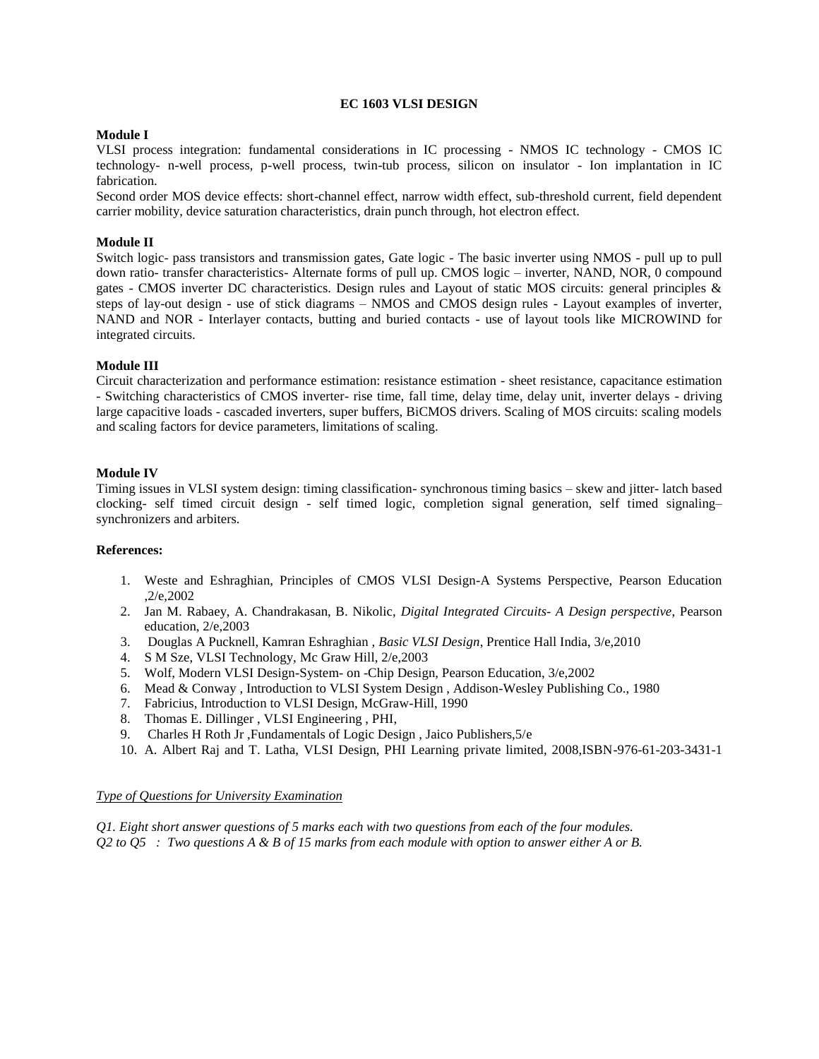## EC 1603 VLSI DESIGN

**Module I**

VLSI process integration: fundamental considerations in IC processing - NMOS IC technology - CMOS IC technology- n-well process, p-well process, twin-tub process, silicon on insulator - Ion implantation in IC fabrication.

Second order MOS device effects: short-channel effect, narrow width effect, sub-threshold current, field dependent carrier mobility, device saturation characteristics, drain punch through, hot electron effect.

**Module II**

Switch logic- pass transistors and transmission gates, Gate logic - The basic inverter using NMOS - pull up to pull down ratio- transfer characteristics- Alternate forms of pull up. CMOS logic – inverter, NAND, NOR, 0 compound gates - CMOS inverter DC characteristics. Design rules and Layout of static MOS circuits: general principles & steps of lay-out design - use of stick diagrams – NMOS and CMOS design rules - Layout examples of inverter, NAND and NOR - Interlayer contacts, butting and buried contacts - use of layout tools like MICROWIND for integrated circuits.

**Module III**

Circuit characterization and performance estimation: resistance estimation - sheet resistance, capacitance estimation - Switching characteristics of CMOS inverter- rise time, fall time, delay time, delay unit, inverter delays - driving large capacitive loads - cascaded inverters, super buffers, BiCMOS drivers. Scaling of MOS circuits: scaling models and scaling factors for device parameters, limitations of scaling.

**Module IV**

Timing issues in VLSI system design: timing classification- synchronous timing basics – skew and jitter- latch based clocking- self timed circuit design - self timed logic, completion signal generation, self timed signaling– synchronizers and arbiters.

**References:**

1. Weste and Eshraghian, Principles of CMOS VLSI Design-A Systems Perspective, Pearson Education ,2/e,2002
2. Jan M. Rabaey, A. Chandrakasan, B. Nikolic, *Digital Integrated Circuits- A Design perspective*, Pearson education, 2/e,2003
3. Douglas A Pucknell, Kamran Eshraghian , *Basic VLSI Design*, Prentice Hall India, 3/e,2010
4. S M Sze, VLSI Technology, Mc Graw Hill, 2/e,2003
5. Wolf, Modern VLSI Design-System- on -Chip Design, Pearson Education, 3/e,2002
6. Mead & Conway , Introduction to VLSI System Design , Addison-Wesley Publishing Co., 1980
7. Fabricius, Introduction to VLSI Design, McGraw-Hill, 1990
8. Thomas E. Dillinger , VLSI Engineering , PHI,
9. Charles H Roth Jr ,Fundamentals of Logic Design , Jaico Publishers,5/e
10. A. Albert Raj and T. Latha, VLSI Design, PHI Learning private limited, 2008,ISBN-976-61-203-3431-1

*Type of Questions for University Examination*

*Q1. Eight short answer questions of 5 marks each with two questions from each of the four modules.*
*Q2 to Q5 : Two questions A & B of 15 marks from each module with option to answer either A or B.*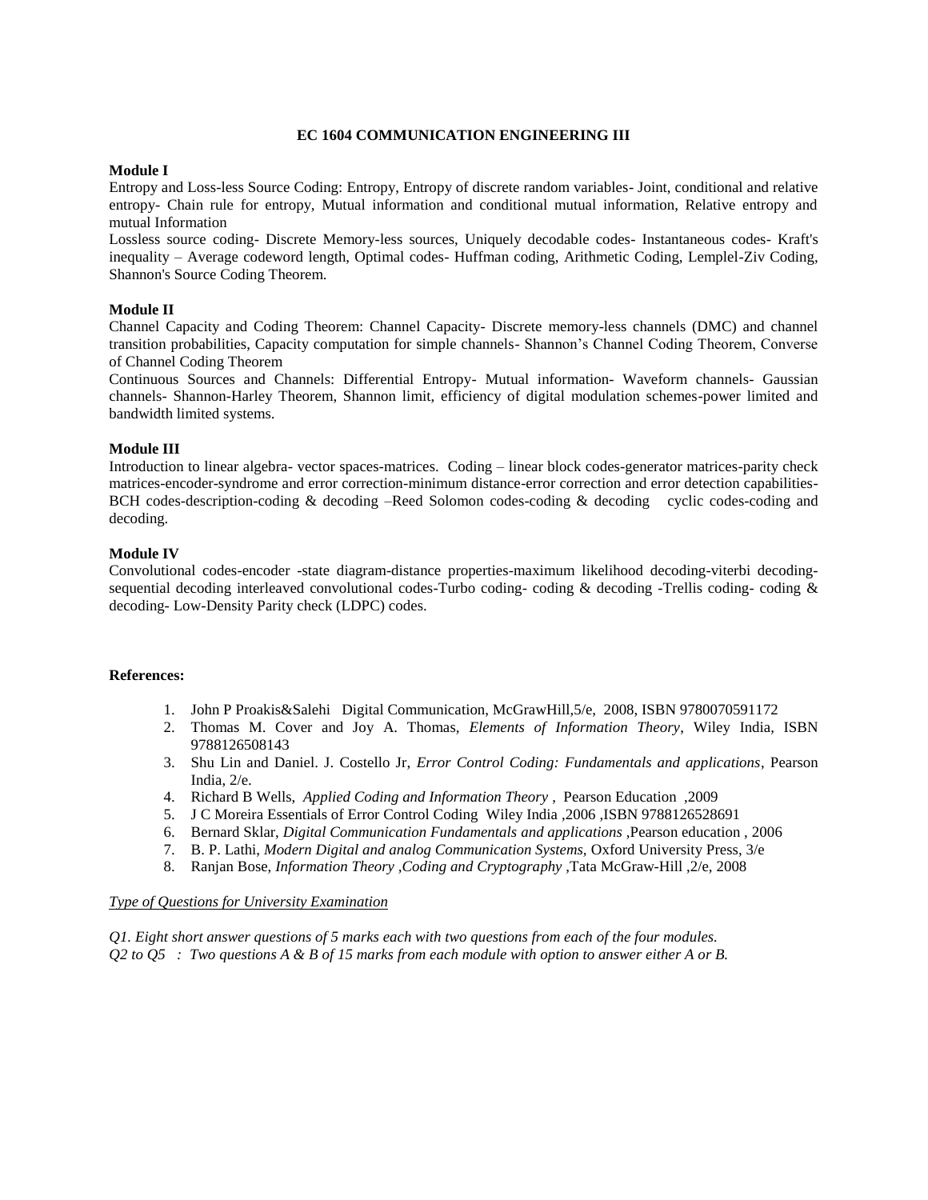## EC 1604 COMMUNICATION ENGINEERING III

**Module I**

Entropy and Loss-less Source Coding: Entropy, Entropy of discrete random variables- Joint, conditional and relative entropy- Chain rule for entropy, Mutual information and conditional mutual information, Relative entropy and mutual Information

Lossless source coding- Discrete Memory-less sources, Uniquely decodable codes- Instantaneous codes- Kraft's inequality – Average codeword length, Optimal codes- Huffman coding, Arithmetic Coding, Lemplel-Ziv Coding, Shannon's Source Coding Theorem.

**Module II**

Channel Capacity and Coding Theorem: Channel Capacity- Discrete memory-less channels (DMC) and channel transition probabilities, Capacity computation for simple channels- Shannon's Channel Coding Theorem, Converse of Channel Coding Theorem

Continuous Sources and Channels: Differential Entropy- Mutual information- Waveform channels- Gaussian channels- Shannon-Harley Theorem, Shannon limit, efficiency of digital modulation schemes-power limited and bandwidth limited systems.

**Module III**

Introduction to linear algebra- vector spaces-matrices. Coding – linear block codes-generator matrices-parity check matrices-encoder-syndrome and error correction-minimum distance-error correction and error detection capabilities-BCH codes-description-coding & decoding –Reed Solomon codes-coding & decoding cyclic codes-coding and decoding.

**Module IV**

Convolutional codes-encoder -state diagram-distance properties-maximum likelihood decoding-viterbi decoding-sequential decoding interleaved convolutional codes-Turbo coding- coding & decoding -Trellis coding- coding & decoding- Low-Density Parity check (LDPC) codes.

**References:**

1. John P Proakis&Salehi Digital Communication, McGrawHill,5/e, 2008, ISBN 9780070591172
2. Thomas M. Cover and Joy A. Thomas, *Elements of Information Theory*, Wiley India, ISBN 9788126508143
3. Shu Lin and Daniel. J. Costello Jr, *Error Control Coding: Fundamentals and applications*, Pearson India, 2/e.
4. Richard B Wells, *Applied Coding and Information Theory* , Pearson Education ,2009
5. J C Moreira Essentials of Error Control Coding Wiley India ,2006 ,ISBN 9788126528691
6. Bernard Sklar, *Digital Communication Fundamentals and applications* ,Pearson education , 2006
7. B. P. Lathi, *Modern Digital and analog Communication Systems,* Oxford University Press, 3/e
8. Ranjan Bose, *Information Theory ,Coding and Cryptography* ,Tata McGraw-Hill ,2/e, 2008

*<u>Type of Questions for University Examination</u>*

*Q1. Eight short answer questions of 5 marks each with two questions from each of the four modules.*

*Q2 to Q5 : Two questions A & B of 15 marks from each module with option to answer either A or B.*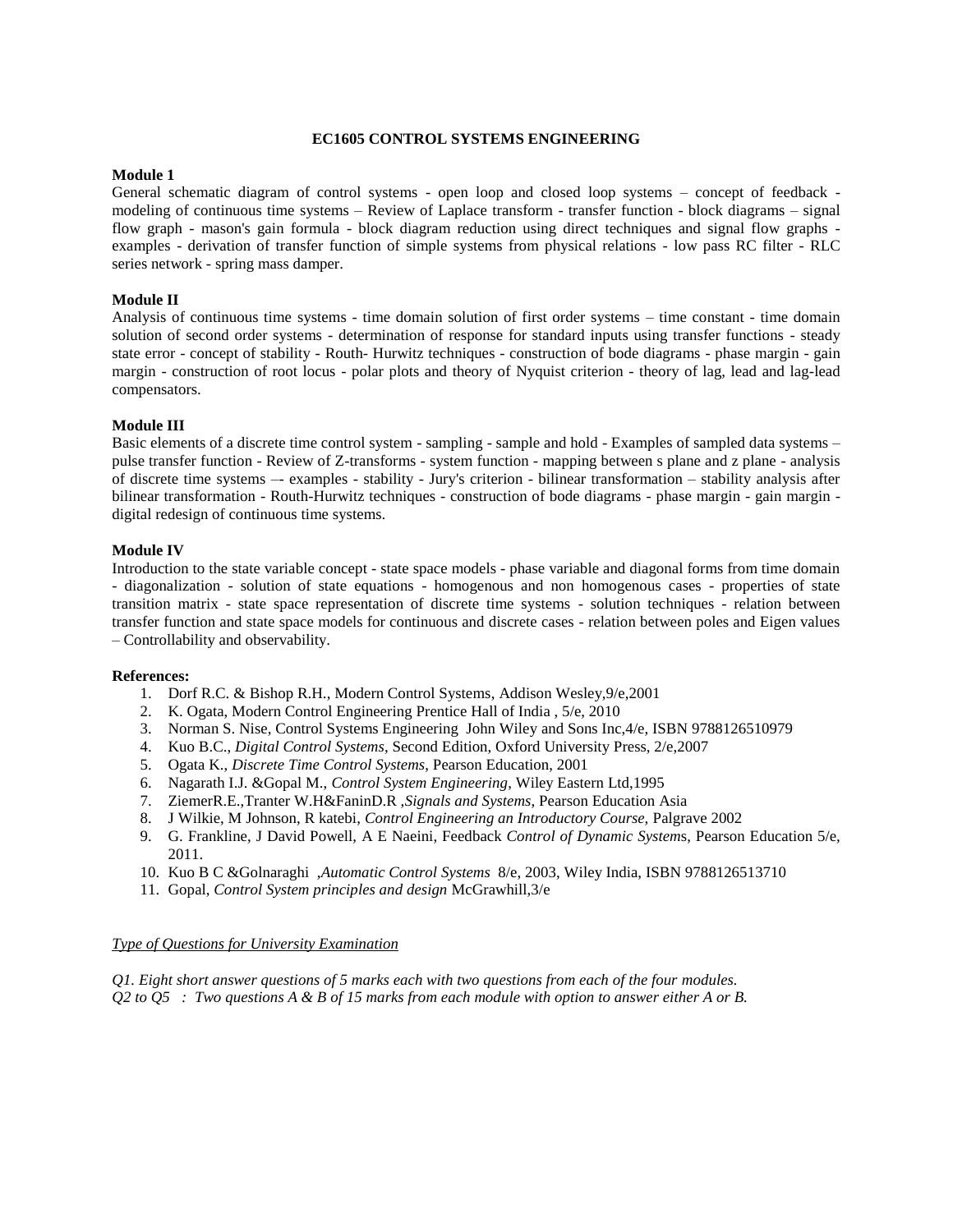# EC1605 CONTROL SYSTEMS ENGINEERING

**Module 1**

General schematic diagram of control systems - open loop and closed loop systems – concept of feedback - modeling of continuous time systems – Review of Laplace transform - transfer function - block diagrams – signal flow graph - mason's gain formula - block diagram reduction using direct techniques and signal flow graphs - examples - derivation of transfer function of simple systems from physical relations - low pass RC filter - RLC series network - spring mass damper.

**Module II**

Analysis of continuous time systems - time domain solution of first order systems – time constant - time domain solution of second order systems - determination of response for standard inputs using transfer functions - steady state error - concept of stability - Routh- Hurwitz techniques - construction of bode diagrams - phase margin - gain margin - construction of root locus - polar plots and theory of Nyquist criterion - theory of lag, lead and lag-lead compensators.

**Module III**

Basic elements of a discrete time control system - sampling - sample and hold - Examples of sampled data systems – pulse transfer function - Review of Z-transforms - system function - mapping between s plane and z plane - analysis of discrete time systems –- examples - stability - Jury's criterion - bilinear transformation – stability analysis after bilinear transformation - Routh-Hurwitz techniques - construction of bode diagrams - phase margin - gain margin - digital redesign of continuous time systems.

**Module IV**

Introduction to the state variable concept - state space models - phase variable and diagonal forms from time domain - diagonalization - solution of state equations - homogenous and non homogenous cases - properties of state transition matrix - state space representation of discrete time systems - solution techniques - relation between transfer function and state space models for continuous and discrete cases - relation between poles and Eigen values – Controllability and observability.

**References:**

1. Dorf R.C. & Bishop R.H., Modern Control Systems, Addison Wesley,9/e,2001
2. K. Ogata, Modern Control Engineering Prentice Hall of India , 5/e, 2010
3. Norman S. Nise, Control Systems Engineering John Wiley and Sons Inc,4/e, ISBN 9788126510979
4. Kuo B.C., *Digital Control Systems*, Second Edition, Oxford University Press, 2/e,2007
5. Ogata K., *Discrete Time Control Systems*, Pearson Education, 2001
6. Nagarath I.J. &Gopal M., *Control System Engineering*, Wiley Eastern Ltd,1995
7. ZiemerR.E.,Tranter W.H&FaninD.R ,*Signals and Systems,* Pearson Education Asia
8. J Wilkie, M Johnson, R katebi, *Control Engineering an Introductory Course,* Palgrave 2002
9. G. Frankline, J David Powell, A E Naeini, Feedback *Control of Dynamic System*s, Pearson Education 5/e, 2011.
10. Kuo B C &Golnaraghi ,*Automatic Control Systems* 8/e, 2003, Wiley India, ISBN 9788126513710
11. Gopal, *Control System principles and design* McGrawhill,3/e

*Type of Questions for University Examination*

*Q1. Eight short answer questions of 5 marks each with two questions from each of the four modules.*
*Q2 to Q5 : Two questions A & B of 15 marks from each module with option to answer either A or B.*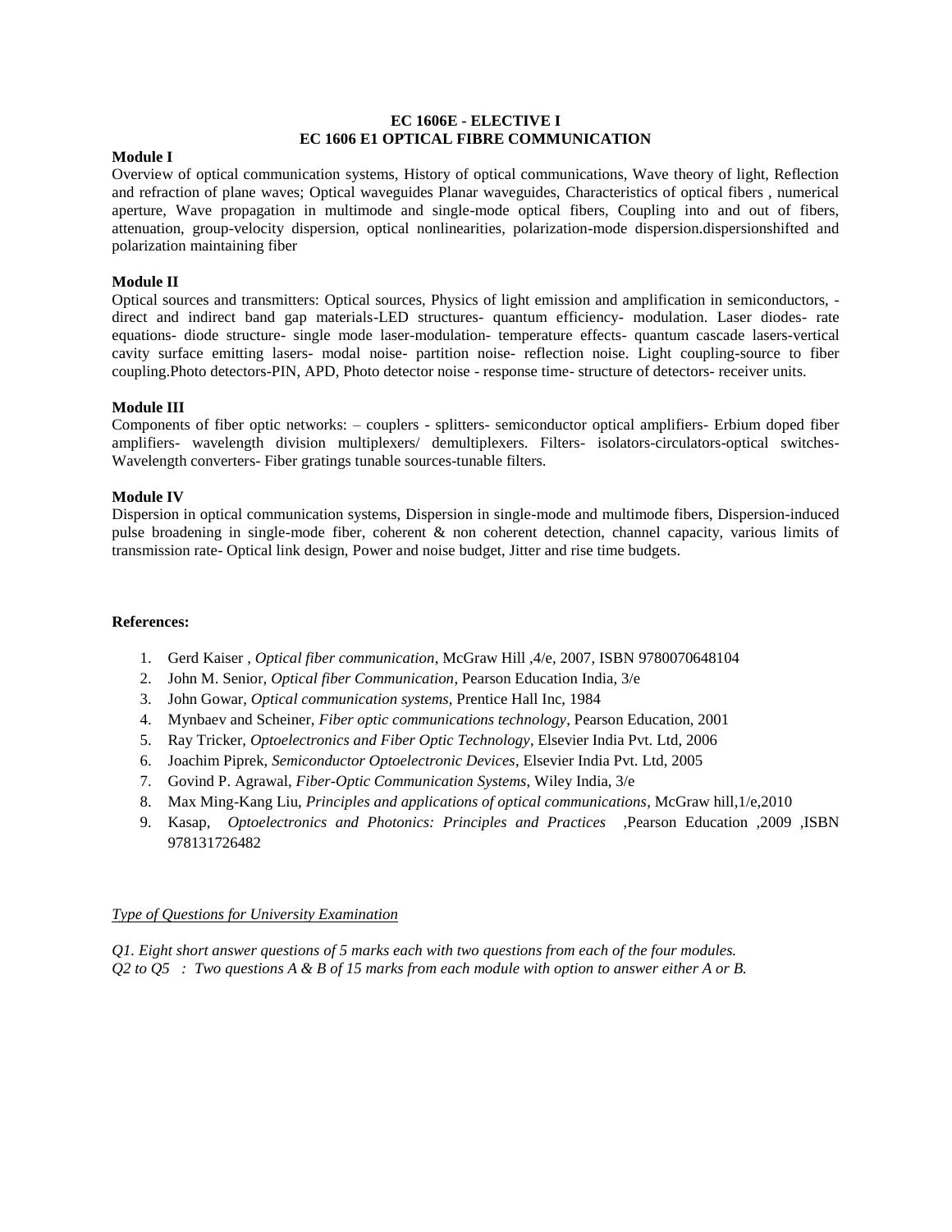**EC 1606E - ELECTIVE I**
**EC 1606 E1 OPTICAL FIBRE COMMUNICATION**

**Module I**

Overview of optical communication systems, History of optical communications, Wave theory of light, Reflection and refraction of plane waves; Optical waveguides Planar waveguides, Characteristics of optical fibers , numerical aperture, Wave propagation in multimode and single-mode optical fibers, Coupling into and out of fibers, attenuation, group-velocity dispersion, optical nonlinearities, polarization-mode dispersion.dispersionshifted and polarization maintaining fiber

**Module II**

Optical sources and transmitters: Optical sources, Physics of light emission and amplification in semiconductors, -direct and indirect band gap materials-LED structures- quantum efficiency- modulation. Laser diodes- rate equations- diode structure- single mode laser-modulation- temperature effects- quantum cascade lasers-vertical cavity surface emitting lasers- modal noise- partition noise- reflection noise. Light coupling-source to fiber coupling.Photo detectors-PIN, APD, Photo detector noise - response time- structure of detectors- receiver units.

**Module III**

Components of fiber optic networks: – couplers - splitters- semiconductor optical amplifiers- Erbium doped fiber amplifiers- wavelength division multiplexers/ demultiplexers. Filters- isolators-circulators-optical switches-Wavelength converters- Fiber gratings tunable sources-tunable filters.

**Module IV**

Dispersion in optical communication systems, Dispersion in single-mode and multimode fibers, Dispersion-induced pulse broadening in single-mode fiber, coherent & non coherent detection, channel capacity, various limits of transmission rate- Optical link design, Power and noise budget, Jitter and rise time budgets.

**References:**

1. Gerd Kaiser , *Optical fiber communication*, McGraw Hill ,4/e, 2007, ISBN 9780070648104
2. John M. Senior, *Optical fiber Communication*, Pearson Education India, 3/e
3. John Gowar, *Optical communication systems*, Prentice Hall Inc, 1984
4. Mynbaev and Scheiner, *Fiber optic communications technology*, Pearson Education, 2001
5. Ray Tricker, *Optoelectronics and Fiber Optic Technology*, Elsevier India Pvt. Ltd, 2006
6. Joachim Piprek, *Semiconductor Optoelectronic Devices*, Elsevier India Pvt. Ltd, 2005
7. Govind P. Agrawal, *Fiber-Optic Communication Systems*, Wiley India, 3/e
8. Max Ming-Kang Liu, *Principles and applications of optical communications*, McGraw hill,1/e,2010
9. Kasap, *Optoelectronics and Photonics: Principles and Practices* ,Pearson Education ,2009 ,ISBN 978131726482

*Type of Questions for University Examination*

*Q1. Eight short answer questions of 5 marks each with two questions from each of the four modules.*
*Q2 to Q5 : Two questions A & B of 15 marks from each module with option to answer either A or B.*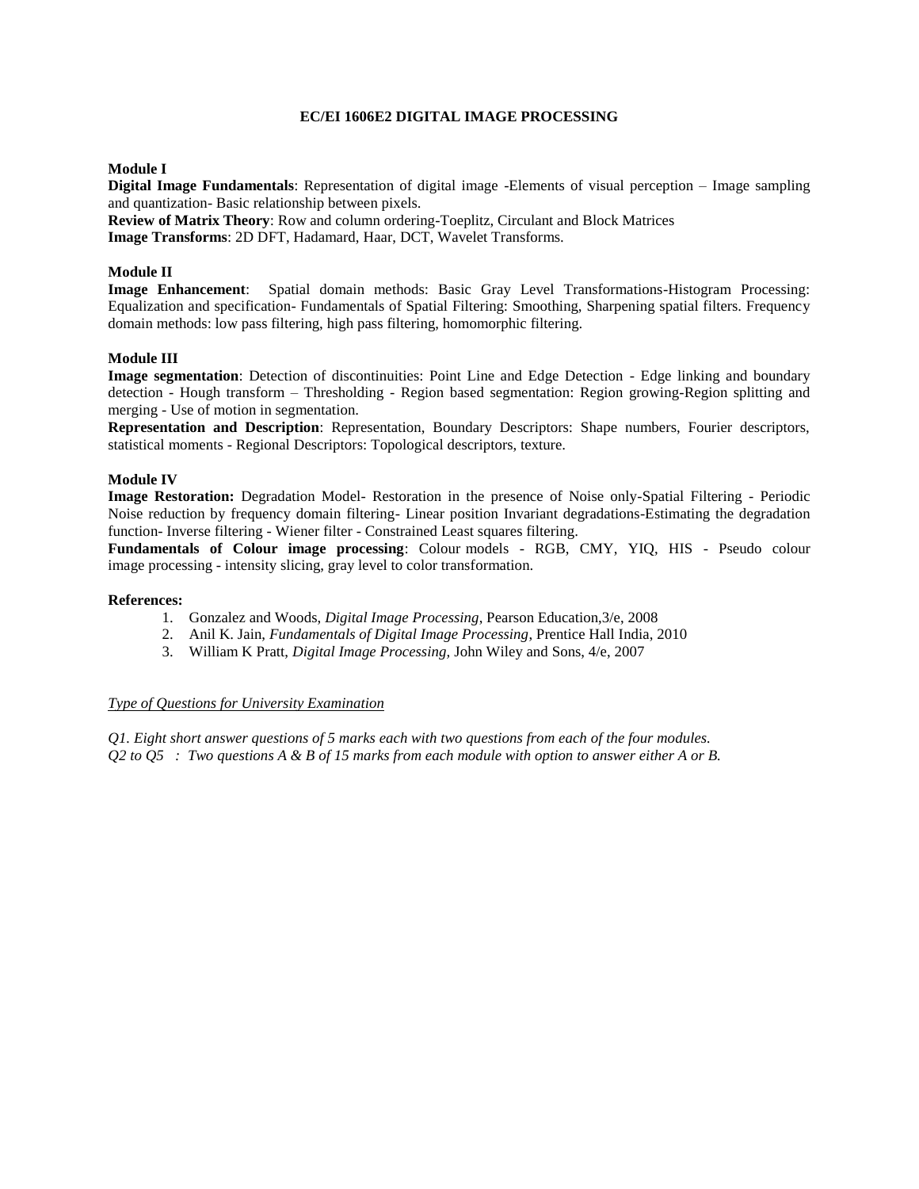## EC/EI 1606E2 DIGITAL IMAGE PROCESSING

### Module I

**Digital Image Fundamentals**: Representation of digital image -Elements of visual perception – Image sampling and quantization- Basic relationship between pixels.

**Review of Matrix Theory**: Row and column ordering-Toeplitz, Circulant and Block Matrices

**Image Transforms**: 2D DFT, Hadamard, Haar, DCT, Wavelet Transforms.

### Module II

**Image Enhancement**: Spatial domain methods: Basic Gray Level Transformations-Histogram Processing: Equalization and specification- Fundamentals of Spatial Filtering: Smoothing, Sharpening spatial filters. Frequency domain methods: low pass filtering, high pass filtering, homomorphic filtering.

### Module III

**Image segmentation**: Detection of discontinuities: Point Line and Edge Detection - Edge linking and boundary detection - Hough transform – Thresholding - Region based segmentation: Region growing-Region splitting and merging - Use of motion in segmentation.

**Representation and Description**: Representation, Boundary Descriptors: Shape numbers, Fourier descriptors, statistical moments - Regional Descriptors: Topological descriptors, texture.

### Module IV

**Image Restoration:** Degradation Model- Restoration in the presence of Noise only-Spatial Filtering - Periodic Noise reduction by frequency domain filtering- Linear position Invariant degradations-Estimating the degradation function- Inverse filtering - Wiener filter - Constrained Least squares filtering.

**Fundamentals of Colour image processing**: Colour models - RGB, CMY, YIQ, HIS - Pseudo colour image processing - intensity slicing, gray level to color transformation.

### References:

1. Gonzalez and Woods, *Digital Image Processing*, Pearson Education,3/e, 2008
2. Anil K. Jain, *Fundamentals of Digital Image Processing*, Prentice Hall India, 2010
3. William K Pratt, *Digital Image Processing,* John Wiley and Sons, 4/e, 2007

*Type of Questions for University Examination*

*Q1. Eight short answer questions of 5 marks each with two questions from each of the four modules.*

*Q2 to Q5 : Two questions A & B of 15 marks from each module with option to answer either A or B.*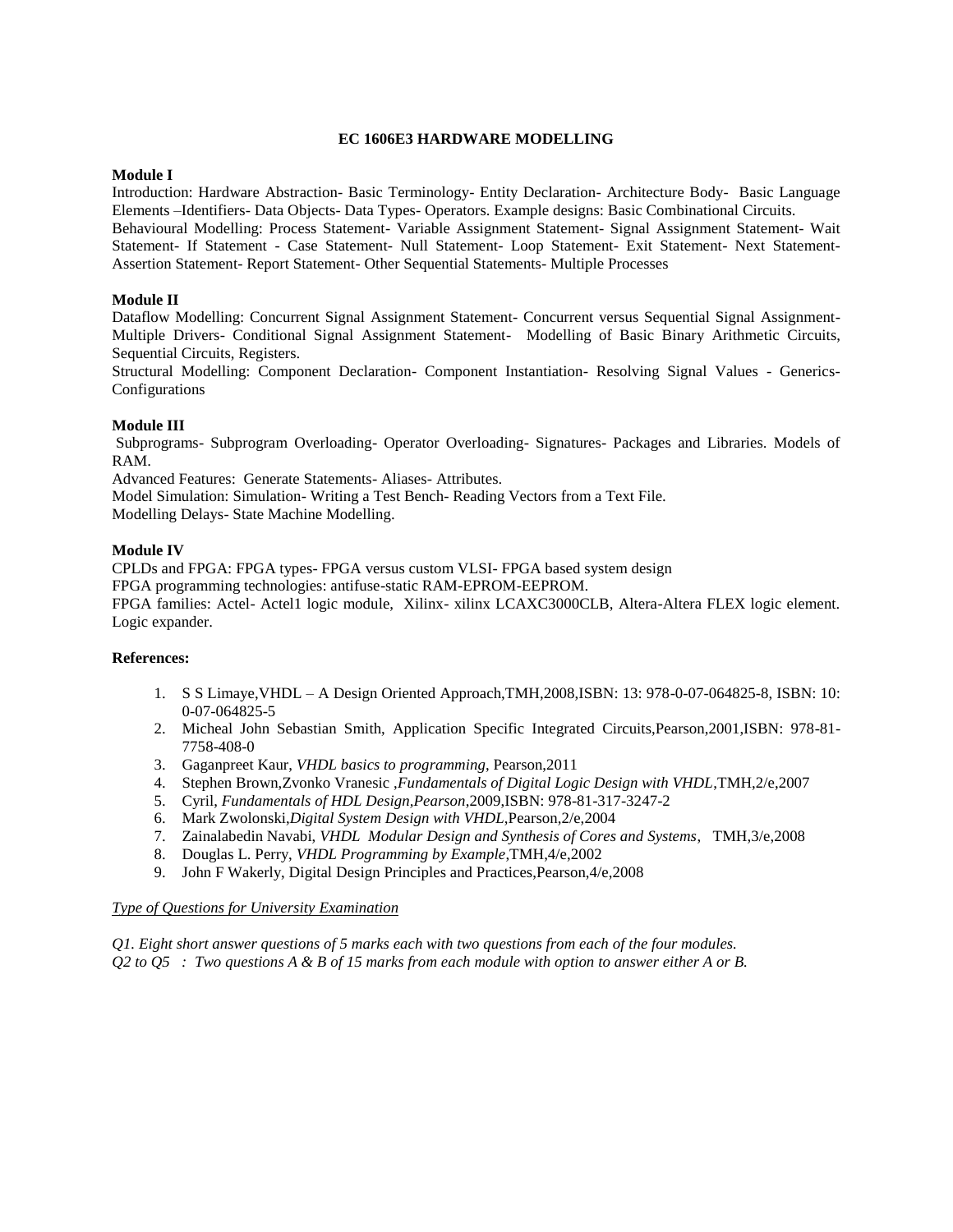# EC 1606E3 HARDWARE MODELLING

**Module I**

Introduction: Hardware Abstraction- Basic Terminology- Entity Declaration- Architecture Body- Basic Language Elements –Identifiers- Data Objects- Data Types- Operators. Example designs: Basic Combinational Circuits.
Behavioural Modelling: Process Statement- Variable Assignment Statement- Signal Assignment Statement- Wait Statement- If Statement - Case Statement- Null Statement- Loop Statement- Exit Statement- Next Statement- Assertion Statement- Report Statement- Other Sequential Statements- Multiple Processes

**Module II**

Dataflow Modelling: Concurrent Signal Assignment Statement- Concurrent versus Sequential Signal Assignment- Multiple Drivers- Conditional Signal Assignment Statement- Modelling of Basic Binary Arithmetic Circuits, Sequential Circuits, Registers.
Structural Modelling: Component Declaration- Component Instantiation- Resolving Signal Values - Generics- Configurations

**Module III**

Subprograms- Subprogram Overloading- Operator Overloading- Signatures- Packages and Libraries. Models of RAM.
Advanced Features: Generate Statements- Aliases- Attributes.
Model Simulation: Simulation- Writing a Test Bench- Reading Vectors from a Text File.
Modelling Delays- State Machine Modelling.

**Module IV**

CPLDs and FPGA: FPGA types- FPGA versus custom VLSI- FPGA based system design
FPGA programming technologies: antifuse-static RAM-EPROM-EEPROM.
FPGA families: Actel- Actel1 logic module, Xilinx- xilinx LCAXC3000CLB, Altera-Altera FLEX logic element. Logic expander.

**References:**

1. S S Limaye,VHDL – A Design Oriented Approach,TMH,2008,ISBN: 13: 978-0-07-064825-8, ISBN: 10: 0-07-064825-5
2. Micheal John Sebastian Smith, Application Specific Integrated Circuits,Pearson,2001,ISBN: 978-81-7758-408-0
3. Gaganpreet Kaur, *VHDL basics to programming*, Pearson,2011
4. Stephen Brown,Zvonko Vranesic ,*Fundamentals of Digital Logic Design with VHDL*,TMH,2/e,2007
5. Cyril, *Fundamentals of HDL Design,Pearson*,2009,ISBN: 978-81-317-3247-2
6. Mark Zwolonski,*Digital System Design with VHDL*,Pearson,2/e,2004
7. Zainalabedin Navabi, *VHDL Modular Design and Synthesis of Cores and Systems*, TMH,3/e,2008
8. Douglas L. Perry, *VHDL Programming by Example*,TMH,4/e,2002
9. John F Wakerly, Digital Design Principles and Practices,Pearson,4/e,2008

*Type of Questions for University Examination*

*Q1. Eight short answer questions of 5 marks each with two questions from each of the four modules.*
*Q2 to Q5 : Two questions A & B of 15 marks from each module with option to answer either A or B.*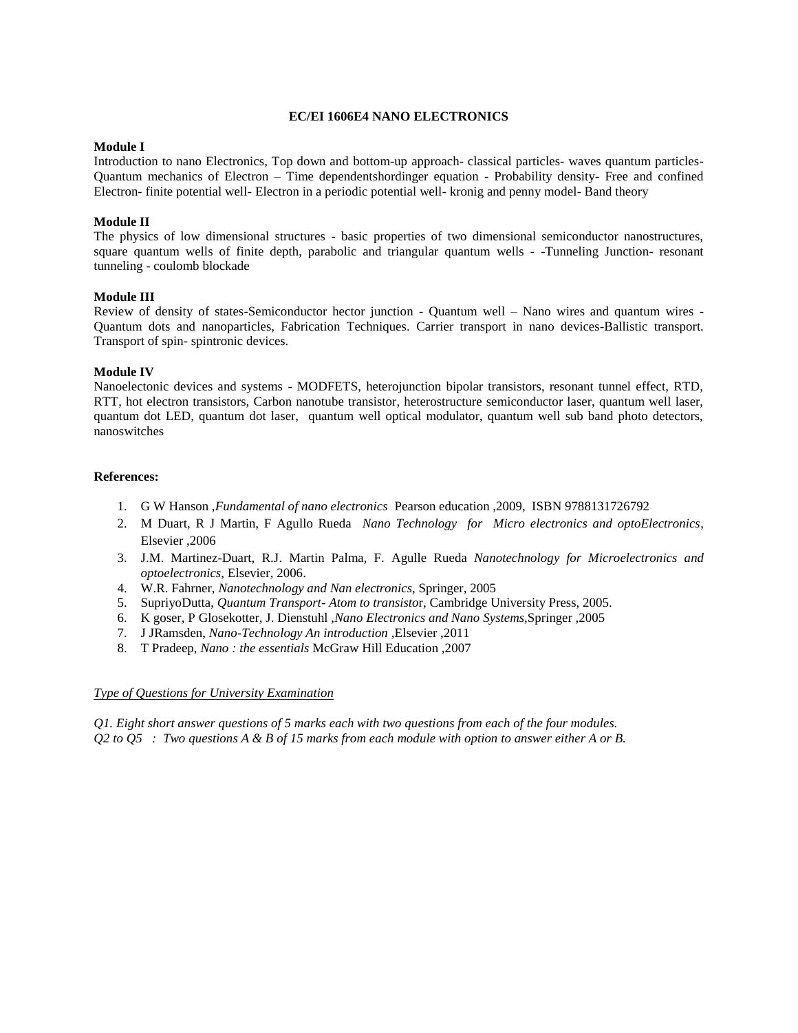## EC/EI 1606E4 NANO ELECTRONICS

**Module I**

Introduction to nano Electronics, Top down and bottom-up approach- classical particles- waves quantum particles- Quantum mechanics of Electron – Time dependentshordinger equation - Probability density- Free and confined Electron- finite potential well- Electron in a periodic potential well- kronig and penny model- Band theory

**Module II**

The physics of low dimensional structures - basic properties of two dimensional semiconductor nanostructures, square quantum wells of finite depth, parabolic and triangular quantum wells - -Tunneling Junction- resonant tunneling - coulomb blockade

**Module III**

Review of density of states-Semiconductor hector junction - Quantum well – Nano wires and quantum wires - Quantum dots and nanoparticles, Fabrication Techniques. Carrier transport in nano devices-Ballistic transport. Transport of spin- spintronic devices.

**Module IV**

Nanoelectonic devices and systems - MODFETS, heterojunction bipolar transistors, resonant tunnel effect, RTD, RTT, hot electron transistors, Carbon nanotube transistor, heterostructure semiconductor laser, quantum well laser, quantum dot LED, quantum dot laser, quantum well optical modulator, quantum well sub band photo detectors, nanoswitches

**References:**

1. G W Hanson ,*Fundamental of nano electronics* Pearson education ,2009, ISBN 9788131726792
2. M Duart, R J Martin, F Agullo Rueda *Nano Technology for Micro electronics and optoElectronics*, Elsevier ,2006
3. J.M. Martinez-Duart, R.J. Martin Palma, F. Agulle Rueda *Nanotechnology for Microelectronics and optoelectronics*, Elsevier, 2006.
4. W.R. Fahrner, *Nanotechnology and Nan electronics*, Springer, 2005
5. SupriyoDutta, *Quantum Transport- Atom to transisto*r, Cambridge University Press, 2005.
6. K goser, P Glosekotter, J. Dienstuhl ,*Nano Electronics and Nano Systems*,Springer ,2005
7. J JRamsden, *Nano-Technology An introduction* ,Elsevier ,2011
8. T Pradeep, *Nano : the essentials* McGraw Hill Education ,2007

*Type of Questions for University Examination*

*Q1. Eight short answer questions of 5 marks each with two questions from each of the four modules.*
*Q2 to Q5 : Two questions A & B of 15 marks from each module with option to answer either A or B.*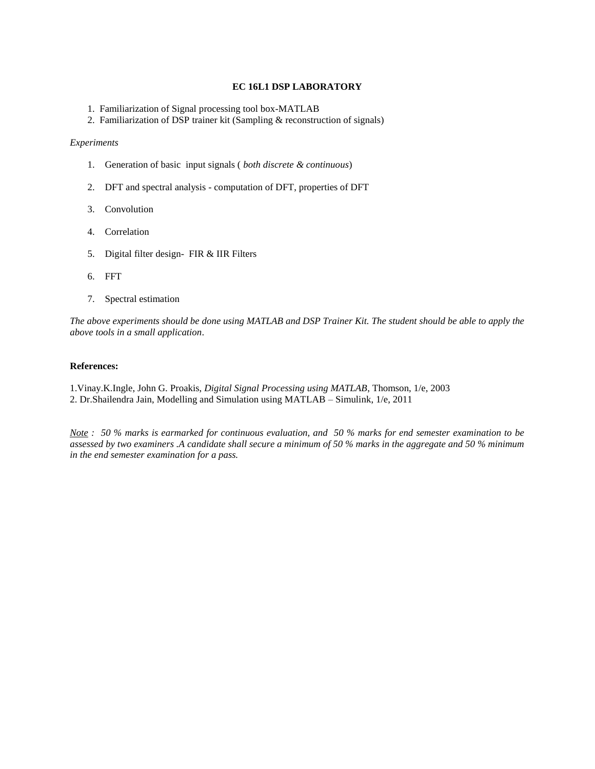## EC 16L1 DSP LABORATORY

1. Familiarization of Signal processing tool box-MATLAB
2. Familiarization of DSP trainer kit (Sampling & reconstruction of signals)

*Experiments*

1. Generation of basic input signals ( *both discrete & continuous*)
2. DFT and spectral analysis - computation of DFT, properties of DFT
3. Convolution
4. Correlation
5. Digital filter design- FIR & IIR Filters
6. FFT
7. Spectral estimation

*The above experiments should be done using MATLAB and DSP Trainer Kit. The student should be able to apply the above tools in a small application*.

**References:**

1.Vinay.K.Ingle, John G. Proakis, *Digital Signal Processing using MATLAB*, Thomson, 1/e, 2003
2. Dr.Shailendra Jain, Modelling and Simulation using MATLAB – Simulink, 1/e, 2011

*Note : 50 % marks is earmarked for continuous evaluation, and 50 % marks for end semester examination to be assessed by two examiners .A candidate shall secure a minimum of 50 % marks in the aggregate and 50 % minimum in the end semester examination for a pass.*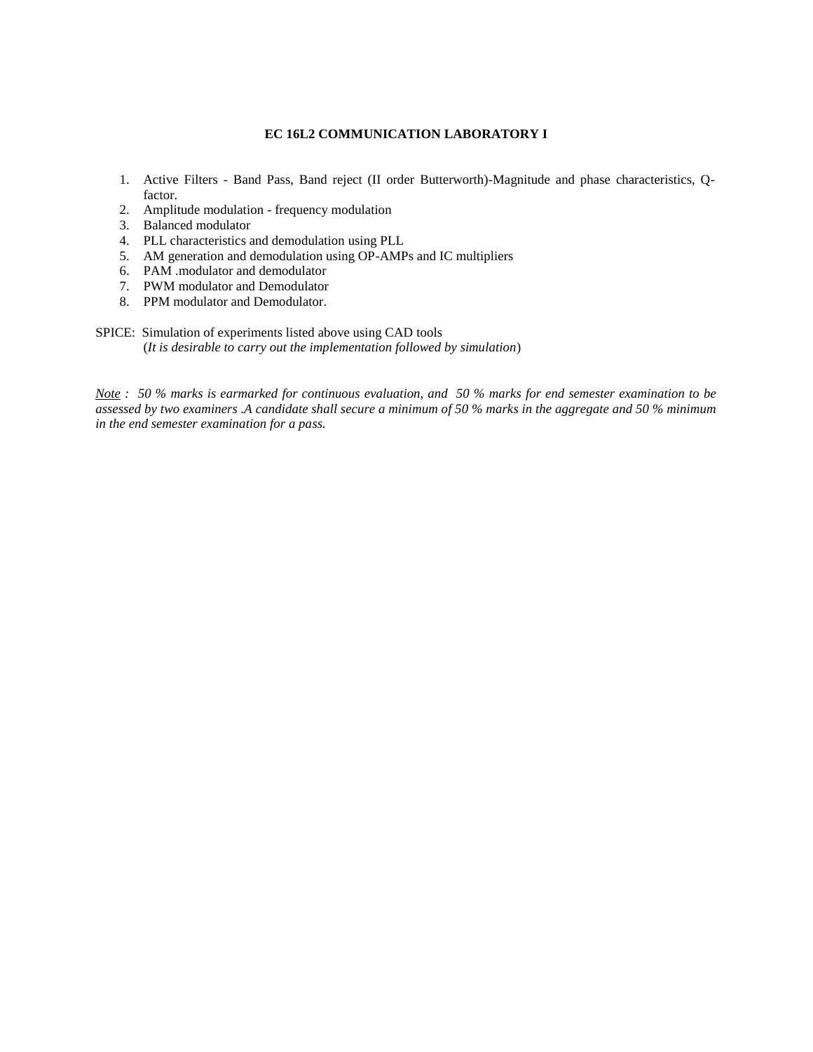**EC 16L2 COMMUNICATION LABORATORY I**

1. Active Filters - Band Pass, Band reject (II order Butterworth)-Magnitude and phase characteristics, Q-factor.
2. Amplitude modulation - frequency modulation
3. Balanced modulator
4. PLL characteristics and demodulation using PLL
5. AM generation and demodulation using OP-AMPs and IC multipliers
6. PAM .modulator and demodulator
7. PWM modulator and Demodulator
8. PPM modulator and Demodulator.

SPICE: Simulation of experiments listed above using CAD tools
(*It is desirable to carry out the implementation followed by simulation*)

*Note : 50 % marks is earmarked for continuous evaluation, and 50 % marks for end semester examination to be assessed by two examiners .A candidate shall secure a minimum of 50 % marks in the aggregate and 50 % minimum in the end semester examination for a pass.*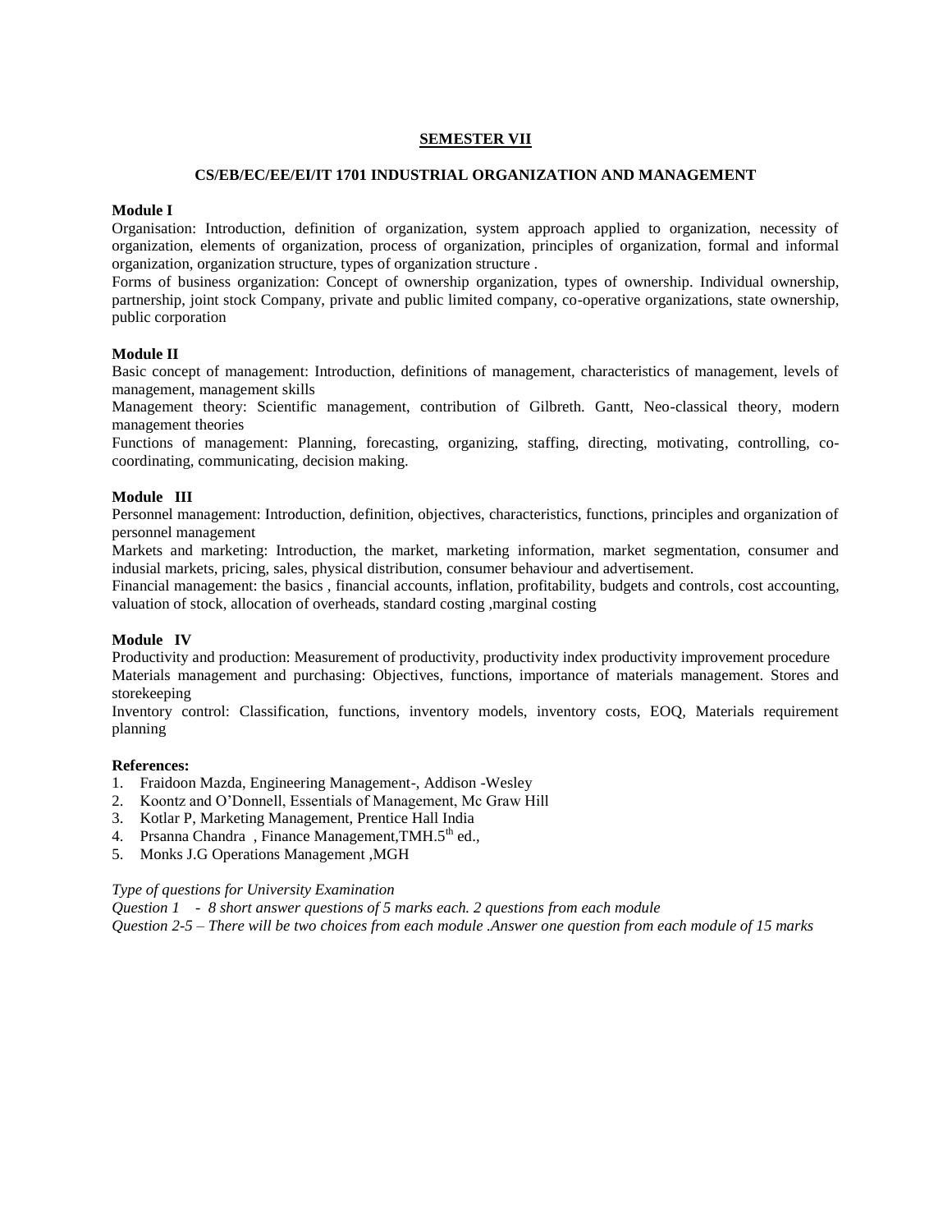## SEMESTER VII

### CS/EB/EC/EE/EI/IT 1701 INDUSTRIAL ORGANIZATION AND MANAGEMENT

**Module I**

Organisation: Introduction, definition of organization, system approach applied to organization, necessity of organization, elements of organization, process of organization, principles of organization, formal and informal organization, organization structure, types of organization structure .

Forms of business organization: Concept of ownership organization, types of ownership. Individual ownership, partnership, joint stock Company, private and public limited company, co-operative organizations, state ownership, public corporation

**Module II**

Basic concept of management: Introduction, definitions of management, characteristics of management, levels of management, management skills

Management theory: Scientific management, contribution of Gilbreth. Gantt, Neo-classical theory, modern management theories

Functions of management: Planning, forecasting, organizing, staffing, directing, motivating, controlling, co-coordinating, communicating, decision making.

**Module III**

Personnel management: Introduction, definition, objectives, characteristics, functions, principles and organization of personnel management

Markets and marketing: Introduction, the market, marketing information, market segmentation, consumer and indusial markets, pricing, sales, physical distribution, consumer behaviour and advertisement.

Financial management: the basics , financial accounts, inflation, profitability, budgets and controls, cost accounting, valuation of stock, allocation of overheads, standard costing ,marginal costing

**Module IV**

Productivity and production: Measurement of productivity, productivity index productivity improvement procedure

Materials management and purchasing: Objectives, functions, importance of materials management. Stores and storekeeping

Inventory control: Classification, functions, inventory models, inventory costs, EOQ, Materials requirement planning

**References:**

1. Fraidoon Mazda, Engineering Management-, Addison -Wesley
2. Koontz and O'Donnell, Essentials of Management, Mc Graw Hill
3. Kotlar P, Marketing Management, Prentice Hall India
4. Prsanna Chandra , Finance Management,TMH.5th ed.,
5. Monks J.G Operations Management ,MGH

*Type of questions for University Examination*

*Question 1 - 8 short answer questions of 5 marks each. 2 questions from each module*

*Question 2-5 – There will be two choices from each module .Answer one question from each module of 15 marks*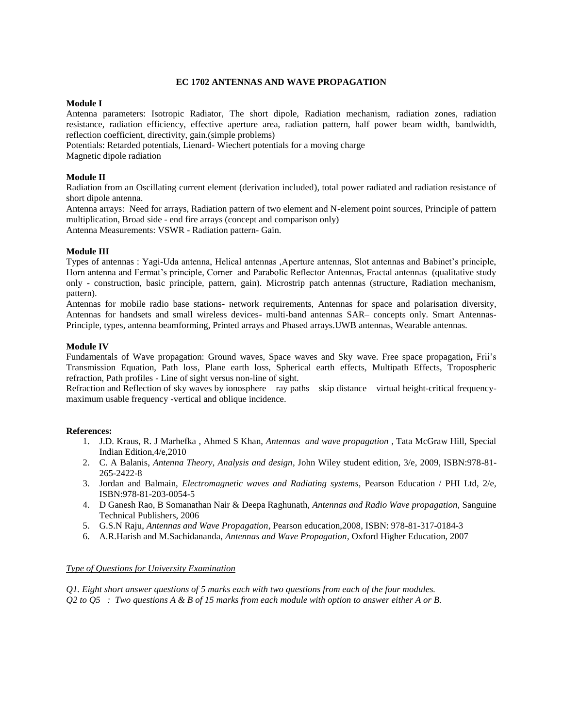# EC 1702 ANTENNAS AND WAVE PROPAGATION

**Module I**

Antenna parameters: Isotropic Radiator, The short dipole, Radiation mechanism, radiation zones, radiation resistance, radiation efficiency, effective aperture area, radiation pattern, half power beam width, bandwidth, reflection coefficient, directivity, gain.(simple problems)

Potentials: Retarded potentials, Lienard- Wiechert potentials for a moving charge

Magnetic dipole radiation

**Module II**

Radiation from an Oscillating current element (derivation included), total power radiated and radiation resistance of short dipole antenna.

Antenna arrays: Need for arrays, Radiation pattern of two element and N-element point sources, Principle of pattern multiplication, Broad side - end fire arrays (concept and comparison only)

Antenna Measurements: VSWR - Radiation pattern- Gain.

**Module III**

Types of antennas : Yagi-Uda antenna, Helical antennas ,Aperture antennas, Slot antennas and Babinet's principle, Horn antenna and Fermat's principle, Corner and Parabolic Reflector Antennas, Fractal antennas (qualitative study only - construction, basic principle, pattern, gain). Microstrip patch antennas (structure, Radiation mechanism, pattern).

Antennas for mobile radio base stations- network requirements, Antennas for space and polarisation diversity, Antennas for handsets and small wireless devices- multi-band antennas SAR– concepts only. Smart Antennas- Principle, types, antenna beamforming, Printed arrays and Phased arrays.UWB antennas, Wearable antennas.

**Module IV**

Fundamentals of Wave propagation: Ground waves, Space waves and Sky wave. Free space propagation**,** Frii's Transmission Equation, Path loss, Plane earth loss, Spherical earth effects, Multipath Effects, Tropospheric refraction, Path profiles - Line of sight versus non-line of sight.

Refraction and Reflection of sky waves by ionosphere – ray paths – skip distance – virtual height-critical frequency-maximum usable frequency -vertical and oblique incidence.

**References:**

1. J.D. Kraus, R. J Marhefka , Ahmed S Khan, *Antennas and wave propagation* , Tata McGraw Hill, Special Indian Edition,4/e,2010
2. C. A Balanis, *Antenna Theory, Analysis and design*, John Wiley student edition, 3/e, 2009, ISBN:978-81-265-2422-8
3. Jordan and Balmain, *Electromagnetic waves and Radiating systems*, Pearson Education / PHI Ltd, 2/e, ISBN:978-81-203-0054-5
4. D Ganesh Rao, B Somanathan Nair & Deepa Raghunath, *Antennas and Radio Wave propagation,* Sanguine Technical Publishers, 2006
5. G.S.N Raju, *Antennas and Wave Propagation*, Pearson education,2008, ISBN: 978-81-317-0184-3
6. A.R.Harish and M.Sachidananda, *Antennas and Wave Propagation*, Oxford Higher Education, 2007

*Type of Questions for University Examination*

*Q1. Eight short answer questions of 5 marks each with two questions from each of the four modules.*

*Q2 to Q5 : Two questions A & B of 15 marks from each module with option to answer either A or B.*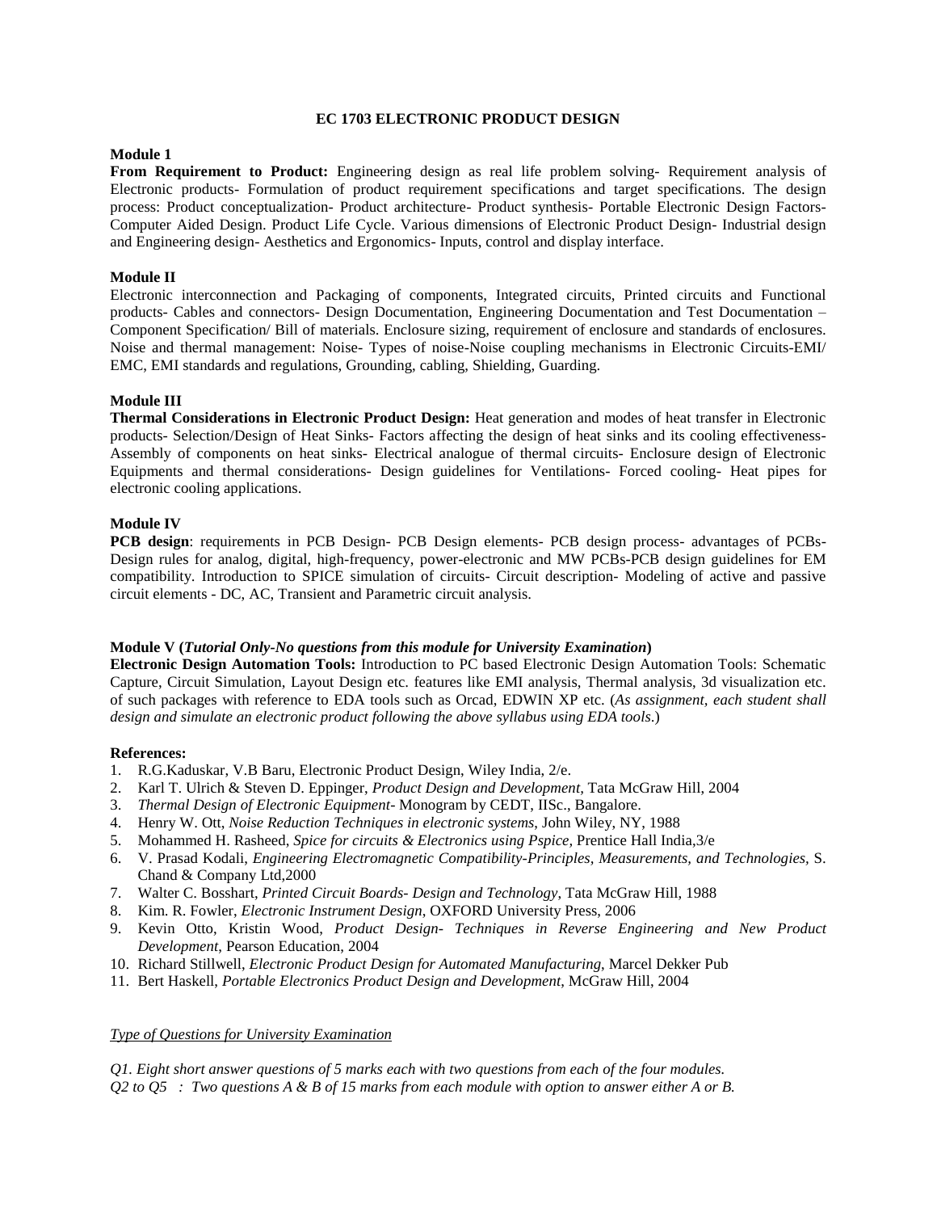## EC 1703 ELECTRONIC PRODUCT DESIGN

### Module 1

**From Requirement to Product:** Engineering design as real life problem solving- Requirement analysis of Electronic products- Formulation of product requirement specifications and target specifications. The design process: Product conceptualization- Product architecture- Product synthesis- Portable Electronic Design Factors- Computer Aided Design. Product Life Cycle. Various dimensions of Electronic Product Design- Industrial design and Engineering design- Aesthetics and Ergonomics- Inputs, control and display interface.

### Module II

Electronic interconnection and Packaging of components, Integrated circuits, Printed circuits and Functional products- Cables and connectors- Design Documentation, Engineering Documentation and Test Documentation – Component Specification/ Bill of materials. Enclosure sizing, requirement of enclosure and standards of enclosures. Noise and thermal management: Noise- Types of noise-Noise coupling mechanisms in Electronic Circuits-EMI/ EMC, EMI standards and regulations, Grounding, cabling, Shielding, Guarding.

### Module III

**Thermal Considerations in Electronic Product Design:** Heat generation and modes of heat transfer in Electronic products- Selection/Design of Heat Sinks- Factors affecting the design of heat sinks and its cooling effectiveness- Assembly of components on heat sinks- Electrical analogue of thermal circuits- Enclosure design of Electronic Equipments and thermal considerations- Design guidelines for Ventilations- Forced cooling- Heat pipes for electronic cooling applications.

### Module IV

**PCB design**: requirements in PCB Design- PCB Design elements- PCB design process- advantages of PCBs- Design rules for analog, digital, high-frequency, power-electronic and MW PCBs-PCB design guidelines for EM compatibility. Introduction to SPICE simulation of circuits- Circuit description- Modeling of active and passive circuit elements - DC, AC, Transient and Parametric circuit analysis.

### Module V (*Tutorial Only-No questions from this module for University Examination*)

**Electronic Design Automation Tools:** Introduction to PC based Electronic Design Automation Tools: Schematic Capture, Circuit Simulation, Layout Design etc. features like EMI analysis, Thermal analysis, 3d visualization etc. of such packages with reference to EDA tools such as Orcad, EDWIN XP etc. (*As assignment, each student shall design and simulate an electronic product following the above syllabus using EDA tools*.)

### References:

1. R.G.Kaduskar, V.B Baru, Electronic Product Design, Wiley India, 2/e.
2. Karl T. Ulrich & Steven D. Eppinger, *Product Design and Development*, Tata McGraw Hill, 2004
3. *Thermal Design of Electronic Equipment*- Monogram by CEDT, IISc., Bangalore.
4. Henry W. Ott, *Noise Reduction Techniques in electronic systems*, John Wiley, NY, 1988
5. Mohammed H. Rasheed, *Spice for circuits & Electronics using Pspice*, Prentice Hall India,3/e
6. V. Prasad Kodali, *Engineering Electromagnetic Compatibility-Principles, Measurements, and Technologies,* S. Chand & Company Ltd,2000
7. Walter C. Bosshart, *Printed Circuit Boards- Design and Technology*, Tata McGraw Hill, 1988
8. Kim. R. Fowler, *Electronic Instrument Design*, OXFORD University Press, 2006
9. Kevin Otto, Kristin Wood, *Product Design- Techniques in Reverse Engineering and New Product Development*, Pearson Education, 2004
10. Richard Stillwell, *Electronic Product Design for Automated Manufacturing*, Marcel Dekker Pub
11. Bert Haskell, *Portable Electronics Product Design and Development*, McGraw Hill, 2004

*Type of Questions for University Examination*

*Q1. Eight short answer questions of 5 marks each with two questions from each of the four modules.*
*Q2 to Q5 : Two questions A & B of 15 marks from each module with option to answer either A or B.*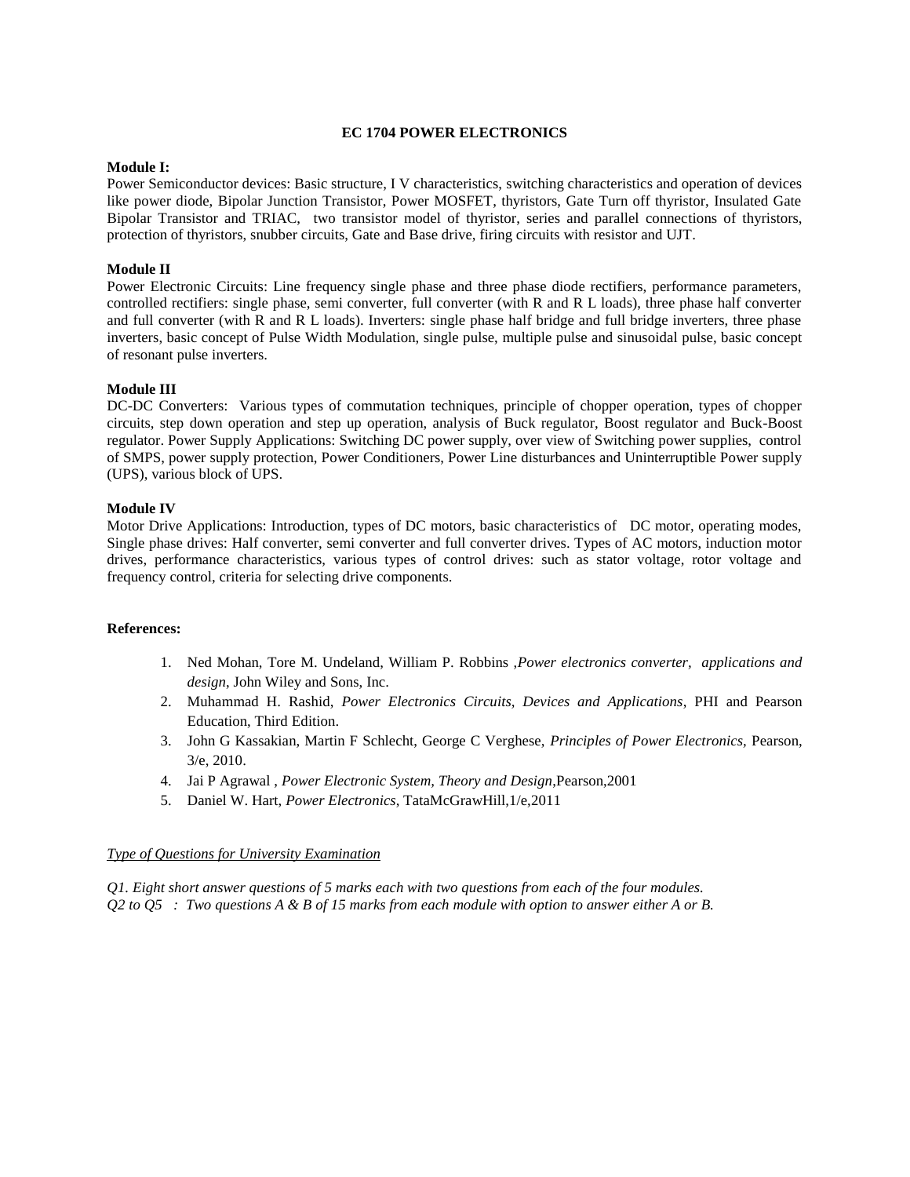## EC 1704 POWER ELECTRONICS

**Module I:**
Power Semiconductor devices: Basic structure, I V characteristics, switching characteristics and operation of devices like power diode, Bipolar Junction Transistor, Power MOSFET, thyristors, Gate Turn off thyristor, Insulated Gate Bipolar Transistor and TRIAC, two transistor model of thyristor, series and parallel connections of thyristors, protection of thyristors, snubber circuits, Gate and Base drive, firing circuits with resistor and UJT.

**Module II**
Power Electronic Circuits: Line frequency single phase and three phase diode rectifiers, performance parameters, controlled rectifiers: single phase, semi converter, full converter (with R and R L loads), three phase half converter and full converter (with R and R L loads). Inverters: single phase half bridge and full bridge inverters, three phase inverters, basic concept of Pulse Width Modulation, single pulse, multiple pulse and sinusoidal pulse, basic concept of resonant pulse inverters.

**Module III**
DC-DC Converters: Various types of commutation techniques, principle of chopper operation, types of chopper circuits, step down operation and step up operation, analysis of Buck regulator, Boost regulator and Buck-Boost regulator. Power Supply Applications: Switching DC power supply, over view of Switching power supplies, control of SMPS, power supply protection, Power Conditioners, Power Line disturbances and Uninterruptible Power supply (UPS), various block of UPS.

**Module IV**
Motor Drive Applications: Introduction, types of DC motors, basic characteristics of DC motor, operating modes, Single phase drives: Half converter, semi converter and full converter drives. Types of AC motors, induction motor drives, performance characteristics, various types of control drives: such as stator voltage, rotor voltage and frequency control, criteria for selecting drive components.

**References:**

1. Ned Mohan, Tore M. Undeland, William P. Robbins ,*Power electronics converter, applications and design*, John Wiley and Sons, Inc.
2. Muhammad H. Rashid, *Power Electronics Circuits, Devices and Applications*, PHI and Pearson Education, Third Edition.
3. John G Kassakian, Martin F Schlecht, George C Verghese, *Principles of Power Electronics*, Pearson, 3/e, 2010.
4. Jai P Agrawal , *Power Electronic System, Theory and Design*,Pearson,2001
5. Daniel W. Hart, *Power Electronics*, TataMcGrawHill,1/e,2011

*<u>Type of Questions for University Examination</u>*

*Q1. Eight short answer questions of 5 marks each with two questions from each of the four modules.*
*Q2 to Q5 : Two questions A & B of 15 marks from each module with option to answer either A or B.*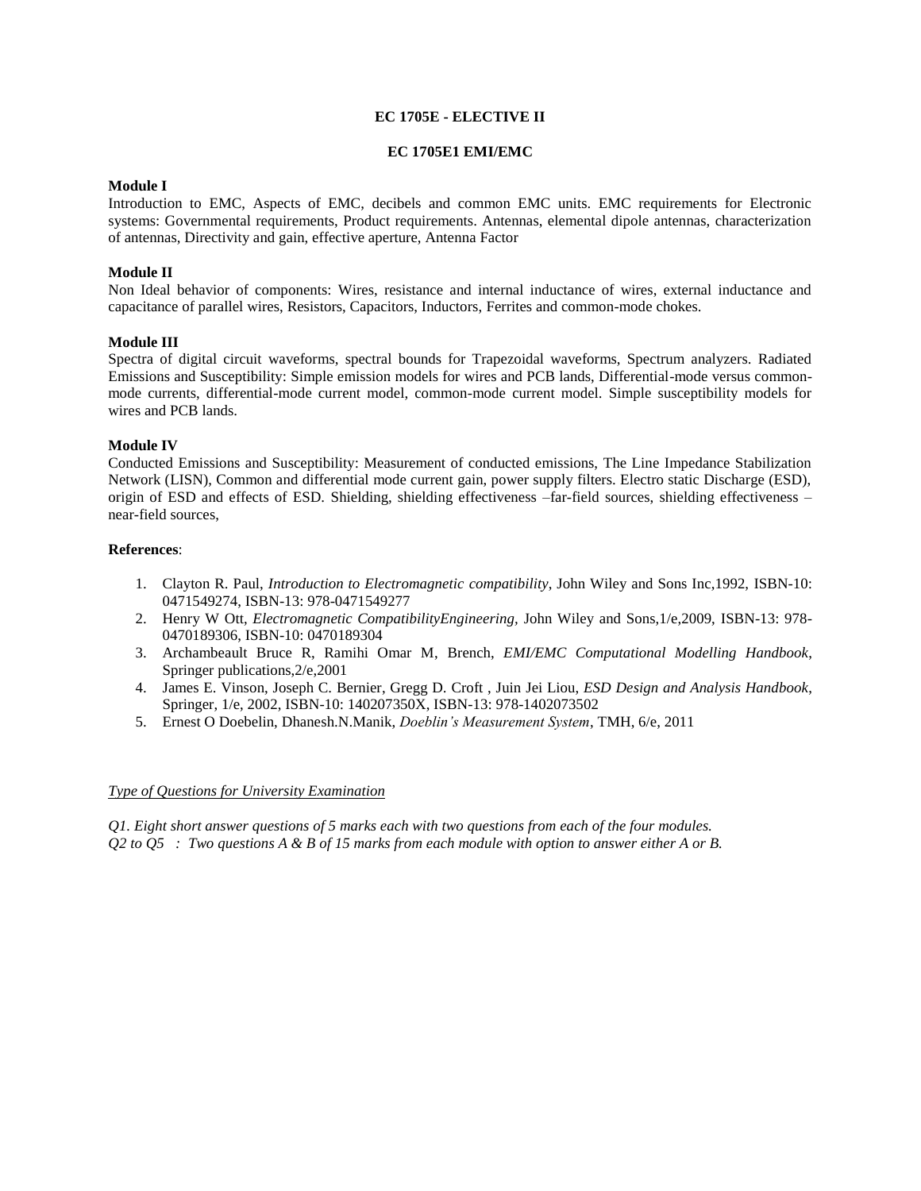**EC 1705E - ELECTIVE II**

**EC 1705E1 EMI/EMC**

**Module I**

Introduction to EMC, Aspects of EMC, decibels and common EMC units. EMC requirements for Electronic systems: Governmental requirements, Product requirements. Antennas, elemental dipole antennas, characterization of antennas, Directivity and gain, effective aperture, Antenna Factor

**Module II**

Non Ideal behavior of components: Wires, resistance and internal inductance of wires, external inductance and capacitance of parallel wires, Resistors, Capacitors, Inductors, Ferrites and common-mode chokes.

**Module III**

Spectra of digital circuit waveforms, spectral bounds for Trapezoidal waveforms, Spectrum analyzers. Radiated Emissions and Susceptibility: Simple emission models for wires and PCB lands, Differential-mode versus common-mode currents, differential-mode current model, common-mode current model. Simple susceptibility models for wires and PCB lands.

**Module IV**

Conducted Emissions and Susceptibility: Measurement of conducted emissions, The Line Impedance Stabilization Network (LISN), Common and differential mode current gain, power supply filters. Electro static Discharge (ESD), origin of ESD and effects of ESD. Shielding, shielding effectiveness –far-field sources, shielding effectiveness – near-field sources,

**References**:

1. Clayton R. Paul, *Introduction to Electromagnetic compatibility*, John Wiley and Sons Inc,1992, ISBN-10: 0471549274, ISBN-13: 978-0471549277
2. Henry W Ott, *Electromagnetic CompatibilityEngineering,* John Wiley and Sons,1/e,2009, ISBN-13: 978-0470189306, ISBN-10: 0470189304
3. Archambeault Bruce R, Ramihi Omar M, Brench, *EMI/EMC Computational Modelling Handbook*, Springer publications,2/e,2001
4. James E. Vinson, Joseph C. Bernier, Gregg D. Croft , Juin Jei Liou, *ESD Design and Analysis Handbook*, Springer, 1/e, 2002, ISBN-10: 140207350X, ISBN-13: 978-1402073502
5. Ernest O Doebelin, Dhanesh.N.Manik, *Doeblin's Measurement System*, TMH, 6/e, 2011

*Type of Questions for University Examination*

*Q1. Eight short answer questions of 5 marks each with two questions from each of the four modules.*
*Q2 to Q5 : Two questions A & B of 15 marks from each module with option to answer either A or B.*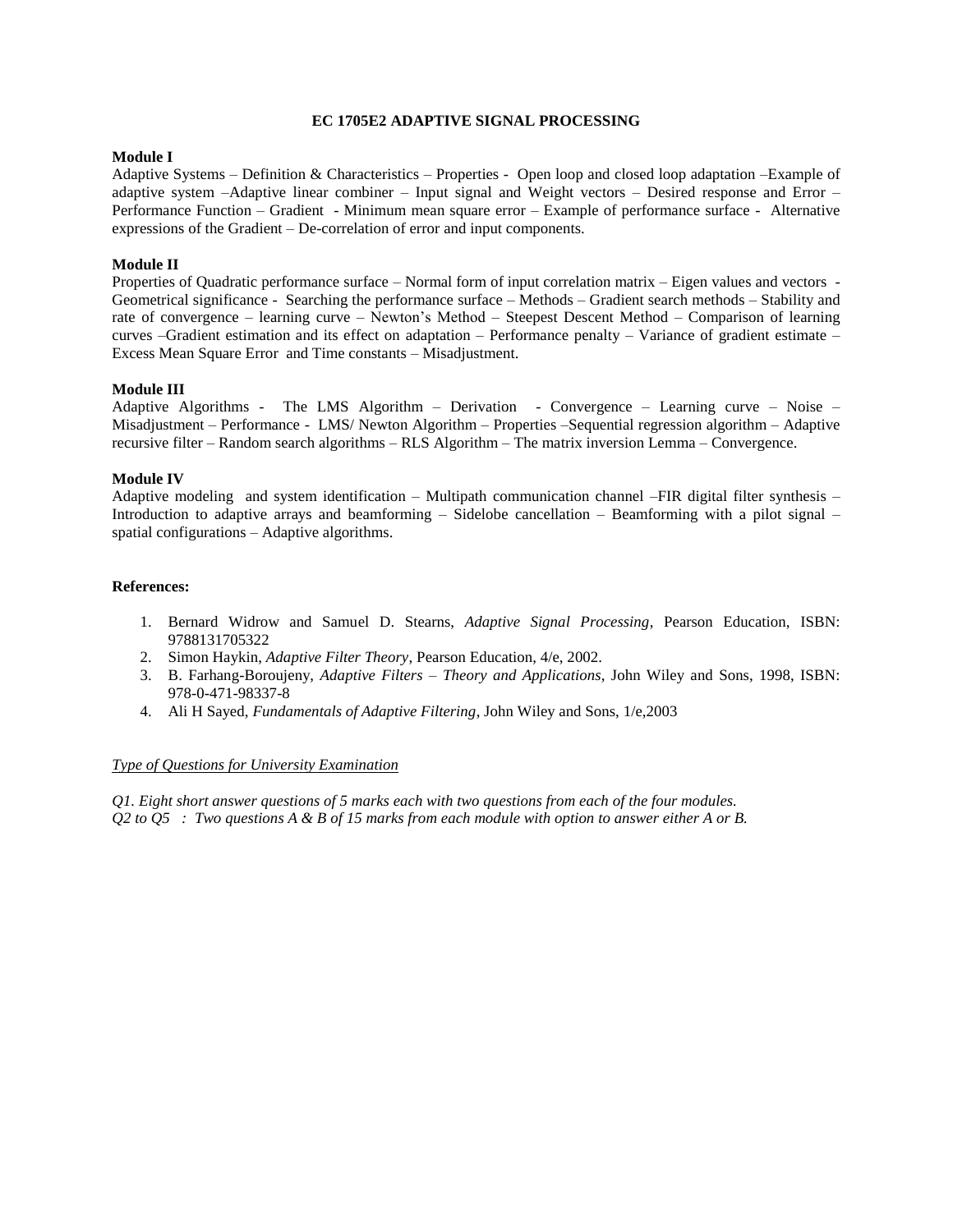## EC 1705E2 ADAPTIVE SIGNAL PROCESSING

**Module I**

Adaptive Systems – Definition & Characteristics – Properties - Open loop and closed loop adaptation –Example of adaptive system –Adaptive linear combiner – Input signal and Weight vectors – Desired response and Error – Performance Function – Gradient - Minimum mean square error – Example of performance surface - Alternative expressions of the Gradient – De-correlation of error and input components.

**Module II**

Properties of Quadratic performance surface – Normal form of input correlation matrix – Eigen values and vectors - Geometrical significance - Searching the performance surface – Methods – Gradient search methods – Stability and rate of convergence – learning curve – Newton's Method – Steepest Descent Method – Comparison of learning curves –Gradient estimation and its effect on adaptation – Performance penalty – Variance of gradient estimate – Excess Mean Square Error and Time constants – Misadjustment.

**Module III**

Adaptive Algorithms - The LMS Algorithm – Derivation - Convergence – Learning curve – Noise – Misadjustment – Performance - LMS/ Newton Algorithm – Properties –Sequential regression algorithm – Adaptive recursive filter – Random search algorithms – RLS Algorithm – The matrix inversion Lemma – Convergence.

**Module IV**

Adaptive modeling and system identification – Multipath communication channel –FIR digital filter synthesis – Introduction to adaptive arrays and beamforming – Sidelobe cancellation – Beamforming with a pilot signal – spatial configurations – Adaptive algorithms.

**References:**

1. Bernard Widrow and Samuel D. Stearns, *Adaptive Signal Processing*, Pearson Education, ISBN: 9788131705322
2. Simon Haykin, *Adaptive Filter Theory*, Pearson Education, 4/e, 2002.
3. B. Farhang-Boroujeny, *Adaptive Filters – Theory and Applications*, John Wiley and Sons, 1998, ISBN: 978-0-471-98337-8
4. Ali H Sayed, *Fundamentals of Adaptive Filtering*, John Wiley and Sons, 1/e,2003

*Type of Questions for University Examination*

*Q1. Eight short answer questions of 5 marks each with two questions from each of the four modules.*
*Q2 to Q5 : Two questions A & B of 15 marks from each module with option to answer either A or B.*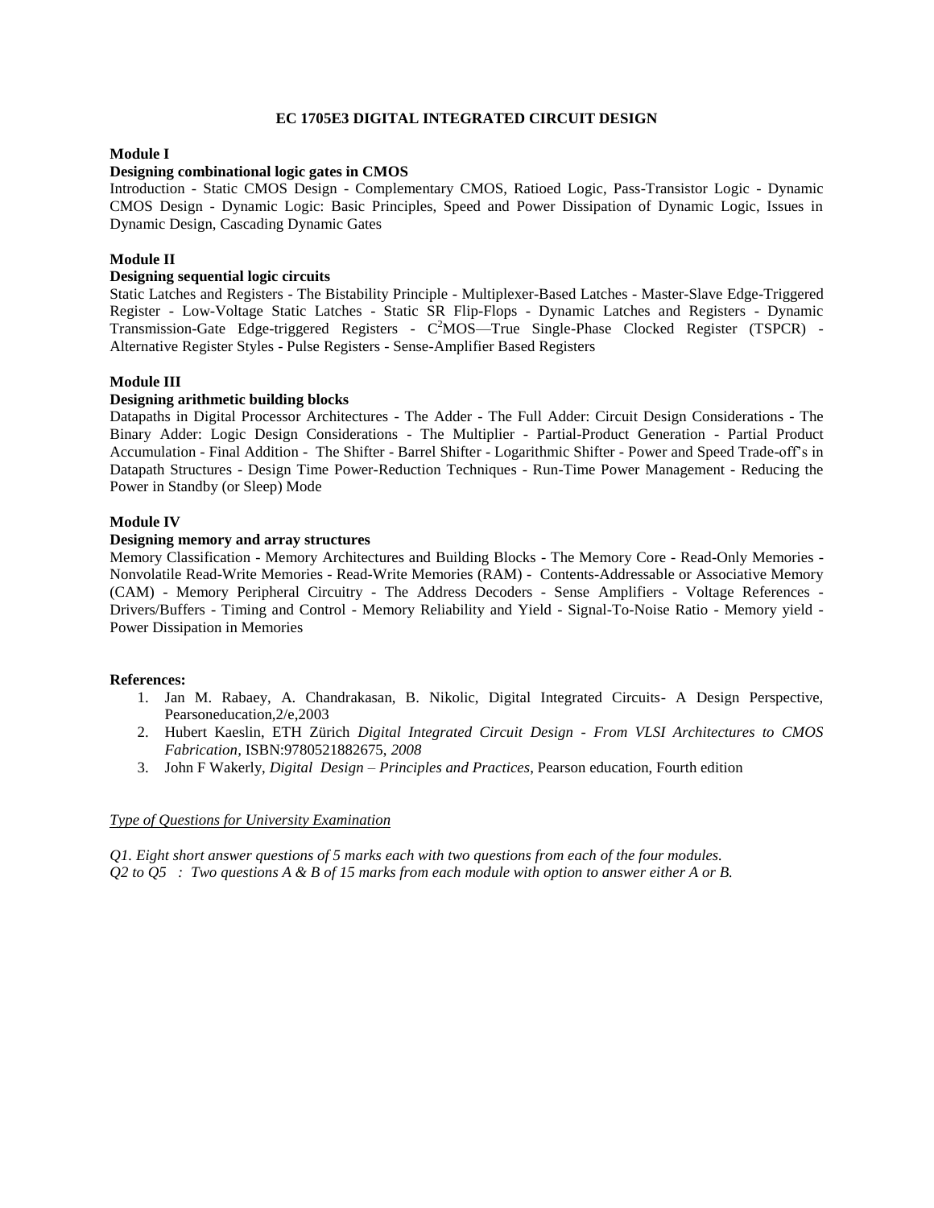# EC 1705E3 DIGITAL INTEGRATED CIRCUIT DESIGN

**Module I**

**Designing combinational logic gates in CMOS**

Introduction - Static CMOS Design - Complementary CMOS, Ratioed Logic, Pass-Transistor Logic - Dynamic CMOS Design - Dynamic Logic: Basic Principles, Speed and Power Dissipation of Dynamic Logic, Issues in Dynamic Design, Cascading Dynamic Gates

**Module II**

**Designing sequential logic circuits**

Static Latches and Registers - The Bistability Principle - Multiplexer-Based Latches - Master-Slave Edge-Triggered Register - Low-Voltage Static Latches - Static SR Flip-Flops - Dynamic Latches and Registers - Dynamic Transmission-Gate Edge-triggered Registers - $C^2$MOS—True Single-Phase Clocked Register (TSPCR) - Alternative Register Styles - Pulse Registers - Sense-Amplifier Based Registers

**Module III**

**Designing arithmetic building blocks**

Datapaths in Digital Processor Architectures - The Adder - The Full Adder: Circuit Design Considerations - The Binary Adder: Logic Design Considerations - The Multiplier - Partial-Product Generation - Partial Product Accumulation - Final Addition - The Shifter - Barrel Shifter - Logarithmic Shifter - Power and Speed Trade-off's in Datapath Structures - Design Time Power-Reduction Techniques - Run-Time Power Management - Reducing the Power in Standby (or Sleep) Mode

**Module IV**

**Designing memory and array structures**

Memory Classification - Memory Architectures and Building Blocks - The Memory Core - Read-Only Memories - Nonvolatile Read-Write Memories - Read-Write Memories (RAM) - Contents-Addressable or Associative Memory (CAM) - Memory Peripheral Circuitry - The Address Decoders - Sense Amplifiers - Voltage References - Drivers/Buffers - Timing and Control - Memory Reliability and Yield - Signal-To-Noise Ratio - Memory yield - Power Dissipation in Memories

**References:**

1. Jan M. Rabaey, A. Chandrakasan, B. Nikolic, Digital Integrated Circuits- A Design Perspective, Pearsoneducation,2/e,2003
2. Hubert Kaeslin, ETH Zürich *Digital Integrated Circuit Design - From VLSI Architectures to CMOS Fabrication*, ISBN:9780521882675, *2008*
3. John F Wakerly, *Digital Design – Principles and Practices*, Pearson education, Fourth edition

*Type of Questions for University Examination*

*Q1. Eight short answer questions of 5 marks each with two questions from each of the four modules.*
*Q2 to Q5 : Two questions A & B of 15 marks from each module with option to answer either A or B.*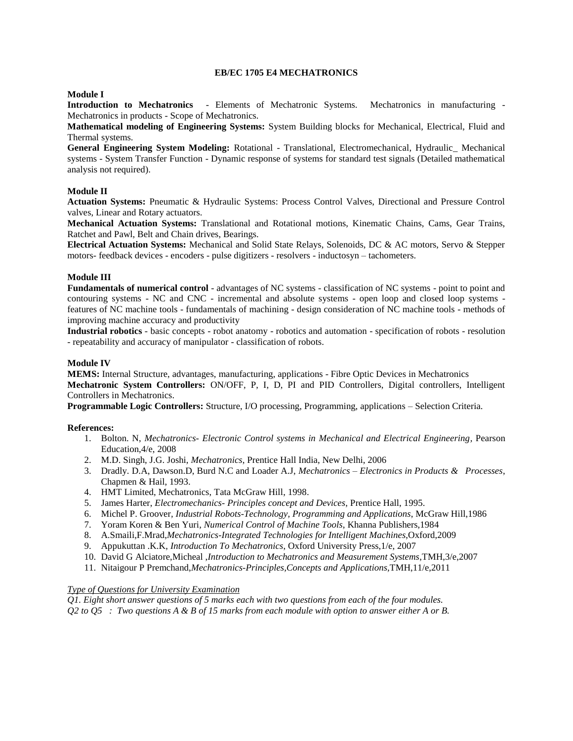## EB/EC 1705 E4 MECHATRONICS

### Module I

**Introduction to Mechatronics** - Elements of Mechatronic Systems. Mechatronics in manufacturing - Mechatronics in products - Scope of Mechatronics.

**Mathematical modeling of Engineering Systems:** System Building blocks for Mechanical, Electrical, Fluid and Thermal systems.

**General Engineering System Modeling:** Rotational - Translational, Electromechanical, Hydraulic_ Mechanical systems - System Transfer Function - Dynamic response of systems for standard test signals (Detailed mathematical analysis not required).

### Module II

**Actuation Systems:** Pneumatic & Hydraulic Systems: Process Control Valves, Directional and Pressure Control valves, Linear and Rotary actuators.

**Mechanical Actuation Systems:** Translational and Rotational motions, Kinematic Chains, Cams, Gear Trains, Ratchet and Pawl, Belt and Chain drives, Bearings.

**Electrical Actuation Systems:** Mechanical and Solid State Relays, Solenoids, DC & AC motors, Servo & Stepper motors- feedback devices - encoders - pulse digitizers - resolvers - inductosyn – tachometers.

### Module III

**Fundamentals of numerical control** - advantages of NC systems - classification of NC systems - point to point and contouring systems - NC and CNC - incremental and absolute systems - open loop and closed loop systems - features of NC machine tools - fundamentals of machining - design consideration of NC machine tools - methods of improving machine accuracy and productivity

**Industrial robotics** - basic concepts - robot anatomy - robotics and automation - specification of robots - resolution - repeatability and accuracy of manipulator - classification of robots.

### Module IV

**MEMS:** Internal Structure, advantages, manufacturing, applications - Fibre Optic Devices in Mechatronics

**Mechatronic System Controllers:** ON/OFF, P, I, D, PI and PID Controllers, Digital controllers, Intelligent Controllers in Mechatronics.

**Programmable Logic Controllers:** Structure, I/O processing, Programming, applications – Selection Criteria.

### References:

1. Bolton. N, *Mechatronics- Electronic Control systems in Mechanical and Electrical Engineering*, Pearson Education,4/e, 2008
2. M.D. Singh, J.G. Joshi, *Mechatronics*, Prentice Hall India, New Delhi, 2006
3. Dradly. D.A, Dawson.D, Burd N.C and Loader A.J, *Mechatronics – Electronics in Products & Processes*, Chapmen & Hail, 1993.
4. HMT Limited, Mechatronics, Tata McGraw Hill, 1998.
5. James Harter, *Electromechanics- Principles concept and Devices*, Prentice Hall, 1995.
6. Michel P. Groover, *Industrial Robots-Technology, Programming and Applications*, McGraw Hill,1986
7. Yoram Koren & Ben Yuri, *Numerical Control of Machine Tools*, Khanna Publishers,1984
8. A.Smaili,F.Mrad,*Mechatronics-Integrated Technologies for Intelligent Machines*,Oxford,2009
9. Appukuttan .K.K, *Introduction To Mechatronics*, Oxford University Press,1/e, 2007
10. David G Alciatore,Micheal ,*Introduction to Mechatronics and Measurement Systems*,TMH,3/e,2007
11. Nitaigour P Premchand,*Mechatronics-Principles,Concepts and Applications*,TMH,11/e,2011

*Type of Questions for University Examination*

*Q1. Eight short answer questions of 5 marks each with two questions from each of the four modules.*

*Q2 to Q5 : Two questions A & B of 15 marks from each module with option to answer either A or B.*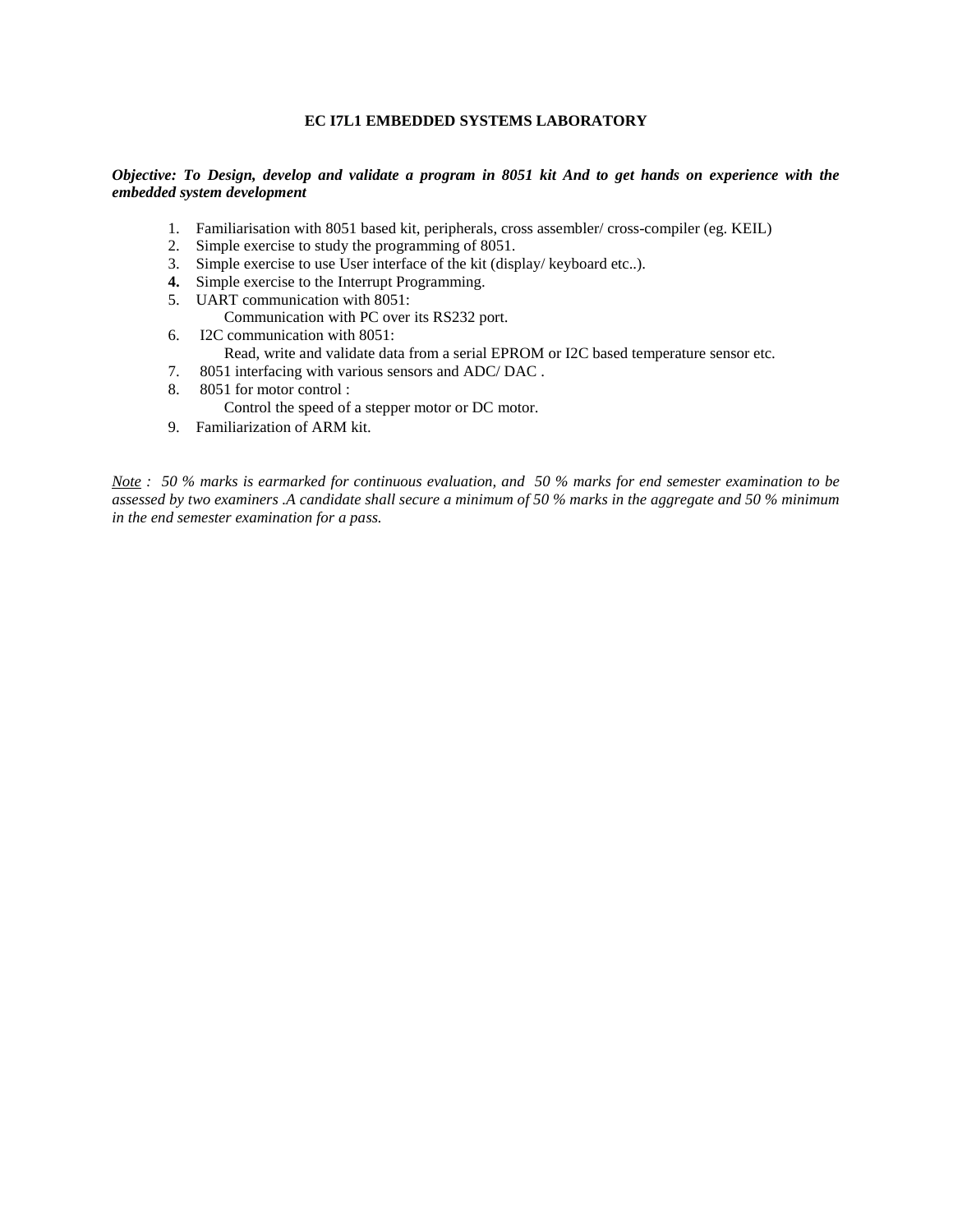## EC I7L1 EMBEDDED SYSTEMS LABORATORY

***Objective: To Design, develop and validate a program in 8051 kit And to get hands on experience with the embedded system development***

1. Familiarisation with 8051 based kit, peripherals, cross assembler/ cross-compiler (eg. KEIL)
2. Simple exercise to study the programming of 8051.
3. Simple exercise to use User interface of the kit (display/ keyboard etc..).
4. Simple exercise to the Interrupt Programming.
5. UART communication with 8051:
   Communication with PC over its RS232 port.
6. I2C communication with 8051:
   Read, write and validate data from a serial EPROM or I2C based temperature sensor etc.
7. 8051 interfacing with various sensors and ADC/ DAC .
8. 8051 for motor control :
   Control the speed of a stepper motor or DC motor.
9. Familiarization of ARM kit.

*<u>Note</u> : 50 % marks is earmarked for continuous evaluation, and 50 % marks for end semester examination to be assessed by two examiners .A candidate shall secure a minimum of 50 % marks in the aggregate and 50 % minimum in the end semester examination for a pass.*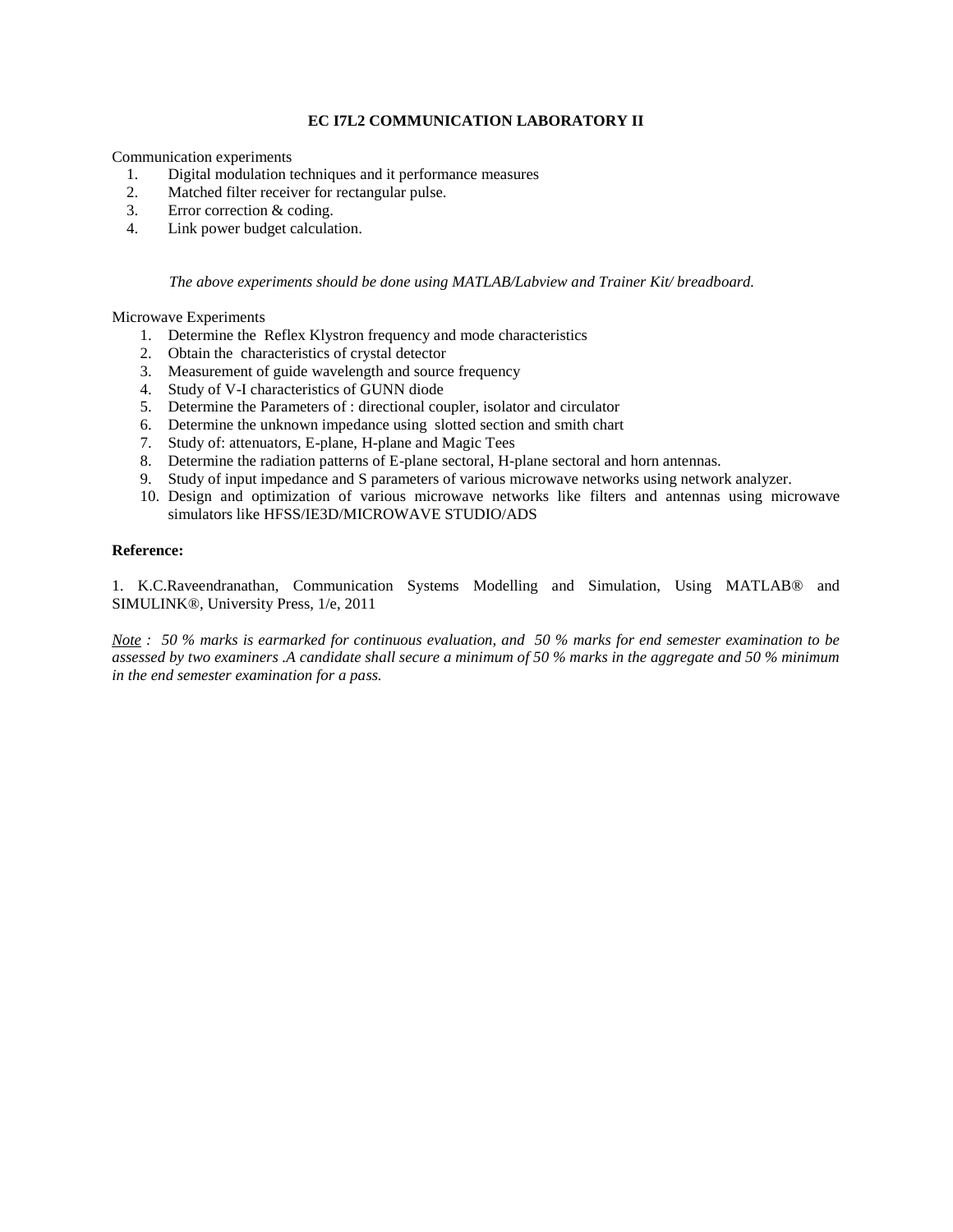### EC I7L2 COMMUNICATION LABORATORY II

Communication experiments

1. Digital modulation techniques and it performance measures
2. Matched filter receiver for rectangular pulse.
3. Error correction & coding.
4. Link power budget calculation.

*The above experiments should be done using MATLAB/Labview and Trainer Kit/ breadboard.*

Microwave Experiments

1. Determine the Reflex Klystron frequency and mode characteristics
2. Obtain the characteristics of crystal detector
3. Measurement of guide wavelength and source frequency
4. Study of V-I characteristics of GUNN diode
5. Determine the Parameters of : directional coupler, isolator and circulator
6. Determine the unknown impedance using slotted section and smith chart
7. Study of: attenuators, E-plane, H-plane and Magic Tees
8. Determine the radiation patterns of E-plane sectoral, H-plane sectoral and horn antennas.
9. Study of input impedance and S parameters of various microwave networks using network analyzer.
10. Design and optimization of various microwave networks like filters and antennas using microwave simulators like HFSS/IE3D/MICROWAVE STUDIO/ADS

**Reference:**

1. K.C.Raveendranathan, Communication Systems Modelling and Simulation, Using MATLAB® and SIMULINK®, University Press, 1/e, 2011

*<u>Note</u> : 50 % marks is earmarked for continuous evaluation, and 50 % marks for end semester examination to be assessed by two examiners .A candidate shall secure a minimum of 50 % marks in the aggregate and 50 % minimum in the end semester examination for a pass.*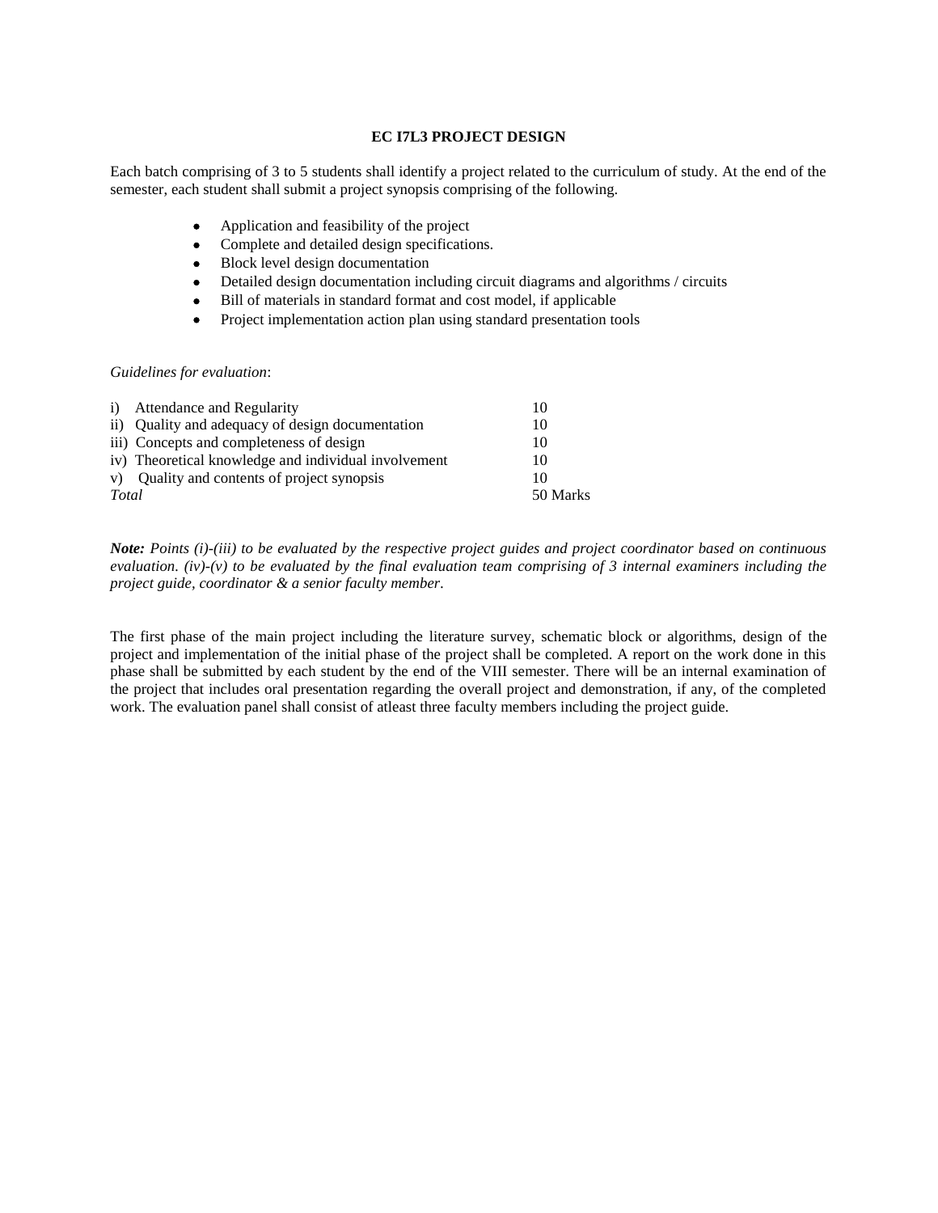## EC I7L3 PROJECT DESIGN

Each batch comprising of 3 to 5 students shall identify a project related to the curriculum of study. At the end of the semester, each student shall submit a project synopsis comprising of the following.

- Application and feasibility of the project
- Complete and detailed design specifications.
- Block level design documentation
- Detailed design documentation including circuit diagrams and algorithms / circuits
- Bill of materials in standard format and cost model, if applicable
- Project implementation action plan using standard presentation tools

*Guidelines for evaluation*:

| | |
|---|---|
| i) Attendance and Regularity | 10 |
| ii) Quality and adequacy of design documentation | 10 |
| iii) Concepts and completeness of design | 10 |
| iv) Theoretical knowledge and individual involvement | 10 |
| v) Quality and contents of project synopsis | 10 |
| *Total* | 50 Marks |

***Note:*** *Points (i)-(iii) to be evaluated by the respective project guides and project coordinator based on continuous evaluation. (iv)-(v) to be evaluated by the final evaluation team comprising of 3 internal examiners including the project guide, coordinator & a senior faculty member.*

The first phase of the main project including the literature survey, schematic block or algorithms, design of the project and implementation of the initial phase of the project shall be completed. A report on the work done in this phase shall be submitted by each student by the end of the VIII semester. There will be an internal examination of the project that includes oral presentation regarding the overall project and demonstration, if any, of the completed work. The evaluation panel shall consist of atleast three faculty members including the project guide.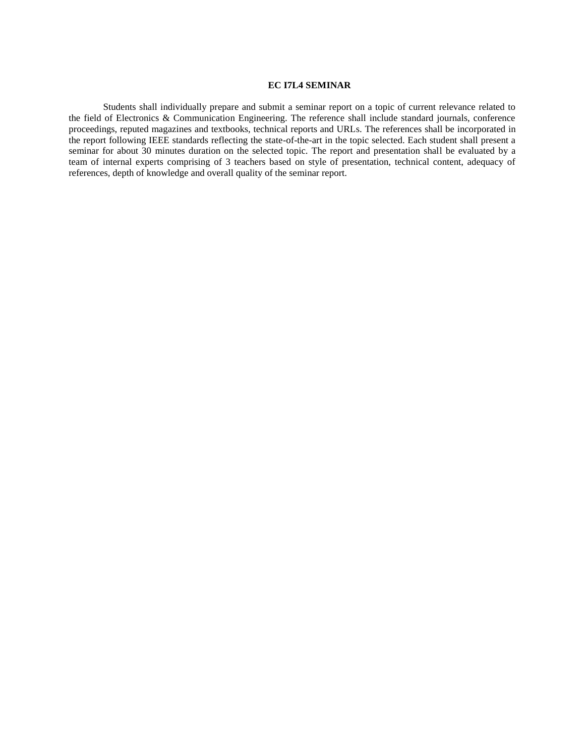## EC I7L4 SEMINAR

Students shall individually prepare and submit a seminar report on a topic of current relevance related to the field of Electronics & Communication Engineering. The reference shall include standard journals, conference proceedings, reputed magazines and textbooks, technical reports and URLs. The references shall be incorporated in the report following IEEE standards reflecting the state-of-the-art in the topic selected. Each student shall present a seminar for about 30 minutes duration on the selected topic. The report and presentation shall be evaluated by a team of internal experts comprising of 3 teachers based on style of presentation, technical content, adequacy of references, depth of knowledge and overall quality of the seminar report.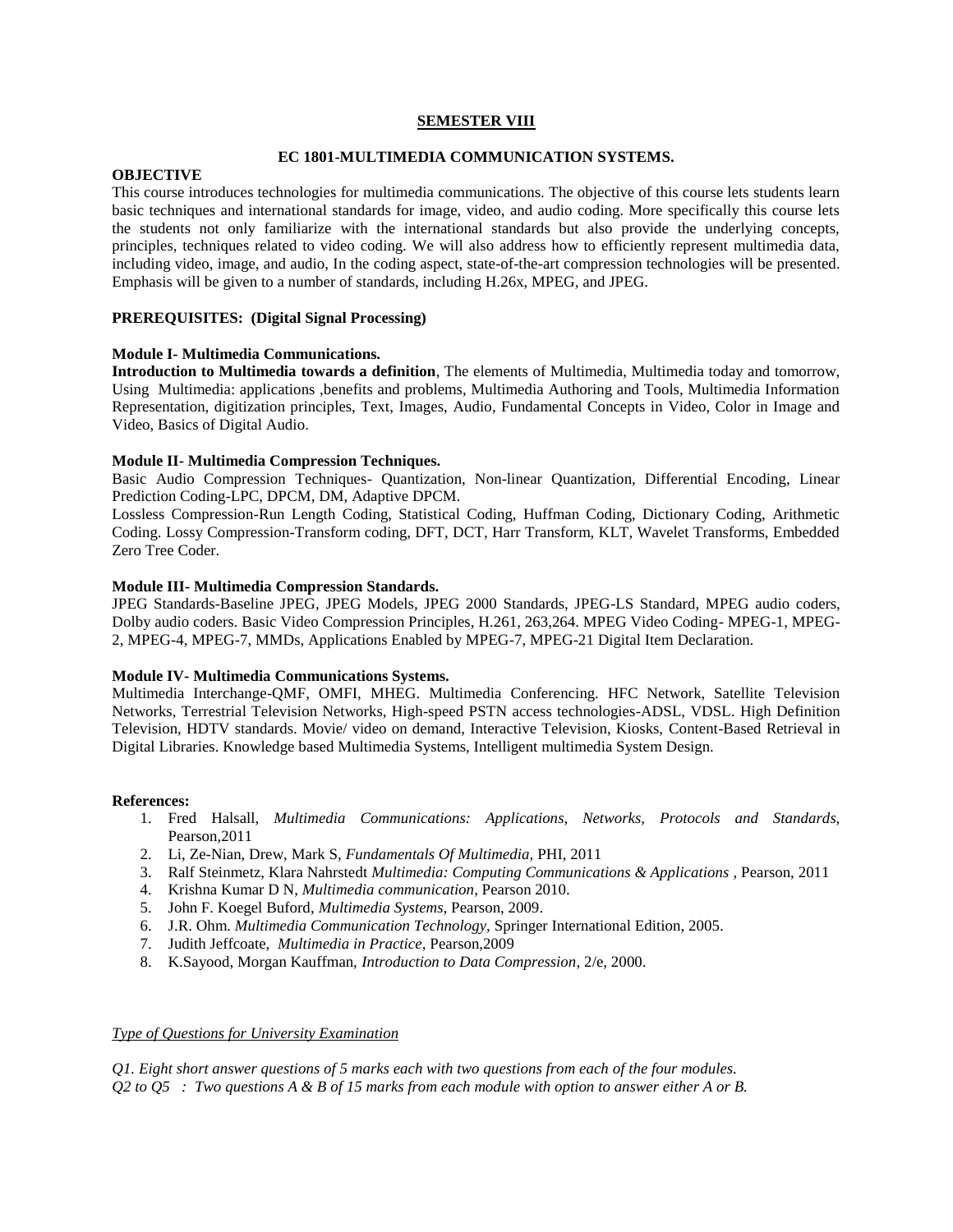## SEMESTER VIII

### EC 1801-MULTIMEDIA COMMUNICATION SYSTEMS.

**OBJECTIVE**

This course introduces technologies for multimedia communications. The objective of this course lets students learn basic techniques and international standards for image, video, and audio coding. More specifically this course lets the students not only familiarize with the international standards but also provide the underlying concepts, principles, techniques related to video coding. We will also address how to efficiently represent multimedia data, including video, image, and audio, In the coding aspect, state-of-the-art compression technologies will be presented. Emphasis will be given to a number of standards, including H.26x, MPEG, and JPEG.

**PREREQUISITES: (Digital Signal Processing)**

**Module I- Multimedia Communications.**

**Introduction to Multimedia towards a definition**, The elements of Multimedia, Multimedia today and tomorrow, Using Multimedia: applications ,benefits and problems, Multimedia Authoring and Tools, Multimedia Information Representation, digitization principles, Text, Images, Audio, Fundamental Concepts in Video, Color in Image and Video, Basics of Digital Audio.

**Module II- Multimedia Compression Techniques.**

Basic Audio Compression Techniques- Quantization, Non-linear Quantization, Differential Encoding, Linear Prediction Coding-LPC, DPCM, DM, Adaptive DPCM.

Lossless Compression-Run Length Coding, Statistical Coding, Huffman Coding, Dictionary Coding, Arithmetic Coding. Lossy Compression-Transform coding, DFT, DCT, Harr Transform, KLT, Wavelet Transforms, Embedded Zero Tree Coder.

**Module III- Multimedia Compression Standards.**

JPEG Standards-Baseline JPEG, JPEG Models, JPEG 2000 Standards, JPEG-LS Standard, MPEG audio coders, Dolby audio coders. Basic Video Compression Principles, H.261, 263,264. MPEG Video Coding- MPEG-1, MPEG-2, MPEG-4, MPEG-7, MMDs, Applications Enabled by MPEG-7, MPEG-21 Digital Item Declaration.

**Module IV- Multimedia Communications Systems.**

Multimedia Interchange-QMF, OMFI, MHEG. Multimedia Conferencing. HFC Network, Satellite Television Networks, Terrestrial Television Networks, High-speed PSTN access technologies-ADSL, VDSL. High Definition Television, HDTV standards. Movie/ video on demand, Interactive Television, Kiosks, Content-Based Retrieval in Digital Libraries. Knowledge based Multimedia Systems, Intelligent multimedia System Design.

**References:**

1. Fred Halsall, *Multimedia Communications: Applications, Networks, Protocols and Standards,* Pearson,2011
2. Li, Ze-Nian, Drew, Mark S, *Fundamentals Of Multimedia,* PHI, 2011
3. Ralf Steinmetz, Klara Nahrstedt *Multimedia: Computing Communications & Applications* , Pearson, 2011
4. Krishna Kumar D N, *Multimedia communication*, Pearson 2010.
5. John F. Koegel Buford, *Multimedia Systems*, Pearson, 2009.
6. J.R. Ohm. *Multimedia Communication Technology,* Springer International Edition, 2005.
7. Judith Jeffcoate, *Multimedia in Practice*, Pearson,2009
8. K.Sayood, Morgan Kauffman, *Introduction to Data Compression*, 2/e, 2000.

*Type of Questions for University Examination*

*Q1. Eight short answer questions of 5 marks each with two questions from each of the four modules.*
*Q2 to Q5 : Two questions A & B of 15 marks from each module with option to answer either A or B.*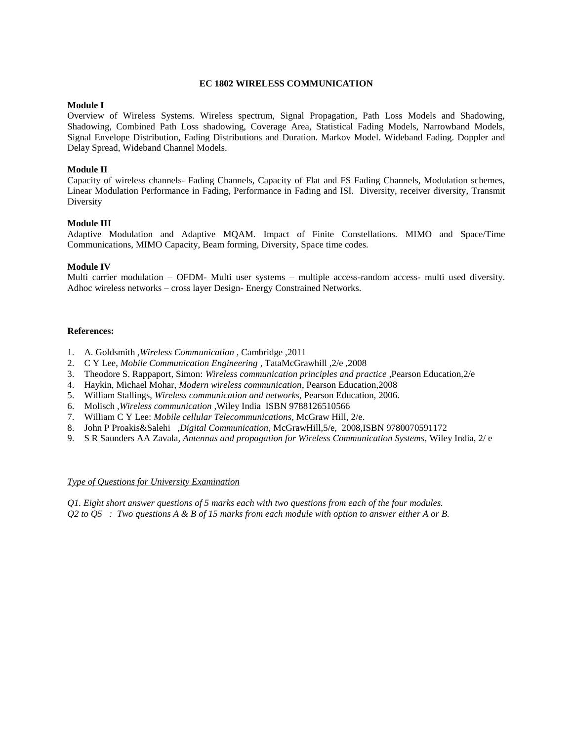# EC 1802 WIRELESS COMMUNICATION

**Module I**

Overview of Wireless Systems. Wireless spectrum, Signal Propagation, Path Loss Models and Shadowing, Shadowing, Combined Path Loss shadowing, Coverage Area, Statistical Fading Models, Narrowband Models, Signal Envelope Distribution, Fading Distributions and Duration. Markov Model. Wideband Fading. Doppler and Delay Spread, Wideband Channel Models.

**Module II**

Capacity of wireless channels- Fading Channels, Capacity of Flat and FS Fading Channels, Modulation schemes, Linear Modulation Performance in Fading, Performance in Fading and ISI. Diversity, receiver diversity, Transmit Diversity

**Module III**

Adaptive Modulation and Adaptive MQAM. Impact of Finite Constellations. MIMO and Space/Time Communications, MIMO Capacity, Beam forming, Diversity, Space time codes.

**Module IV**

Multi carrier modulation – OFDM- Multi user systems – multiple access-random access- multi used diversity. Adhoc wireless networks – cross layer Design- Energy Constrained Networks.

**References:**

1. A. Goldsmith ,*Wireless Communication* , Cambridge ,2011
2. C Y Lee, *Mobile Communication Engineering* , TataMcGrawhill ,2/e ,2008
3. Theodore S. Rappaport, Simon: *Wireless communication principles and practice* ,Pearson Education,2/e
4. Haykin, Michael Mohar, *Modern wireless communication*, Pearson Education,2008
5. William Stallings, *Wireless communication and networks*, Pearson Education, 2006.
6. Molisch ,*Wireless communication* ,Wiley India ISBN 9788126510566
7. William C Y Lee: *Mobile cellular Telecommunications*, McGraw Hill, 2/e.
8. John P Proakis&Salehi ,*Digital Communication*, McGrawHill,5/e, 2008,ISBN 9780070591172
9. S R Saunders AA Zavala, *Antennas and propagation for Wireless Communication Systems*, Wiley India, 2/ e

*<u>Type of Questions for University Examination</u>*

*Q1. Eight short answer questions of 5 marks each with two questions from each of the four modules.*
*Q2 to Q5 : Two questions A & B of 15 marks from each module with option to answer either A or B.*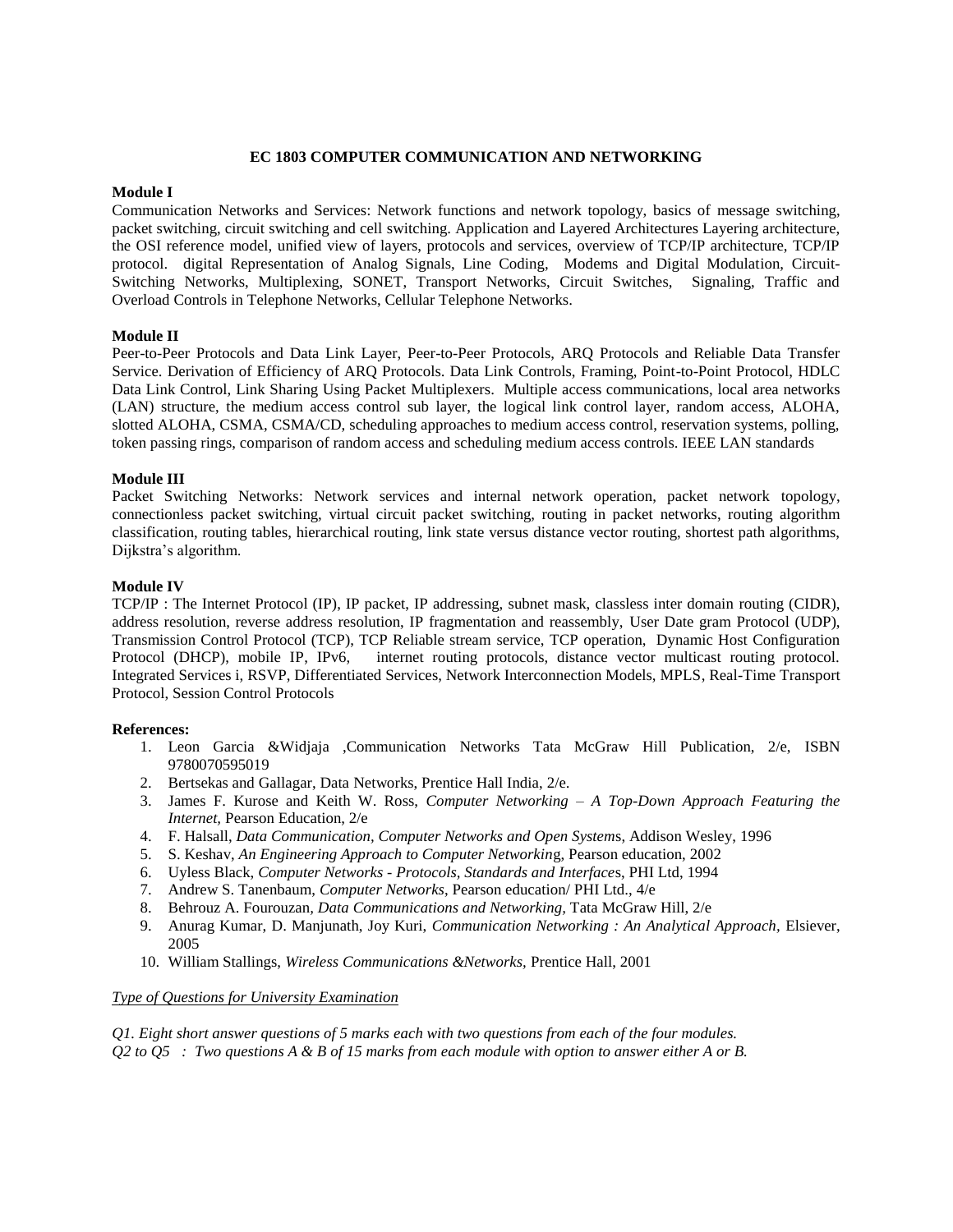# EC 1803 COMPUTER COMMUNICATION AND NETWORKING

**Module I**

Communication Networks and Services: Network functions and network topology, basics of message switching, packet switching, circuit switching and cell switching. Application and Layered Architectures Layering architecture, the OSI reference model, unified view of layers, protocols and services, overview of TCP/IP architecture, TCP/IP protocol. digital Representation of Analog Signals, Line Coding, Modems and Digital Modulation, Circuit-Switching Networks, Multiplexing, SONET, Transport Networks, Circuit Switches, Signaling, Traffic and Overload Controls in Telephone Networks, Cellular Telephone Networks.

**Module II**

Peer-to-Peer Protocols and Data Link Layer, Peer-to-Peer Protocols, ARQ Protocols and Reliable Data Transfer Service. Derivation of Efficiency of ARQ Protocols. Data Link Controls, Framing, Point-to-Point Protocol, HDLC Data Link Control, Link Sharing Using Packet Multiplexers. Multiple access communications, local area networks (LAN) structure, the medium access control sub layer, the logical link control layer, random access, ALOHA, slotted ALOHA, CSMA, CSMA/CD, scheduling approaches to medium access control, reservation systems, polling, token passing rings, comparison of random access and scheduling medium access controls. IEEE LAN standards

**Module III**

Packet Switching Networks: Network services and internal network operation, packet network topology, connectionless packet switching, virtual circuit packet switching, routing in packet networks, routing algorithm classification, routing tables, hierarchical routing, link state versus distance vector routing, shortest path algorithms, Dijkstra's algorithm.

**Module IV**

TCP/IP : The Internet Protocol (IP), IP packet, IP addressing, subnet mask, classless inter domain routing (CIDR), address resolution, reverse address resolution, IP fragmentation and reassembly, User Date gram Protocol (UDP), Transmission Control Protocol (TCP), TCP Reliable stream service, TCP operation, Dynamic Host Configuration Protocol (DHCP), mobile IP, IPv6, internet routing protocols, distance vector multicast routing protocol. Integrated Services i, RSVP, Differentiated Services, Network Interconnection Models, MPLS, Real-Time Transport Protocol, Session Control Protocols

**References:**

1. Leon Garcia &Widjaja ,Communication Networks Tata McGraw Hill Publication, 2/e, ISBN 9780070595019
2. Bertsekas and Gallagar, Data Networks, Prentice Hall India, 2/e.
3. James F. Kurose and Keith W. Ross, *Computer Networking – A Top-Down Approach Featuring the Internet,* Pearson Education, 2/e
4. F. Halsall, *Data Communication, Computer Networks and Open System*s, Addison Wesley, 1996
5. S. Keshav, *An Engineering Approach to Computer Networkin*g, Pearson education, 2002
6. Uyless Black, *Computer Networks - Protocols, Standards and Interface*s, PHI Ltd, 1994
7. Andrew S. Tanenbaum, *Computer Networks*, Pearson education/ PHI Ltd., 4/e
8. Behrouz A. Fourouzan, *Data Communications and Networking,* Tata McGraw Hill, 2/e
9. Anurag Kumar, D. Manjunath, Joy Kuri, *Communication Networking : An Analytical Approach,* Elsiever, 2005
10. William Stallings, *Wireless Communications &Networks,* Prentice Hall, 2001

*Type of Questions for University Examination*

*Q1. Eight short answer questions of 5 marks each with two questions from each of the four modules.*
*Q2 to Q5 : Two questions A & B of 15 marks from each module with option to answer either A or B.*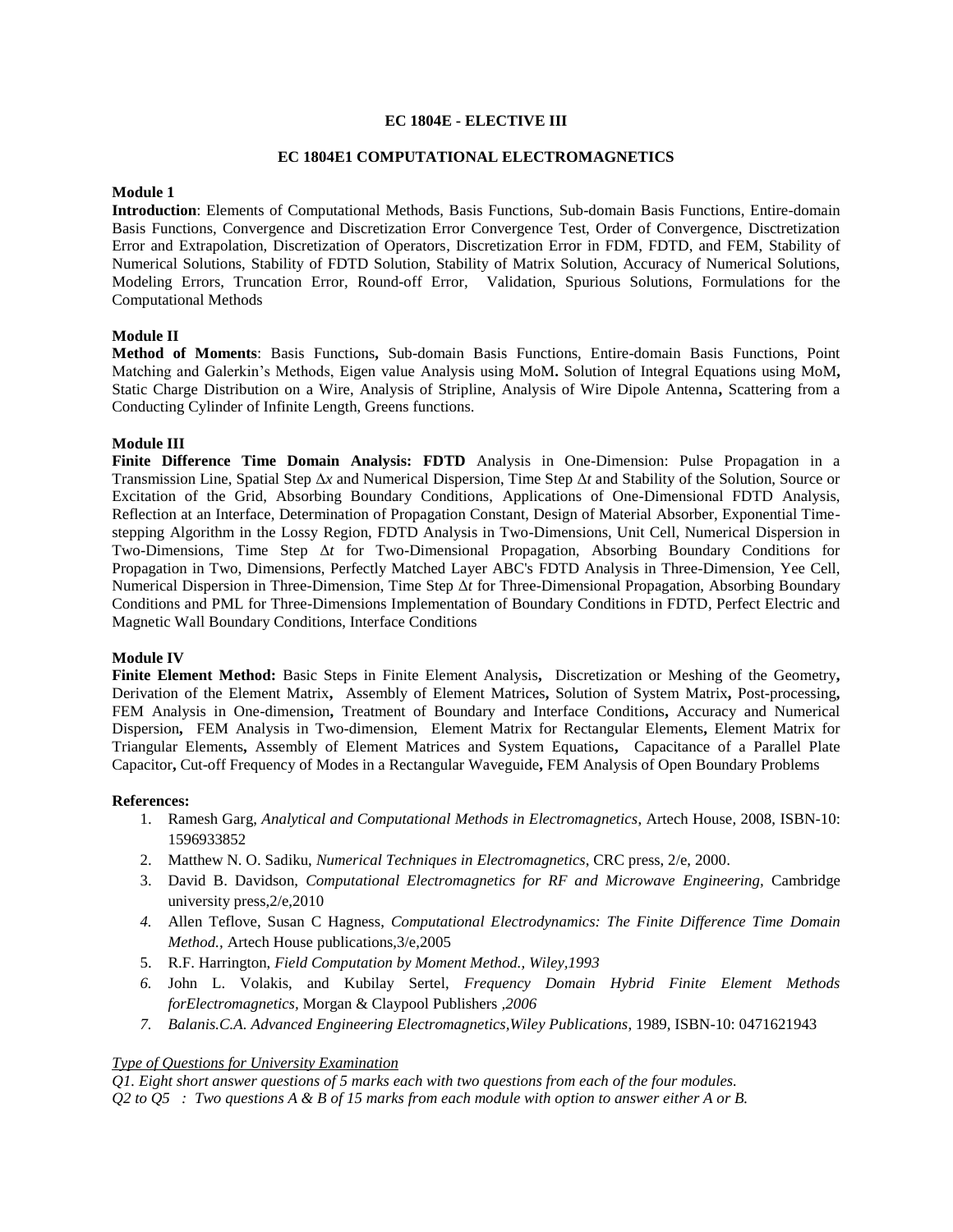**EC 1804E - ELECTIVE III**

**EC 1804E1 COMPUTATIONAL ELECTROMAGNETICS**

**Module 1**

**Introduction**: Elements of Computational Methods, Basis Functions, Sub-domain Basis Functions, Entire-domain Basis Functions, Convergence and Discretization Error Convergence Test, Order of Convergence, Disctretization Error and Extrapolation, Discretization of Operators, Discretization Error in FDM, FDTD, and FEM, Stability of Numerical Solutions, Stability of FDTD Solution, Stability of Matrix Solution, Accuracy of Numerical Solutions, Modeling Errors, Truncation Error, Round-off Error, Validation, Spurious Solutions, Formulations for the Computational Methods

**Module II**

**Method of Moments**: Basis Functions**,** Sub-domain Basis Functions, Entire-domain Basis Functions, Point Matching and Galerkin's Methods, Eigen value Analysis using MoM**.** Solution of Integral Equations using MoM**,** Static Charge Distribution on a Wire, Analysis of Stripline, Analysis of Wire Dipole Antenna**,** Scattering from a Conducting Cylinder of Infinite Length, Greens functions.

**Module III**

**Finite Difference Time Domain Analysis: FDTD** Analysis in One-Dimension: Pulse Propagation in a Transmission Line, Spatial Step $\Delta x$ and Numerical Dispersion, Time Step $\Delta t$ and Stability of the Solution, Source or Excitation of the Grid, Absorbing Boundary Conditions, Applications of One-Dimensional FDTD Analysis, Reflection at an Interface, Determination of Propagation Constant, Design of Material Absorber, Exponential Time-stepping Algorithm in the Lossy Region, FDTD Analysis in Two-Dimensions, Unit Cell, Numerical Dispersion in Two-Dimensions, Time Step $\Delta t$ for Two-Dimensional Propagation, Absorbing Boundary Conditions for Propagation in Two, Dimensions, Perfectly Matched Layer ABC's FDTD Analysis in Three-Dimension, Yee Cell, Numerical Dispersion in Three-Dimension, Time Step $\Delta t$ for Three-Dimensional Propagation, Absorbing Boundary Conditions and PML for Three-Dimensions Implementation of Boundary Conditions in FDTD, Perfect Electric and Magnetic Wall Boundary Conditions, Interface Conditions

**Module IV**

**Finite Element Method:** Basic Steps in Finite Element Analysis**,** Discretization or Meshing of the Geometry**,** Derivation of the Element Matrix**,** Assembly of Element Matrices**,** Solution of System Matrix**,** Post-processing**,** FEM Analysis in One-dimension**,** Treatment of Boundary and Interface Conditions**,** Accuracy and Numerical Dispersion**,** FEM Analysis in Two-dimension, Element Matrix for Rectangular Elements**,** Element Matrix for Triangular Elements**,** Assembly of Element Matrices and System Equations**,** Capacitance of a Parallel Plate Capacitor**,** Cut-off Frequency of Modes in a Rectangular Waveguide**,** FEM Analysis of Open Boundary Problems

**References:**

1. Ramesh Garg, *Analytical and Computational Methods in Electromagnetics*, Artech House, 2008, ISBN-10: 1596933852
2. Matthew N. O. Sadiku, *Numerical Techniques in Electromagnetics*, CRC press, 2/e, 2000.
3. David B. Davidson, *Computational Electromagnetics for RF and Microwave Engineering*, Cambridge university press,2/e,2010
4. Allen Teflove, Susan C Hagness, *Computational Electrodynamics: The Finite Difference Time Domain Method.,* Artech House publications,3/e,2005
5. R.F. Harrington, *Field Computation by Moment Method., Wiley,1993*
6. John L. Volakis, and Kubilay Sertel, *Frequency Domain Hybrid Finite Element Methods forElectromagnetics,* Morgan & Claypool Publishers *,2006*
7. *Balanis.C.A. Advanced Engineering Electromagnetics,Wiley Publications*, 1989, ISBN-10: 0471621943

*Type of Questions for University Examination*

*Q1. Eight short answer questions of 5 marks each with two questions from each of the four modules.*

*Q2 to Q5 : Two questions A & B of 15 marks from each module with option to answer either A or B.*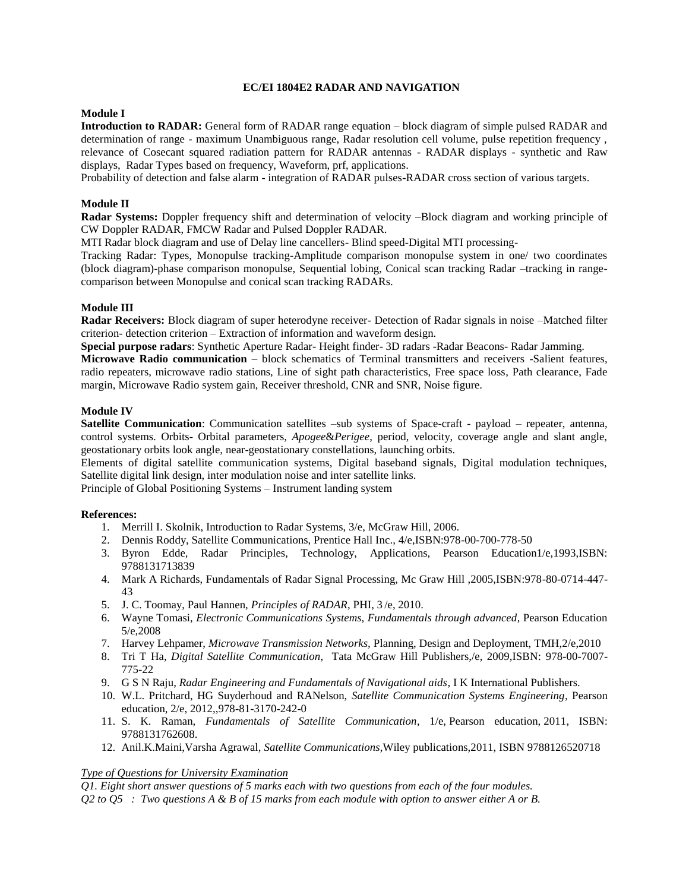## EC/EI 1804E2 RADAR AND NAVIGATION

### Module I

**Introduction to RADAR:** General form of RADAR range equation – block diagram of simple pulsed RADAR and determination of range - maximum Unambiguous range, Radar resolution cell volume, pulse repetition frequency , relevance of Cosecant squared radiation pattern for RADAR antennas - RADAR displays - synthetic and Raw displays, Radar Types based on frequency, Waveform, prf, applications.

Probability of detection and false alarm - integration of RADAR pulses-RADAR cross section of various targets.

### Module II

**Radar Systems:** Doppler frequency shift and determination of velocity –Block diagram and working principle of CW Doppler RADAR, FMCW Radar and Pulsed Doppler RADAR.

MTI Radar block diagram and use of Delay line cancellers- Blind speed-Digital MTI processing-

Tracking Radar: Types, Monopulse tracking-Amplitude comparison monopulse system in one/ two coordinates (block diagram)-phase comparison monopulse, Sequential lobing, Conical scan tracking Radar –tracking in range-comparison between Monopulse and conical scan tracking RADARs.

### Module III

**Radar Receivers:** Block diagram of super heterodyne receiver- Detection of Radar signals in noise –Matched filter criterion- detection criterion – Extraction of information and waveform design.

**Special purpose radars**: Synthetic Aperture Radar- Height finder- 3D radars -Radar Beacons- Radar Jamming.

**Microwave Radio communication** – block schematics of Terminal transmitters and receivers -Salient features, radio repeaters, microwave radio stations, Line of sight path characteristics, Free space loss, Path clearance, Fade margin, Microwave Radio system gain, Receiver threshold, CNR and SNR, Noise figure.

### Module IV

**Satellite Communication**: Communication satellites –sub systems of Space-craft - payload – repeater, antenna, control systems. Orbits- Orbital parameters, *Apogee*&*Perigee*, period, velocity, coverage angle and slant angle, geostationary orbits look angle, near-geostationary constellations, launching orbits.

Elements of digital satellite communication systems, Digital baseband signals, Digital modulation techniques, Satellite digital link design, inter modulation noise and inter satellite links.

Principle of Global Positioning Systems – Instrument landing system

### References:

1. Merrill I. Skolnik, Introduction to Radar Systems, 3/e, McGraw Hill, 2006.
2. Dennis Roddy, Satellite Communications, Prentice Hall Inc., 4/e,ISBN:978-00-700-778-50
3. Byron Edde, Radar Principles, Technology, Applications, Pearson Education1/e,1993,ISBN: 9788131713839
4. Mark A Richards, Fundamentals of Radar Signal Processing, Mc Graw Hill ,2005,ISBN:978-80-0714-447-43
5. J. C. Toomay, Paul Hannen, *Principles of RADAR*, PHI, 3 /e, 2010.
6. Wayne Tomasi, *Electronic Communications Systems, Fundamentals through advanced*, Pearson Education 5/e,2008
7. Harvey Lehpamer, *Microwave Transmission Networks,* Planning, Design and Deployment, TMH,2/e,2010
8. Tri T Ha, *Digital Satellite Communication*, Tata McGraw Hill Publishers,/e, 2009,ISBN: 978-00-7007-775-22
9. G S N Raju, *Radar Engineering and Fundamentals of Navigational aids*, I K International Publishers.
10. W.L. Pritchard, HG Suyderhoud and RANelson, *Satellite Communication Systems Engineering*, Pearson education, 2/e, 2012,,978-81-3170-242-0
11. S. K. Raman, *Fundamentals of Satellite Communication*, 1/e, Pearson education, 2011, ISBN: 9788131762608.
12. Anil.K.Maini,Varsha Agrawal, *Satellite Communications*,Wiley publications,2011, ISBN 9788126520718

*Type of Questions for University Examination*

*Q1. Eight short answer questions of 5 marks each with two questions from each of the four modules.*

*Q2 to Q5 : Two questions A & B of 15 marks from each module with option to answer either A or B.*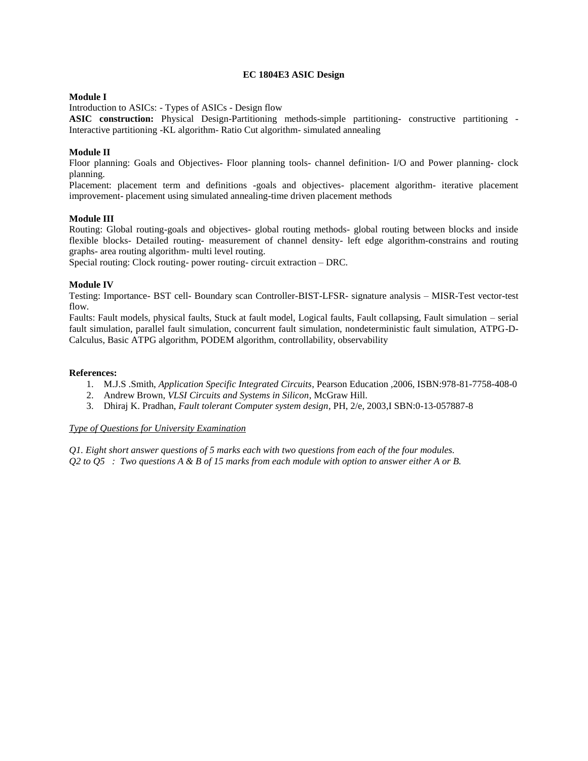# EC 1804E3 ASIC Design

**Module I**

Introduction to ASICs: - Types of ASICs - Design flow

**ASIC construction:** Physical Design-Partitioning methods-simple partitioning- constructive partitioning - Interactive partitioning -KL algorithm- Ratio Cut algorithm- simulated annealing

**Module II**

Floor planning: Goals and Objectives- Floor planning tools- channel definition- I/O and Power planning- clock planning.

Placement: placement term and definitions -goals and objectives- placement algorithm- iterative placement improvement- placement using simulated annealing-time driven placement methods

**Module III**

Routing: Global routing-goals and objectives- global routing methods- global routing between blocks and inside flexible blocks- Detailed routing- measurement of channel density- left edge algorithm-constrains and routing graphs- area routing algorithm- multi level routing.

Special routing: Clock routing- power routing- circuit extraction – DRC.

**Module IV**

Testing: Importance- BST cell- Boundary scan Controller-BIST-LFSR- signature analysis – MISR-Test vector-test flow.

Faults: Fault models, physical faults, Stuck at fault model, Logical faults, Fault collapsing, Fault simulation – serial fault simulation, parallel fault simulation, concurrent fault simulation, nondeterministic fault simulation, ATPG-D-Calculus, Basic ATPG algorithm, PODEM algorithm, controllability, observability

**References:**

1. M.J.S .Smith, *Application Specific Integrated Circuits*, Pearson Education ,2006, ISBN:978-81-7758-408-0
2. Andrew Brown, *VLSI Circuits and Systems in Silicon*, McGraw Hill.
3. Dhiraj K. Pradhan, *Fault tolerant Computer system design*, PH, 2/e, 2003,I SBN:0-13-057887-8

*Type of Questions for University Examination*

*Q1. Eight short answer questions of 5 marks each with two questions from each of the four modules.*

*Q2 to Q5 : Two questions A & B of 15 marks from each module with option to answer either A or B.*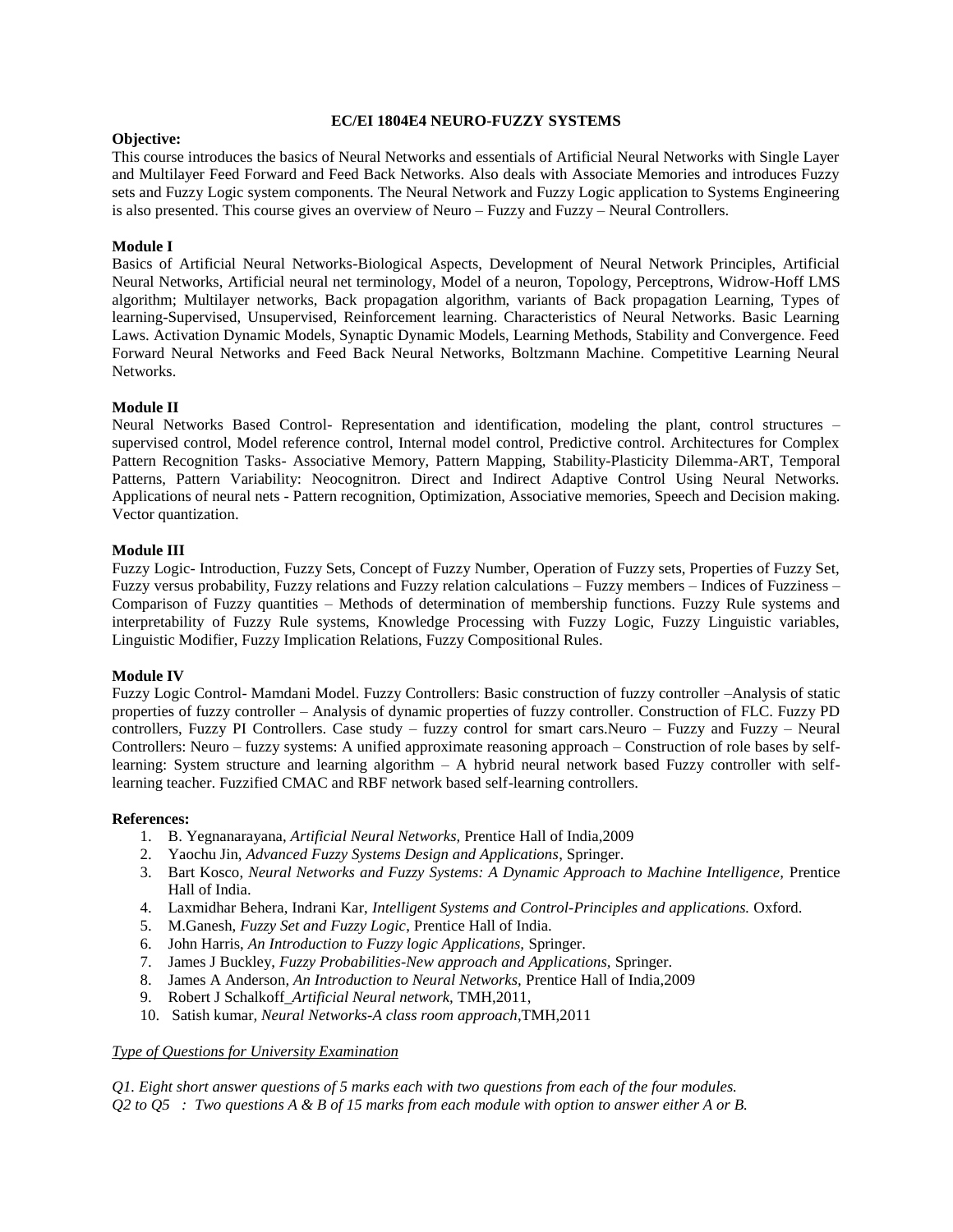## EC/EI 1804E4 NEURO-FUZZY SYSTEMS

**Objective:**

This course introduces the basics of Neural Networks and essentials of Artificial Neural Networks with Single Layer and Multilayer Feed Forward and Feed Back Networks. Also deals with Associate Memories and introduces Fuzzy sets and Fuzzy Logic system components. The Neural Network and Fuzzy Logic application to Systems Engineering is also presented. This course gives an overview of Neuro – Fuzzy and Fuzzy – Neural Controllers.

**Module I**

Basics of Artificial Neural Networks-Biological Aspects, Development of Neural Network Principles, Artificial Neural Networks, Artificial neural net terminology, Model of a neuron, Topology, Perceptrons, Widrow-Hoff LMS algorithm; Multilayer networks, Back propagation algorithm, variants of Back propagation Learning, Types of learning-Supervised, Unsupervised, Reinforcement learning. Characteristics of Neural Networks. Basic Learning Laws. Activation Dynamic Models, Synaptic Dynamic Models, Learning Methods, Stability and Convergence. Feed Forward Neural Networks and Feed Back Neural Networks, Boltzmann Machine. Competitive Learning Neural Networks.

**Module II**

Neural Networks Based Control- Representation and identification, modeling the plant, control structures – supervised control, Model reference control, Internal model control, Predictive control. Architectures for Complex Pattern Recognition Tasks- Associative Memory, Pattern Mapping, Stability-Plasticity Dilemma-ART, Temporal Patterns, Pattern Variability: Neocognitron. Direct and Indirect Adaptive Control Using Neural Networks. Applications of neural nets - Pattern recognition, Optimization, Associative memories, Speech and Decision making. Vector quantization.

**Module III**

Fuzzy Logic- Introduction, Fuzzy Sets, Concept of Fuzzy Number, Operation of Fuzzy sets, Properties of Fuzzy Set, Fuzzy versus probability, Fuzzy relations and Fuzzy relation calculations – Fuzzy members – Indices of Fuzziness – Comparison of Fuzzy quantities – Methods of determination of membership functions. Fuzzy Rule systems and interpretability of Fuzzy Rule systems, Knowledge Processing with Fuzzy Logic, Fuzzy Linguistic variables, Linguistic Modifier, Fuzzy Implication Relations, Fuzzy Compositional Rules.

**Module IV**

Fuzzy Logic Control- Mamdani Model. Fuzzy Controllers: Basic construction of fuzzy controller –Analysis of static properties of fuzzy controller – Analysis of dynamic properties of fuzzy controller. Construction of FLC. Fuzzy PD controllers, Fuzzy PI Controllers. Case study – fuzzy control for smart cars.Neuro – Fuzzy and Fuzzy – Neural Controllers: Neuro – fuzzy systems: A unified approximate reasoning approach – Construction of role bases by self-learning: System structure and learning algorithm – A hybrid neural network based Fuzzy controller with self-learning teacher. Fuzzified CMAC and RBF network based self-learning controllers.

**References:**

1. B. Yegnanarayana, *Artificial Neural Networks*, Prentice Hall of India,2009
2. Yaochu Jin, *Advanced Fuzzy Systems Design and Applications*, Springer.
3. Bart Kosco, *Neural Networks and Fuzzy Systems: A Dynamic Approach to Machine Intelligence,* Prentice Hall of India.
4. Laxmidhar Behera, Indrani Kar, *Intelligent Systems and Control-Principles and applications.* Oxford.
5. M.Ganesh, *Fuzzy Set and Fuzzy Logic*, Prentice Hall of India.
6. John Harris, *An Introduction to Fuzzy logic Applications,* Springer.
7. James J Buckley, *Fuzzy Probabilities-New approach and Applications,* Springer.
8. James A Anderson, *An Introduction to Neural Networks,* Prentice Hall of India,2009
9. Robert J Schalkoff_*Artificial Neural network,* TMH,2011,
10. Satish kumar, *Neural Networks-A class room approach*,TMH,2011

*<u>Type of Questions for University Examination</u>*

*Q1. Eight short answer questions of 5 marks each with two questions from each of the four modules.*

*Q2 to Q5 : Two questions A & B of 15 marks from each module with option to answer either A or B.*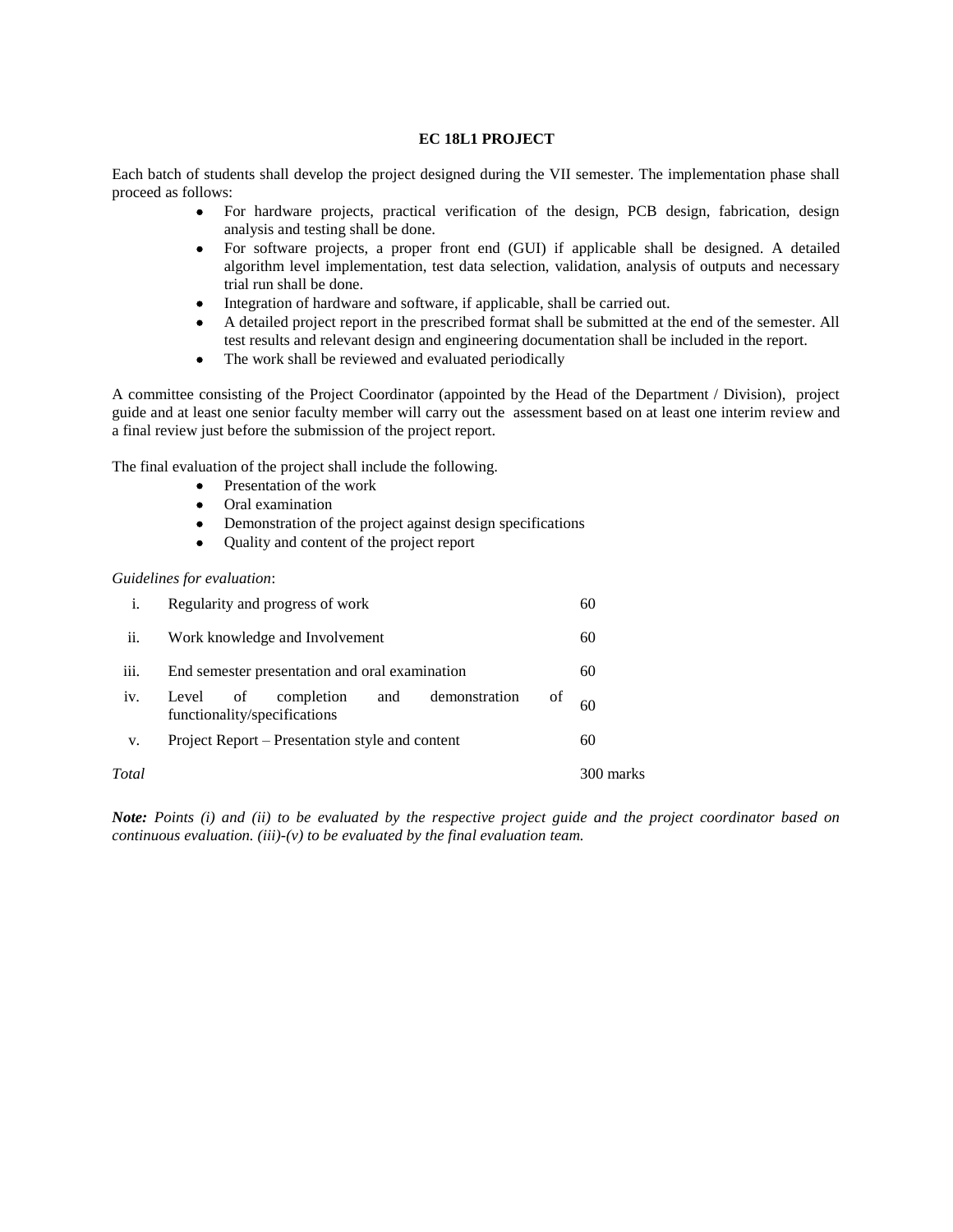## EC 18L1 PROJECT

Each batch of students shall develop the project designed during the VII semester. The implementation phase shall proceed as follows:

- For hardware projects, practical verification of the design, PCB design, fabrication, design analysis and testing shall be done.
- For software projects, a proper front end (GUI) if applicable shall be designed. A detailed algorithm level implementation, test data selection, validation, analysis of outputs and necessary trial run shall be done.
- Integration of hardware and software, if applicable, shall be carried out.
- A detailed project report in the prescribed format shall be submitted at the end of the semester. All test results and relevant design and engineering documentation shall be included in the report.
- The work shall be reviewed and evaluated periodically

A committee consisting of the Project Coordinator (appointed by the Head of the Department / Division), project guide and at least one senior faculty member will carry out the assessment based on at least one interim review and a final review just before the submission of the project report.

The final evaluation of the project shall include the following.

- Presentation of the work
- Oral examination
- Demonstration of the project against design specifications
- Quality and content of the project report

*Guidelines for evaluation*:

| | | |
|---|---|---|
| i. | Regularity and progress of work | 60 |
| ii. | Work knowledge and Involvement | 60 |
| iii. | End semester presentation and oral examination | 60 |
| iv. | Level of completion and demonstration of functionality/specifications | 60 |
| v. | Project Report – Presentation style and content | 60 |
| *Total* | | 300 marks |

***Note:*** *Points (i) and (ii) to be evaluated by the respective project guide and the project coordinator based on continuous evaluation. (iii)-(v) to be evaluated by the final evaluation team.*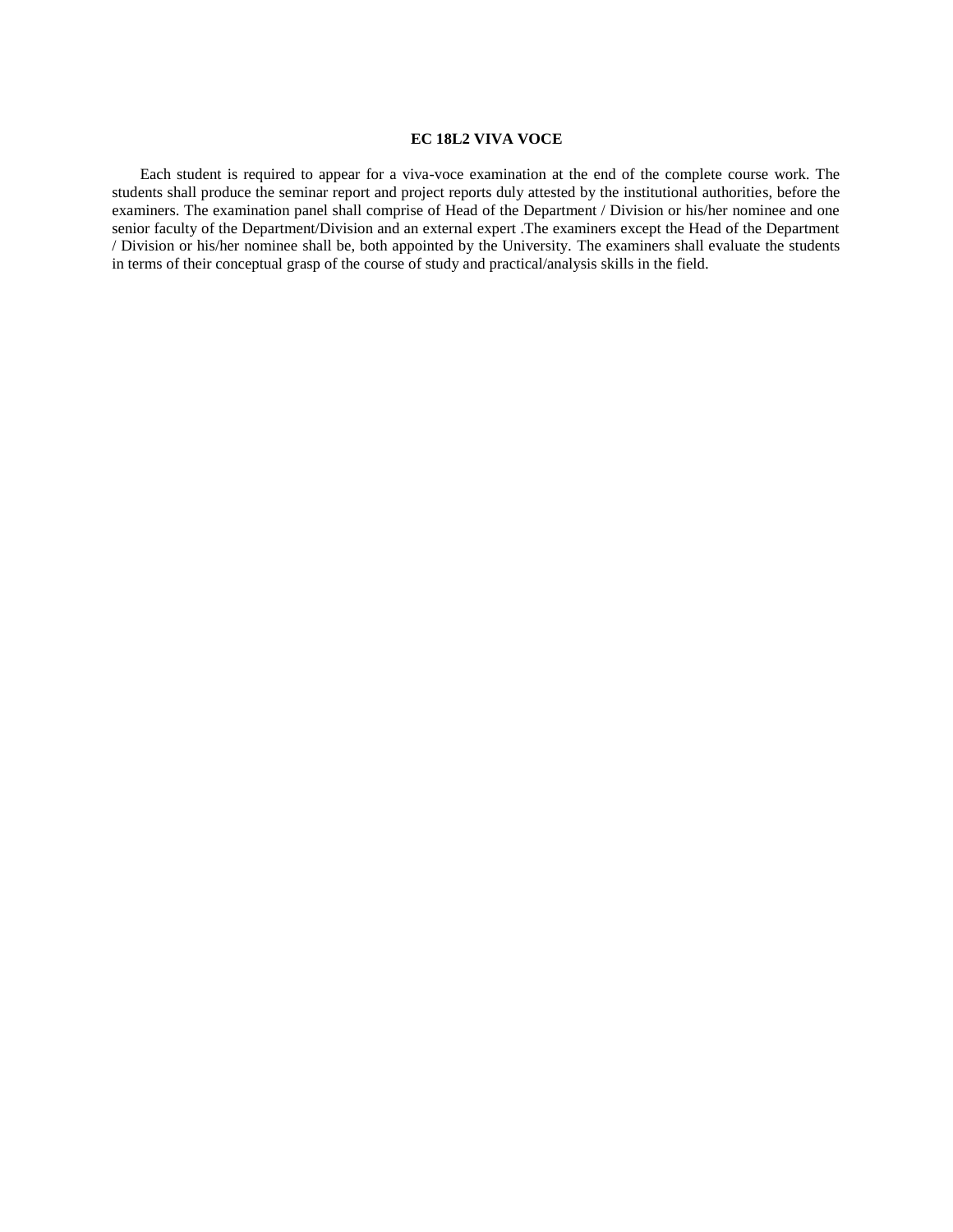### EC 18L2 VIVA VOCE

Each student is required to appear for a viva-voce examination at the end of the complete course work. The students shall produce the seminar report and project reports duly attested by the institutional authorities, before the examiners. The examination panel shall comprise of Head of the Department / Division or his/her nominee and one senior faculty of the Department/Division and an external expert .The examiners except the Head of the Department / Division or his/her nominee shall be, both appointed by the University. The examiners shall evaluate the students in terms of their conceptual grasp of the course of study and practical/analysis skills in the field.